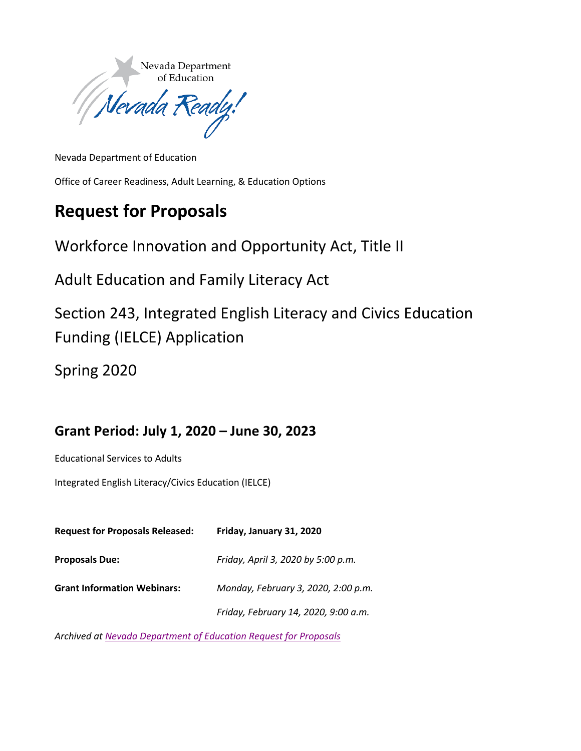Nevada Department of Education

Office of Career Readiness, Adult Learning, & Education Options

# Request for Proposals

## Workforce Innovation and Opportunity Act, Title II

## Adult Education and Family Literacy Act

## Section 243, Integrated English Literacy and Civics Education Funding (IELCE) Application

## Spring 2020

### Grant Period: July 1, 2020 – June 30, 2023

Educational Services to Adults

Integrated English Literacy/Civics Education (IELCE)

| | |
|---|---|
| **Request for Proposals Released:** | **Friday, January 31, 2020** |
| **Proposals Due:** | *Friday, April 3, 2020 by 5:00 p.m.* |
| **Grant Information Webinars:** | *Monday, February 3, 2020, 2:00 p.m.* |
| | *Friday, February 14, 2020, 9:00 a.m.* |

*Archived at Nevada Department of Education Request for Proposals*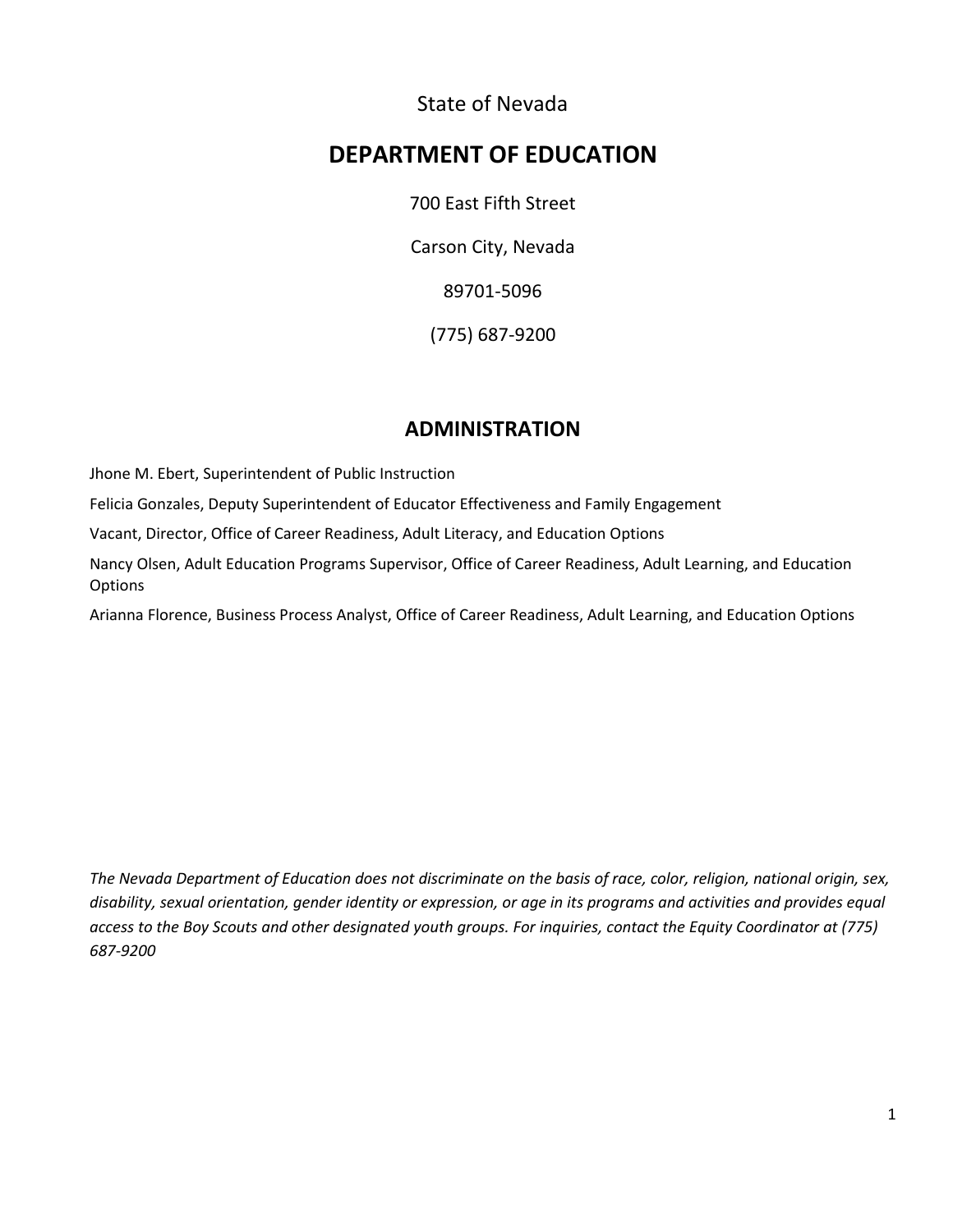State of Nevada

# DEPARTMENT OF EDUCATION

700 East Fifth Street

Carson City, Nevada

89701-5096

(775) 687-9200

## ADMINISTRATION

Jhone M. Ebert, Superintendent of Public Instruction

Felicia Gonzales, Deputy Superintendent of Educator Effectiveness and Family Engagement

Vacant, Director, Office of Career Readiness, Adult Literacy, and Education Options

Nancy Olsen, Adult Education Programs Supervisor, Office of Career Readiness, Adult Learning, and Education Options

Arianna Florence, Business Process Analyst, Office of Career Readiness, Adult Learning, and Education Options

*The Nevada Department of Education does not discriminate on the basis of race, color, religion, national origin, sex, disability, sexual orientation, gender identity or expression, or age in its programs and activities and provides equal access to the Boy Scouts and other designated youth groups. For inquiries, contact the Equity Coordinator at (775) 687-9200*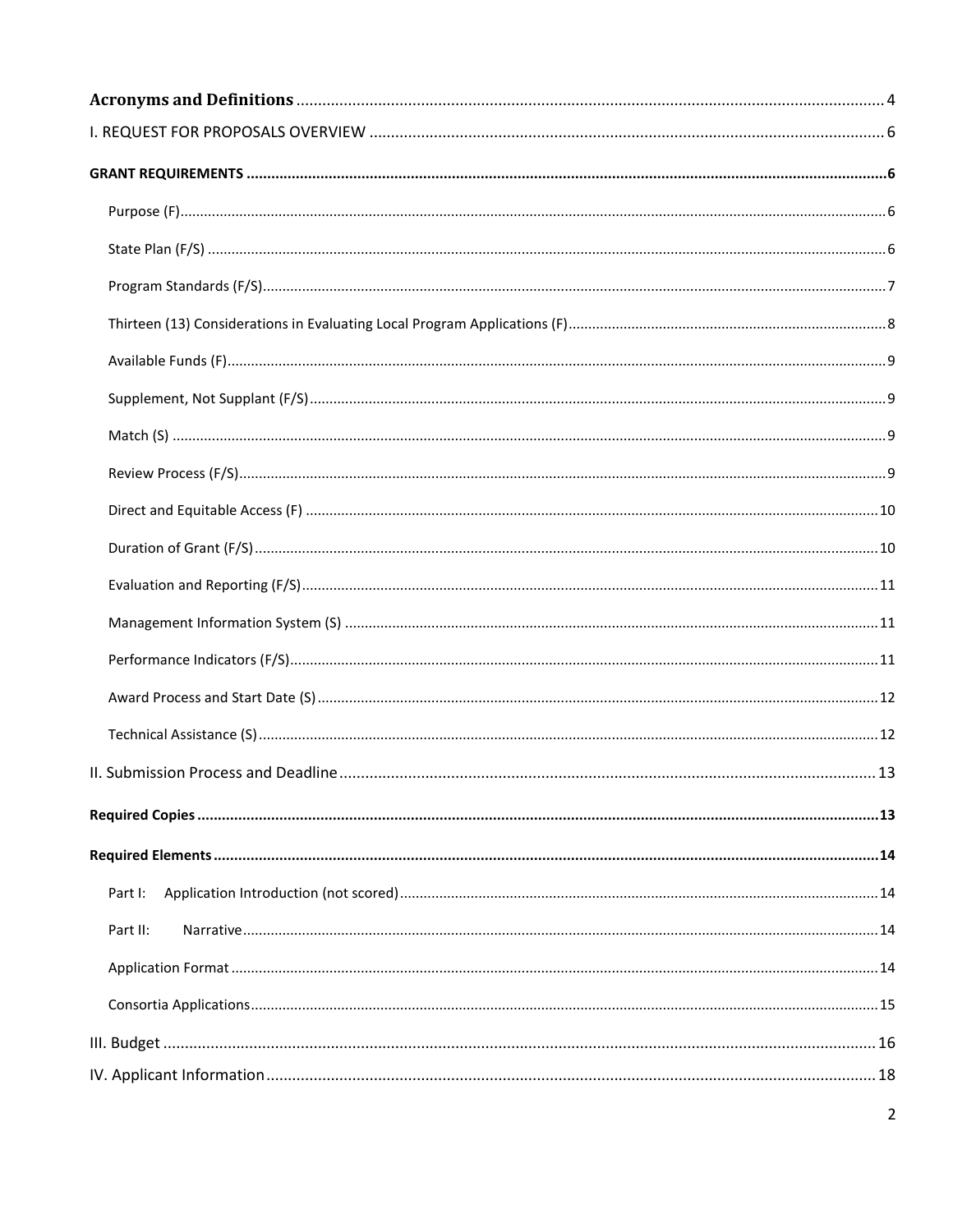[Acronyms and Definitions](#) 4

[I. REQUEST FOR PROPOSALS OVERVIEW](#) 6

**[GRANT REQUIREMENTS](#) 6**

- [Purpose (F)](#) 6
- [State Plan (F/S)](#) 6
- [Program Standards (F/S)](#) 7
- [Thirteen (13) Considerations in Evaluating Local Program Applications (F)](#) 8
- [Available Funds (F)](#) 9
- [Supplement, Not Supplant (F/S)](#) 9
- [Match (S)](#) 9
- [Review Process (F/S)](#) 9
- [Direct and Equitable Access (F)](#) 10
- [Duration of Grant (F/S)](#) 10
- [Evaluation and Reporting (F/S)](#) 11
- [Management Information System (S)](#) 11
- [Performance Indicators (F/S)](#) 11
- [Award Process and Start Date (S)](#) 12
- [Technical Assistance (S)](#) 12

[II. Submission Process and Deadline](#) 13

**[Required Copies](#) 13**

**[Required Elements](#) 14**

- [Part I: Application Introduction (not scored)](#) 14
- [Part II: Narrative](#) 14
- [Application Format](#) 14
- [Consortia Applications](#) 15

[III. Budget](#) 16

[IV. Applicant Information](#) 18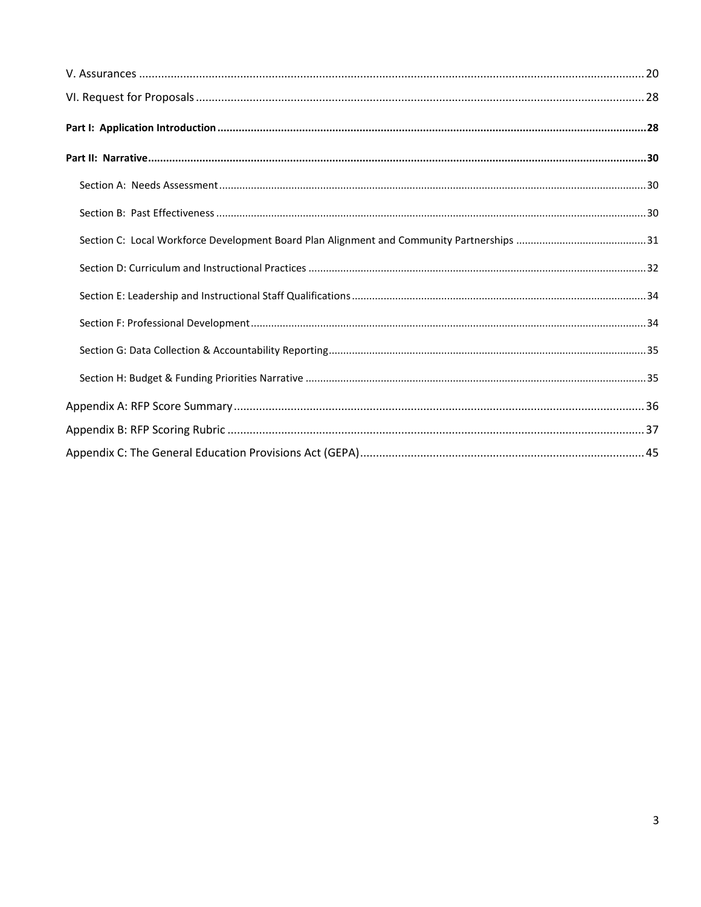V. Assurances ....................................................................................................................................................... 20

VI. Request for Proposals ..................................................................................................................................... 28

**Part I: Application Introduction** ........................................................................................................................ **28**

**Part II: Narrative** ................................................................................................................................................ **30**

Section A: Needs Assessment ............................................................................................................................ 30

Section B: Past Effectiveness ............................................................................................................................. 30

Section C: Local Workforce Development Board Plan Alignment and Community Partnerships ........................................... 31

Section D: Curriculum and Instructional Practices .............................................................................................. 32

Section E: Leadership and Instructional Staff Qualifications ............................................................................... 34

Section F: Professional Development .................................................................................................................. 34

Section G: Data Collection & Accountability Reporting ........................................................................................ 35

Section H: Budget & Funding Priorities Narrative ............................................................................................... 35

Appendix A: RFP Score Summary ........................................................................................................................ 36

Appendix B: RFP Scoring Rubric .......................................................................................................................... 37

Appendix C: The General Education Provisions Act (GEPA) .................................................................................. 45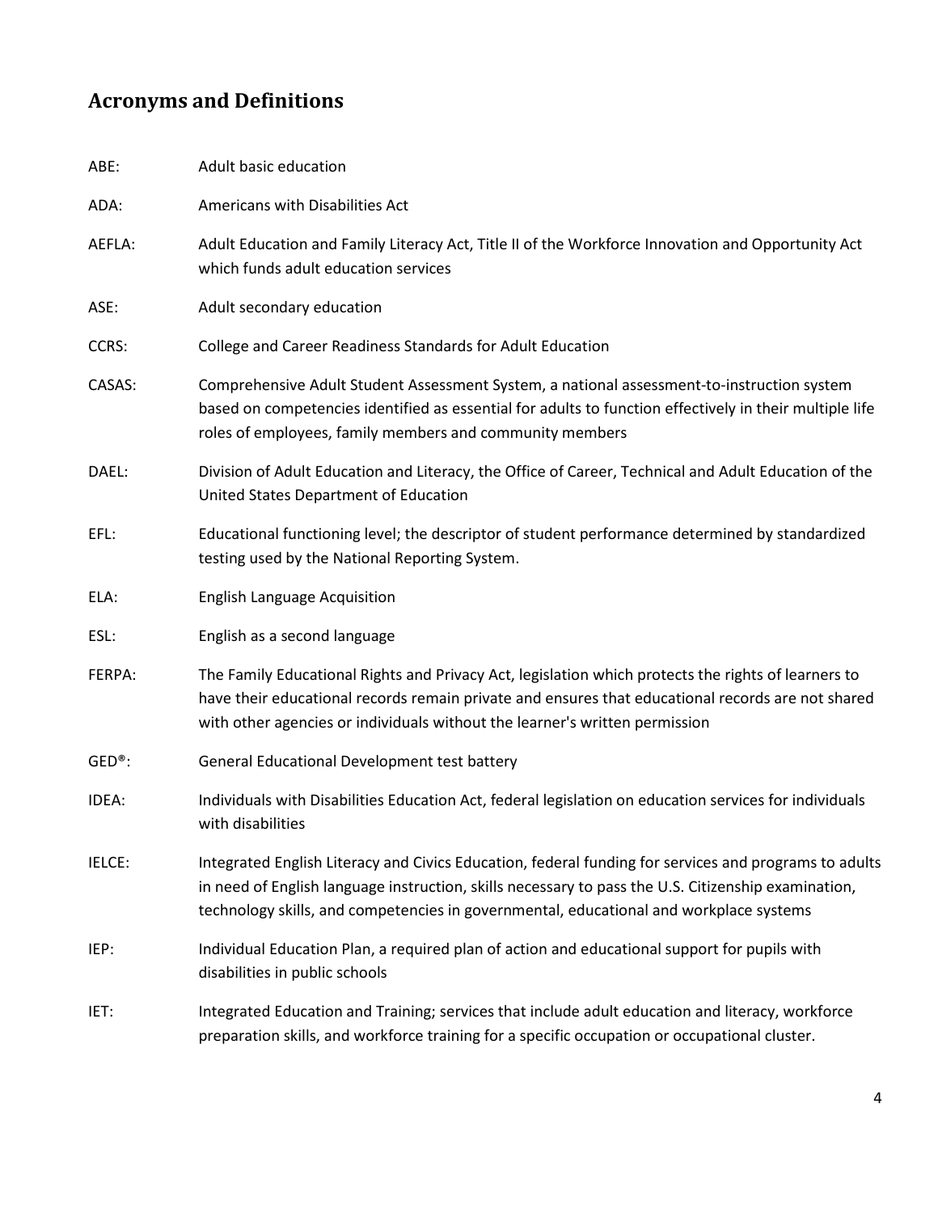## Acronyms and Definitions

ABE: Adult basic education

ADA: Americans with Disabilities Act

AEFLA: Adult Education and Family Literacy Act, Title II of the Workforce Innovation and Opportunity Act which funds adult education services

ASE: Adult secondary education

CCRS: College and Career Readiness Standards for Adult Education

CASAS: Comprehensive Adult Student Assessment System, a national assessment-to-instruction system based on competencies identified as essential for adults to function effectively in their multiple life roles of employees, family members and community members

DAEL: Division of Adult Education and Literacy, the Office of Career, Technical and Adult Education of the United States Department of Education

EFL: Educational functioning level; the descriptor of student performance determined by standardized testing used by the National Reporting System.

ELA: English Language Acquisition

ESL: English as a second language

FERPA: The Family Educational Rights and Privacy Act, legislation which protects the rights of learners to have their educational records remain private and ensures that educational records are not shared with other agencies or individuals without the learner's written permission

GED®: General Educational Development test battery

IDEA: Individuals with Disabilities Education Act, federal legislation on education services for individuals with disabilities

IELCE: Integrated English Literacy and Civics Education, federal funding for services and programs to adults in need of English language instruction, skills necessary to pass the U.S. Citizenship examination, technology skills, and competencies in governmental, educational and workplace systems

IEP: Individual Education Plan, a required plan of action and educational support for pupils with disabilities in public schools

IET: Integrated Education and Training; services that include adult education and literacy, workforce preparation skills, and workforce training for a specific occupation or occupational cluster.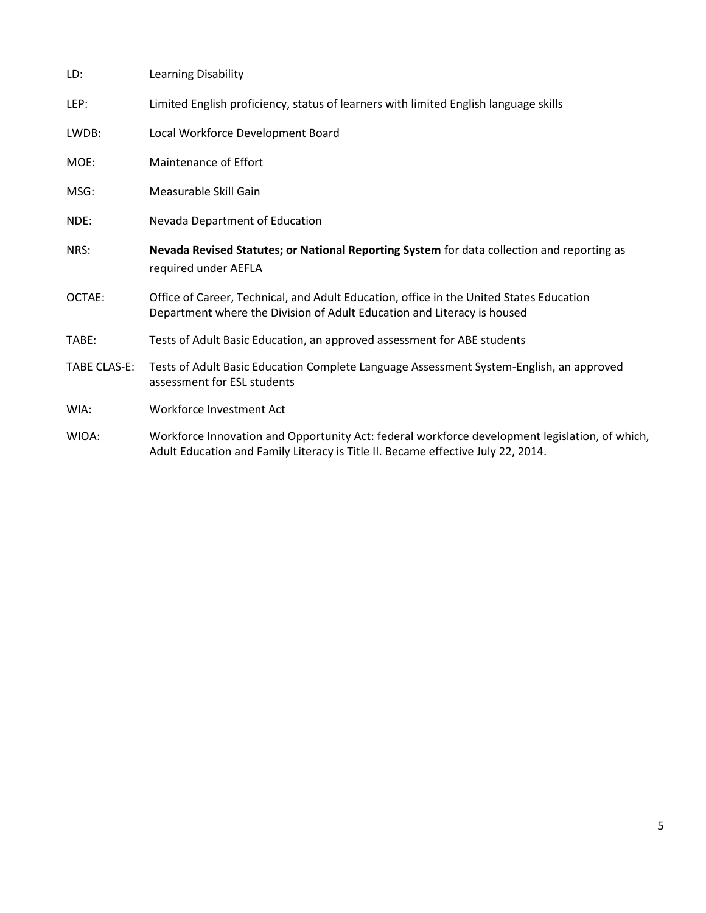LD: Learning Disability

LEP: Limited English proficiency, status of learners with limited English language skills

LWDB: Local Workforce Development Board

MOE: Maintenance of Effort

MSG: Measurable Skill Gain

NDE: Nevada Department of Education

NRS: **Nevada Revised Statutes; or National Reporting System** for data collection and reporting as required under AEFLA

OCTAE: Office of Career, Technical, and Adult Education, office in the United States Education Department where the Division of Adult Education and Literacy is housed

TABE: Tests of Adult Basic Education, an approved assessment for ABE students

TABE CLAS-E: Tests of Adult Basic Education Complete Language Assessment System-English, an approved assessment for ESL students

WIA: Workforce Investment Act

WIOA: Workforce Innovation and Opportunity Act: federal workforce development legislation, of which, Adult Education and Family Literacy is Title II. Became effective July 22, 2014.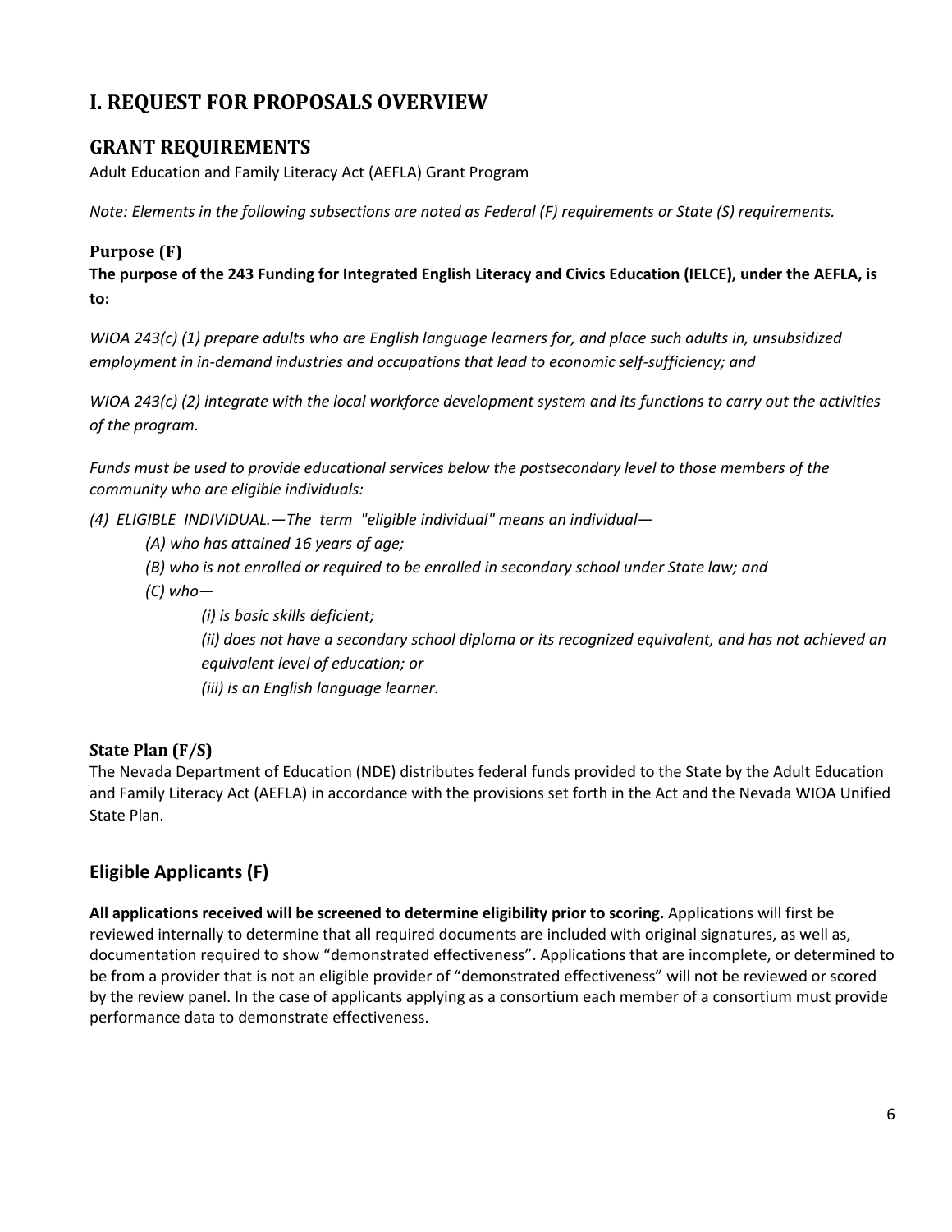# I. REQUEST FOR PROPOSALS OVERVIEW

## GRANT REQUIREMENTS

Adult Education and Family Literacy Act (AEFLA) Grant Program

*Note: Elements in the following subsections are noted as Federal (F) requirements or State (S) requirements.*

### Purpose (F)

**The purpose of the 243 Funding for Integrated English Literacy and Civics Education (IELCE), under the AEFLA, is to:**

*WIOA 243(c) (1) prepare adults who are English language learners for, and place such adults in, unsubsidized employment in in-demand industries and occupations that lead to economic self-sufficiency; and*

*WIOA 243(c) (2) integrate with the local workforce development system and its functions to carry out the activities of the program.*

*Funds must be used to provide educational services below the postsecondary level to those members of the community who are eligible individuals:*

*(4) ELIGIBLE INDIVIDUAL.—The term "eligible individual" means an individual—*

*(A) who has attained 16 years of age;*

*(B) who is not enrolled or required to be enrolled in secondary school under State law; and*

*(C) who—*

*(i) is basic skills deficient;*

*(ii) does not have a secondary school diploma or its recognized equivalent, and has not achieved an equivalent level of education; or*

*(iii) is an English language learner.*

### State Plan (F/S)

The Nevada Department of Education (NDE) distributes federal funds provided to the State by the Adult Education and Family Literacy Act (AEFLA) in accordance with the provisions set forth in the Act and the Nevada WIOA Unified State Plan.

## Eligible Applicants (F)

**All applications received will be screened to determine eligibility prior to scoring.** Applications will first be reviewed internally to determine that all required documents are included with original signatures, as well as, documentation required to show "demonstrated effectiveness". Applications that are incomplete, or determined to be from a provider that is not an eligible provider of "demonstrated effectiveness" will not be reviewed or scored by the review panel. In the case of applicants applying as a consortium each member of a consortium must provide performance data to demonstrate effectiveness.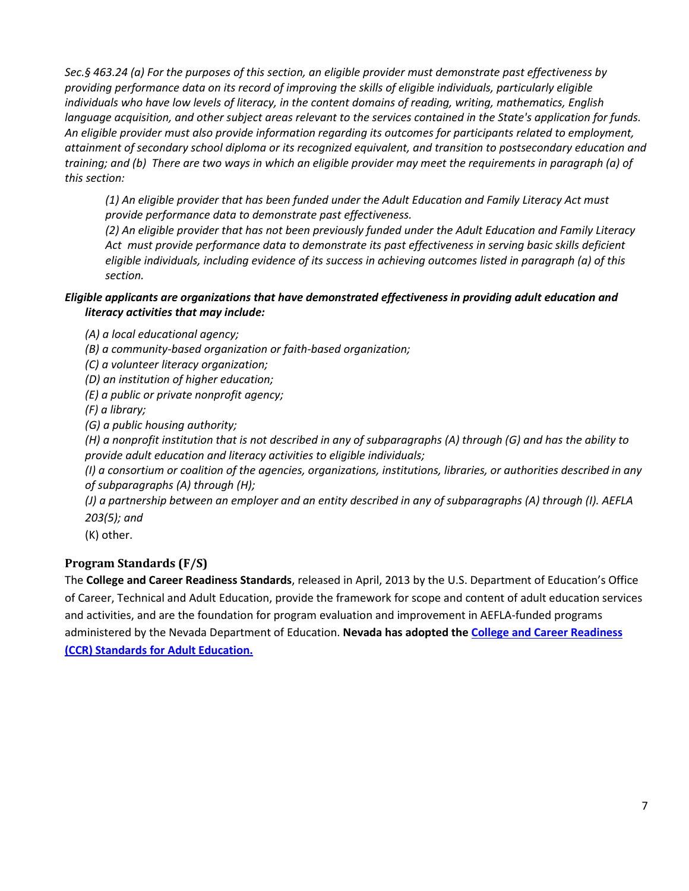*Sec.§ 463.24 (a) For the purposes of this section, an eligible provider must demonstrate past effectiveness by providing performance data on its record of improving the skills of eligible individuals, particularly eligible individuals who have low levels of literacy, in the content domains of reading, writing, mathematics, English language acquisition, and other subject areas relevant to the services contained in the State's application for funds. An eligible provider must also provide information regarding its outcomes for participants related to employment, attainment of secondary school diploma or its recognized equivalent, and transition to postsecondary education and training; and (b) There are two ways in which an eligible provider may meet the requirements in paragraph (a) of this section:*

> *(1) An eligible provider that has been funded under the Adult Education and Family Literacy Act must provide performance data to demonstrate past effectiveness.*
> *(2) An eligible provider that has not been previously funded under the Adult Education and Family Literacy Act must provide performance data to demonstrate its past effectiveness in serving basic skills deficient eligible individuals, including evidence of its success in achieving outcomes listed in paragraph (a) of this section.*

***Eligible applicants are organizations that have demonstrated effectiveness in providing adult education and literacy activities that may include:***

*(A) a local educational agency;*
*(B) a community-based organization or faith-based organization;*
*(C) a volunteer literacy organization;*
*(D) an institution of higher education;*
*(E) a public or private nonprofit agency;*
*(F) a library;*
*(G) a public housing authority;*
*(H) a nonprofit institution that is not described in any of subparagraphs (A) through (G) and has the ability to provide adult education and literacy activities to eligible individuals;*
*(I) a consortium or coalition of the agencies, organizations, institutions, libraries, or authorities described in any of subparagraphs (A) through (H);*
*(J) a partnership between an employer and an entity described in any of subparagraphs (A) through (I). AEFLA 203(5); and*
(K) other.

### Program Standards (F/S)

The **College and Career Readiness Standards**, released in April, 2013 by the U.S. Department of Education's Office of Career, Technical and Adult Education, provide the framework for scope and content of adult education services and activities, and are the foundation for program evaluation and improvement in AEFLA-funded programs administered by the Nevada Department of Education. **Nevada has adopted the College and Career Readiness (CCR) Standards for Adult Education.**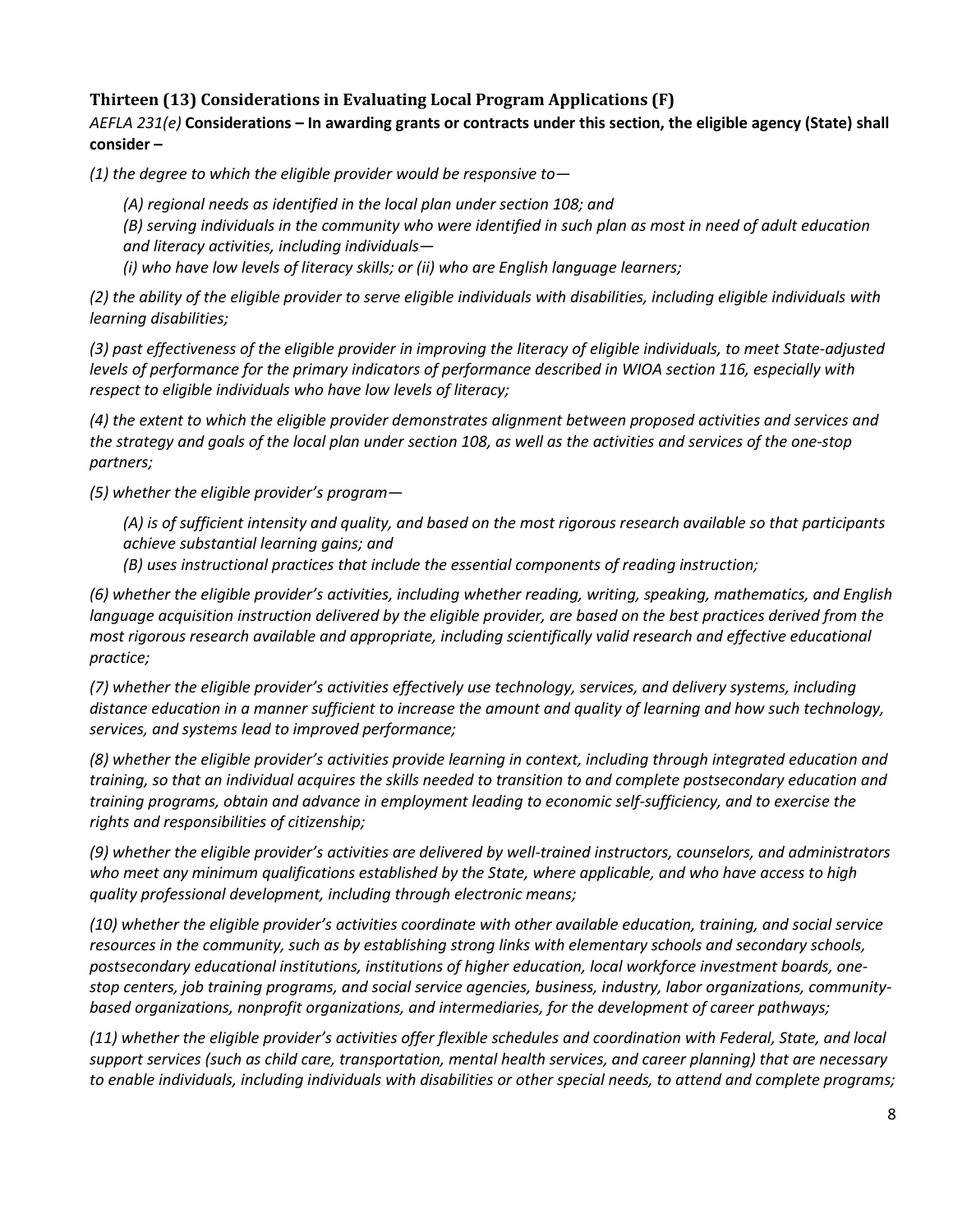### Thirteen (13) Considerations in Evaluating Local Program Applications (F)

*AEFLA 231(e)* **Considerations – In awarding grants or contracts under this section, the eligible agency (State) shall consider –**

*(1) the degree to which the eligible provider would be responsive to—*

> *(A) regional needs as identified in the local plan under section 108; and*
>
> *(B) serving individuals in the community who were identified in such plan as most in need of adult education and literacy activities, including individuals—*
>
> *(i) who have low levels of literacy skills; or (ii) who are English language learners;*

*(2) the ability of the eligible provider to serve eligible individuals with disabilities, including eligible individuals with learning disabilities;*

*(3) past effectiveness of the eligible provider in improving the literacy of eligible individuals, to meet State-adjusted levels of performance for the primary indicators of performance described in WIOA section 116, especially with respect to eligible individuals who have low levels of literacy;*

*(4) the extent to which the eligible provider demonstrates alignment between proposed activities and services and the strategy and goals of the local plan under section 108, as well as the activities and services of the one-stop partners;*

*(5) whether the eligible provider's program—*

> *(A) is of sufficient intensity and quality, and based on the most rigorous research available so that participants achieve substantial learning gains; and*
>
> *(B) uses instructional practices that include the essential components of reading instruction;*

*(6) whether the eligible provider's activities, including whether reading, writing, speaking, mathematics, and English language acquisition instruction delivered by the eligible provider, are based on the best practices derived from the most rigorous research available and appropriate, including scientifically valid research and effective educational practice;*

*(7) whether the eligible provider's activities effectively use technology, services, and delivery systems, including distance education in a manner sufficient to increase the amount and quality of learning and how such technology, services, and systems lead to improved performance;*

*(8) whether the eligible provider's activities provide learning in context, including through integrated education and training, so that an individual acquires the skills needed to transition to and complete postsecondary education and training programs, obtain and advance in employment leading to economic self-sufficiency, and to exercise the rights and responsibilities of citizenship;*

*(9) whether the eligible provider's activities are delivered by well-trained instructors, counselors, and administrators who meet any minimum qualifications established by the State, where applicable, and who have access to high quality professional development, including through electronic means;*

*(10) whether the eligible provider's activities coordinate with other available education, training, and social service resources in the community, such as by establishing strong links with elementary schools and secondary schools, postsecondary educational institutions, institutions of higher education, local workforce investment boards, one-stop centers, job training programs, and social service agencies, business, industry, labor organizations, community-based organizations, nonprofit organizations, and intermediaries, for the development of career pathways;*

*(11) whether the eligible provider's activities offer flexible schedules and coordination with Federal, State, and local support services (such as child care, transportation, mental health services, and career planning) that are necessary to enable individuals, including individuals with disabilities or other special needs, to attend and complete programs;*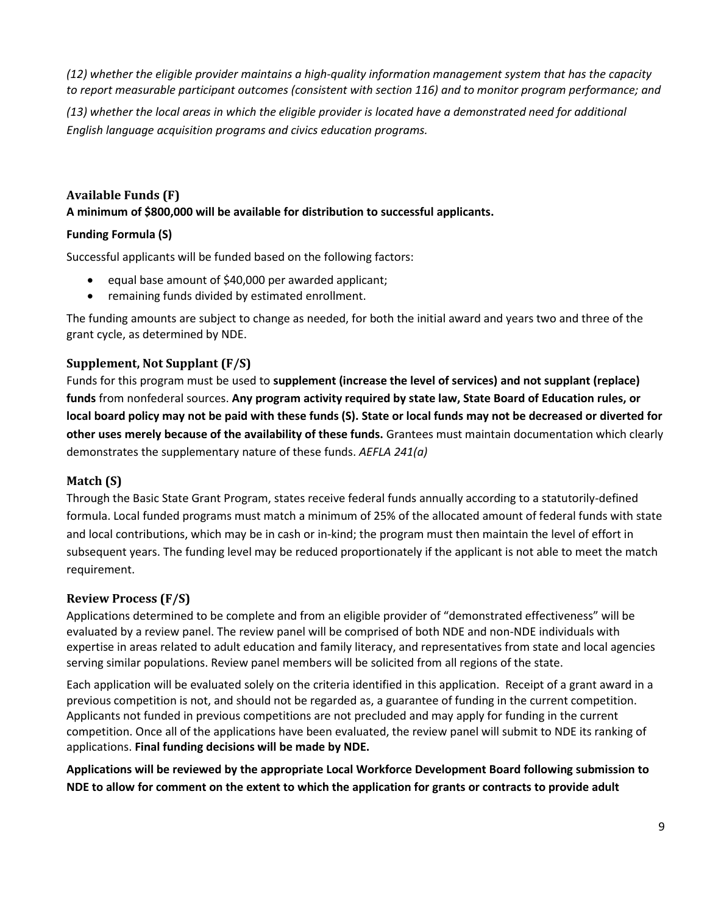*(12) whether the eligible provider maintains a high-quality information management system that has the capacity to report measurable participant outcomes (consistent with section 116) and to monitor program performance; and*

*(13) whether the local areas in which the eligible provider is located have a demonstrated need for additional English language acquisition programs and civics education programs.*

### Available Funds (F)

**A minimum of $800,000 will be available for distribution to successful applicants.**

**Funding Formula (S)**

Successful applicants will be funded based on the following factors:

- equal base amount of $40,000 per awarded applicant;
- remaining funds divided by estimated enrollment.

The funding amounts are subject to change as needed, for both the initial award and years two and three of the grant cycle, as determined by NDE.

### Supplement, Not Supplant (F/S)

Funds for this program must be used to **supplement (increase the level of services) and not supplant (replace) funds** from nonfederal sources. **Any program activity required by state law, State Board of Education rules, or local board policy may not be paid with these funds (S). State or local funds may not be decreased or diverted for other uses merely because of the availability of these funds.** Grantees must maintain documentation which clearly demonstrates the supplementary nature of these funds. *AEFLA 241(a)*

### Match (S)

Through the Basic State Grant Program, states receive federal funds annually according to a statutorily-defined formula. Local funded programs must match a minimum of 25% of the allocated amount of federal funds with state and local contributions, which may be in cash or in-kind; the program must then maintain the level of effort in subsequent years. The funding level may be reduced proportionately if the applicant is not able to meet the match requirement.

### Review Process (F/S)

Applications determined to be complete and from an eligible provider of "demonstrated effectiveness" will be evaluated by a review panel. The review panel will be comprised of both NDE and non-NDE individuals with expertise in areas related to adult education and family literacy, and representatives from state and local agencies serving similar populations. Review panel members will be solicited from all regions of the state.

Each application will be evaluated solely on the criteria identified in this application. Receipt of a grant award in a previous competition is not, and should not be regarded as, a guarantee of funding in the current competition. Applicants not funded in previous competitions are not precluded and may apply for funding in the current competition. Once all of the applications have been evaluated, the review panel will submit to NDE its ranking of applications. **Final funding decisions will be made by NDE.**

**Applications will be reviewed by the appropriate Local Workforce Development Board following submission to NDE to allow for comment on the extent to which the application for grants or contracts to provide adult**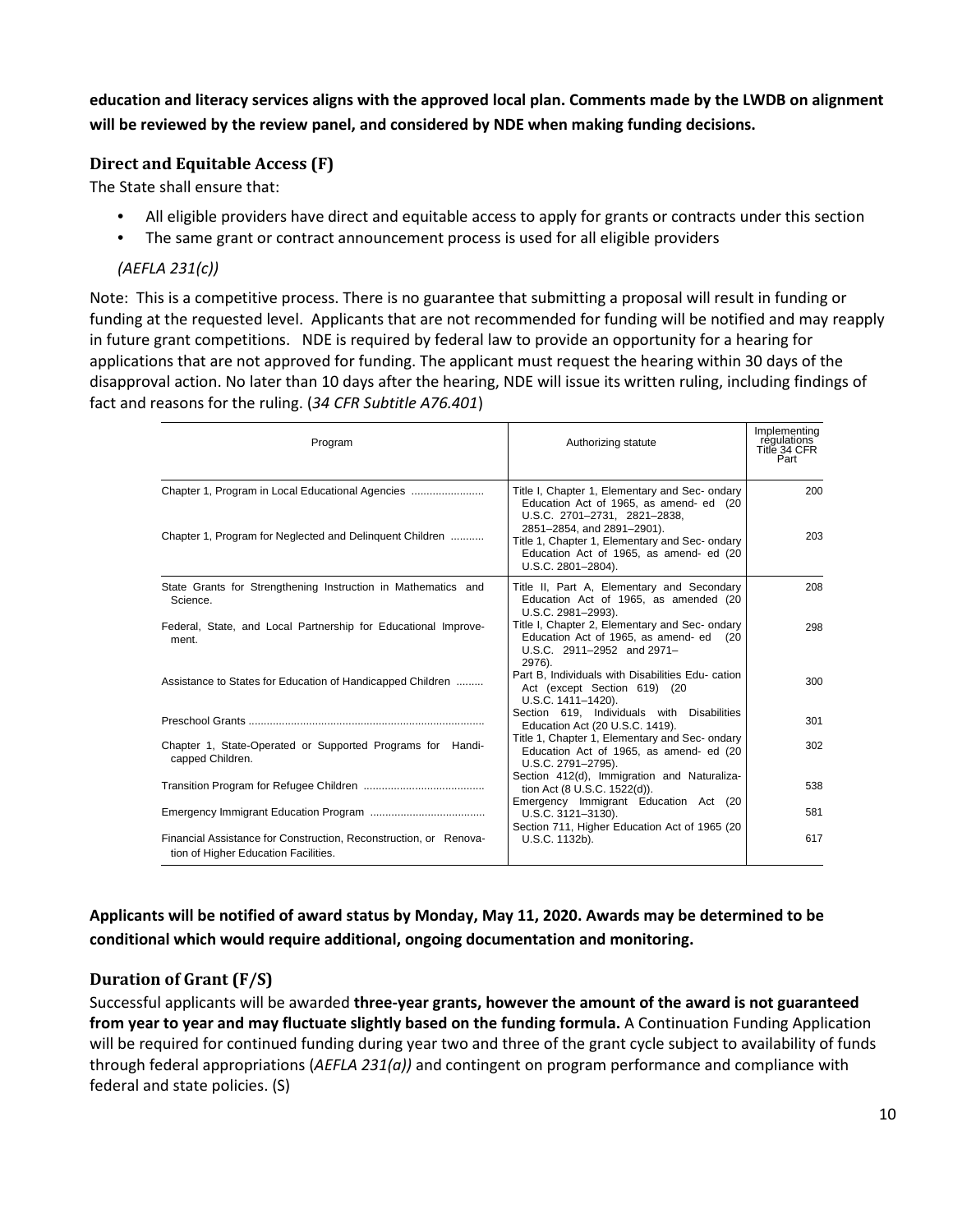**education and literacy services aligns with the approved local plan. Comments made by the LWDB on alignment will be reviewed by the review panel, and considered by NDE when making funding decisions.**

### Direct and Equitable Access (F)

The State shall ensure that:

- All eligible providers have direct and equitable access to apply for grants or contracts under this section
- The same grant or contract announcement process is used for all eligible providers

*(AEFLA 231(c))*

Note: This is a competitive process. There is no guarantee that submitting a proposal will result in funding or funding at the requested level. Applicants that are not recommended for funding will be notified and may reapply in future grant competitions. NDE is required by federal law to provide an opportunity for a hearing for applications that are not approved for funding. The applicant must request the hearing within 30 days of the disapproval action. No later than 10 days after the hearing, NDE will issue its written ruling, including findings of fact and reasons for the ruling. (*34 CFR Subtitle A76.401*)

| Program | Authorizing statute | Implementing regulations Title 34 CFR Part |
|---|---|---|
| Chapter 1, Program in Local Educational Agencies ........................ | Title I, Chapter 1, Elementary and Sec- ondary Education Act of 1965, as amend- ed (20 U.S.C. 2701–2731, 2821–2838, 2851–2854, and 2891–2901). | 200 |
| Chapter 1, Program for Neglected and Delinquent Children ........... | Title 1, Chapter 1, Elementary and Sec- ondary Education Act of 1965, as amend- ed (20 U.S.C. 2801–2804). | 203 |
| State Grants for Strengthening Instruction in Mathematics and Science. | Title II, Part A, Elementary and Secondary Education Act of 1965, as amended (20 U.S.C. 2981–2993). | 208 |
| Federal, State, and Local Partnership for Educational Improve- ment. | Title I, Chapter 2, Elementary and Sec- ondary Education Act of 1965, as amend- ed (20 U.S.C. 2911–2952 and 2971–2976). | 298 |
| Assistance to States for Education of Handicapped Children ......... | Part B, Individuals with Disabilities Edu- cation Act (except Section 619) (20 U.S.C. 1411–1420). | 300 |
| Preschool Grants ............................................................................. | Section 619, Individuals with Disabilities Education Act (20 U.S.C. 1419). | 301 |
| Chapter 1, State-Operated or Supported Programs for Handi- capped Children. | Title 1, Chapter 1, Elementary and Sec- ondary Education Act of 1965, as amend- ed (20 U.S.C. 2791–2795). | 302 |
| Transition Program for Refugee Children ........................................ | Section 412(d), Immigration and Naturaliza- tion Act (8 U.S.C. 1522(d)). | 538 |
| Emergency Immigrant Education Program ..................................... | Emergency Immigrant Education Act (20 U.S.C. 3121–3130). | 581 |
| Financial Assistance for Construction, Reconstruction, or Renova- tion of Higher Education Facilities. | Section 711, Higher Education Act of 1965 (20 U.S.C. 1132b). | 617 |

**Applicants will be notified of award status by Monday, May 11, 2020. Awards may be determined to be conditional which would require additional, ongoing documentation and monitoring.**

### Duration of Grant (F/S)

Successful applicants will be awarded **three-year grants, however the amount of the award is not guaranteed from year to year and may fluctuate slightly based on the funding formula.** A Continuation Funding Application will be required for continued funding during year two and three of the grant cycle subject to availability of funds through federal appropriations (*AEFLA 231(a))* and contingent on program performance and compliance with federal and state policies. (S)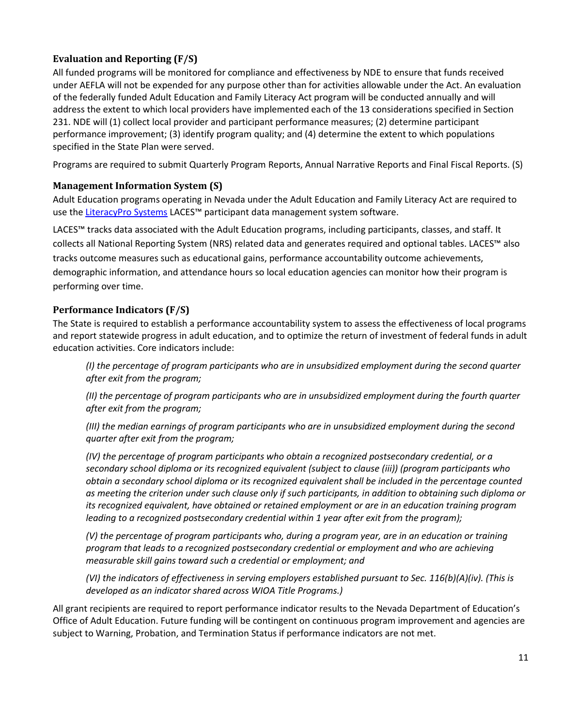### Evaluation and Reporting (F/S)

All funded programs will be monitored for compliance and effectiveness by NDE to ensure that funds received under AEFLA will not be expended for any purpose other than for activities allowable under the Act. An evaluation of the federally funded Adult Education and Family Literacy Act program will be conducted annually and will address the extent to which local providers have implemented each of the 13 considerations specified in Section 231. NDE will (1) collect local provider and participant performance measures; (2) determine participant performance improvement; (3) identify program quality; and (4) determine the extent to which populations specified in the State Plan were served.

Programs are required to submit Quarterly Program Reports, Annual Narrative Reports and Final Fiscal Reports. (S)

### Management Information System (S)

Adult Education programs operating in Nevada under the Adult Education and Family Literacy Act are required to use the [LiteracyPro Systems] LACES™ participant data management system software.

LACES™ tracks data associated with the Adult Education programs, including participants, classes, and staff. It collects all National Reporting System (NRS) related data and generates required and optional tables. LACES™ also tracks outcome measures such as educational gains, performance accountability outcome achievements, demographic information, and attendance hours so local education agencies can monitor how their program is performing over time.

### Performance Indicators (F/S)

The State is required to establish a performance accountability system to assess the effectiveness of local programs and report statewide progress in adult education, and to optimize the return of investment of federal funds in adult education activities. Core indicators include:

*(I) the percentage of program participants who are in unsubsidized employment during the second quarter after exit from the program;*

*(II) the percentage of program participants who are in unsubsidized employment during the fourth quarter after exit from the program;*

*(III) the median earnings of program participants who are in unsubsidized employment during the second quarter after exit from the program;*

*(IV) the percentage of program participants who obtain a recognized postsecondary credential, or a secondary school diploma or its recognized equivalent (subject to clause (iii)) (program participants who obtain a secondary school diploma or its recognized equivalent shall be included in the percentage counted as meeting the criterion under such clause only if such participants, in addition to obtaining such diploma or its recognized equivalent, have obtained or retained employment or are in an education training program leading to a recognized postsecondary credential within 1 year after exit from the program);*

*(V) the percentage of program participants who, during a program year, are in an education or training program that leads to a recognized postsecondary credential or employment and who are achieving measurable skill gains toward such a credential or employment; and*

*(VI) the indicators of effectiveness in serving employers established pursuant to Sec. 116(b)(A)(iv). (This is developed as an indicator shared across WIOA Title Programs.)*

All grant recipients are required to report performance indicator results to the Nevada Department of Education's Office of Adult Education. Future funding will be contingent on continuous program improvement and agencies are subject to Warning, Probation, and Termination Status if performance indicators are not met.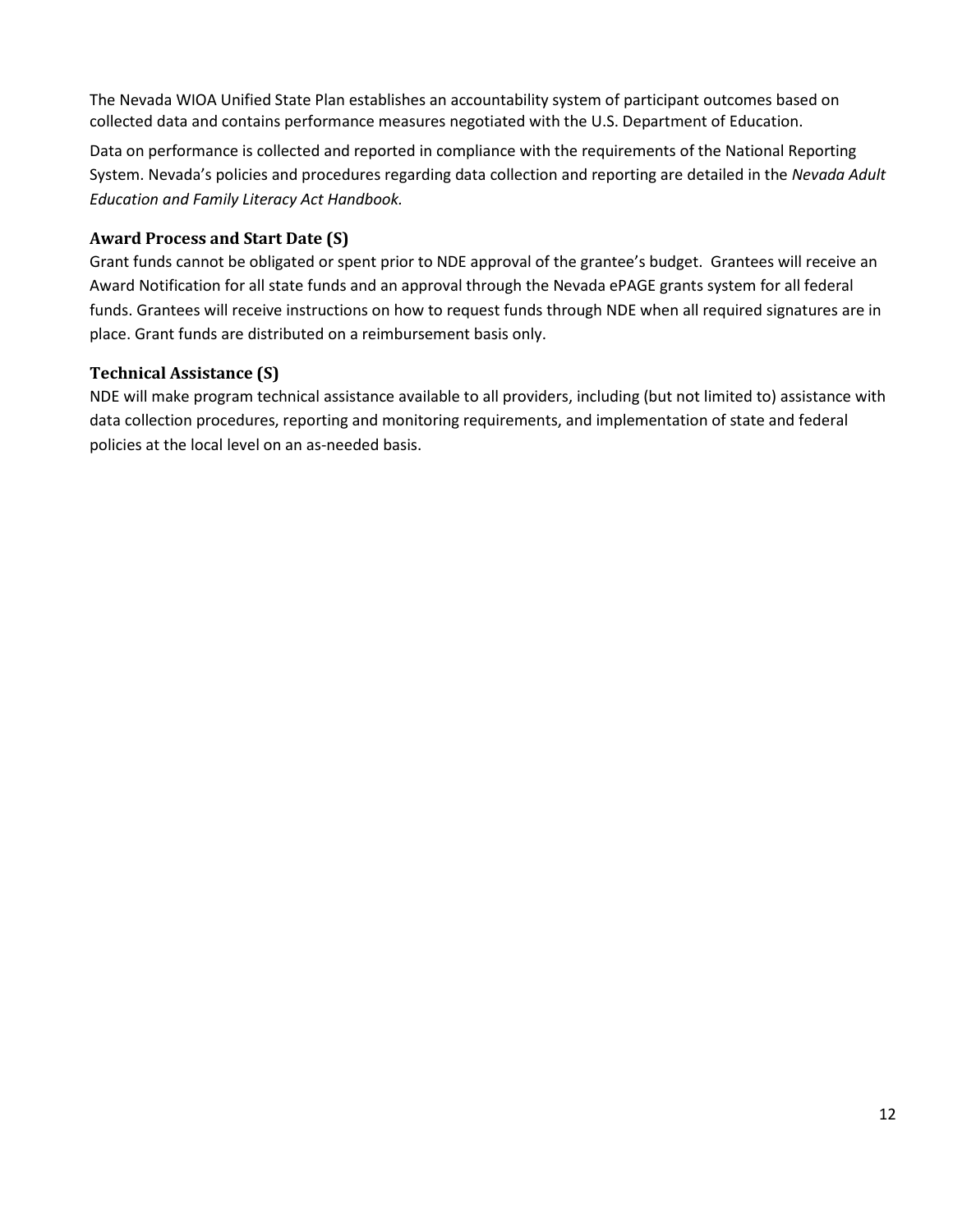The Nevada WIOA Unified State Plan establishes an accountability system of participant outcomes based on collected data and contains performance measures negotiated with the U.S. Department of Education.

Data on performance is collected and reported in compliance with the requirements of the National Reporting System. Nevada's policies and procedures regarding data collection and reporting are detailed in the *Nevada Adult Education and Family Literacy Act Handbook.*

### Award Process and Start Date (S)

Grant funds cannot be obligated or spent prior to NDE approval of the grantee's budget. Grantees will receive an Award Notification for all state funds and an approval through the Nevada ePAGE grants system for all federal funds. Grantees will receive instructions on how to request funds through NDE when all required signatures are in place. Grant funds are distributed on a reimbursement basis only.

### Technical Assistance (S)

NDE will make program technical assistance available to all providers, including (but not limited to) assistance with data collection procedures, reporting and monitoring requirements, and implementation of state and federal policies at the local level on an as-needed basis.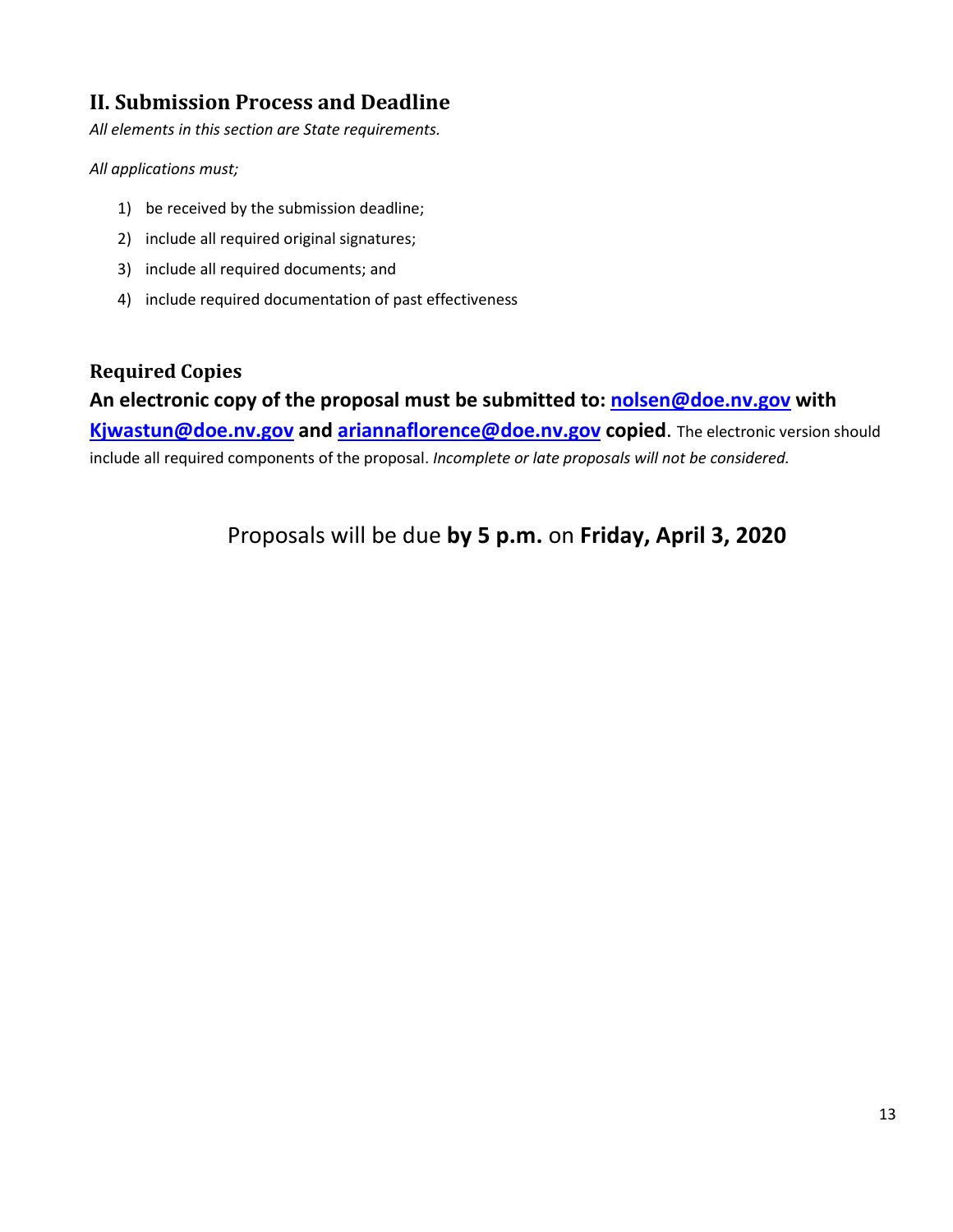## II. Submission Process and Deadline

*All elements in this section are State requirements.*

*All applications must;*

1) be received by the submission deadline;
2) include all required original signatures;
3) include all required documents; and
4) include required documentation of past effectiveness

### Required Copies

**An electronic copy of the proposal must be submitted to: [nolsen@doe.nv.gov](mailto:nolsen@doe.nv.gov) with [Kjwastun@doe.nv.gov](mailto:Kjwastun@doe.nv.gov) and [ariannaflorence@doe.nv.gov](mailto:ariannaflorence@doe.nv.gov) copied.** The electronic version should include all required components of the proposal. *Incomplete or late proposals will not be considered.*

Proposals will be due **by 5 p.m.** on **Friday, April 3, 2020**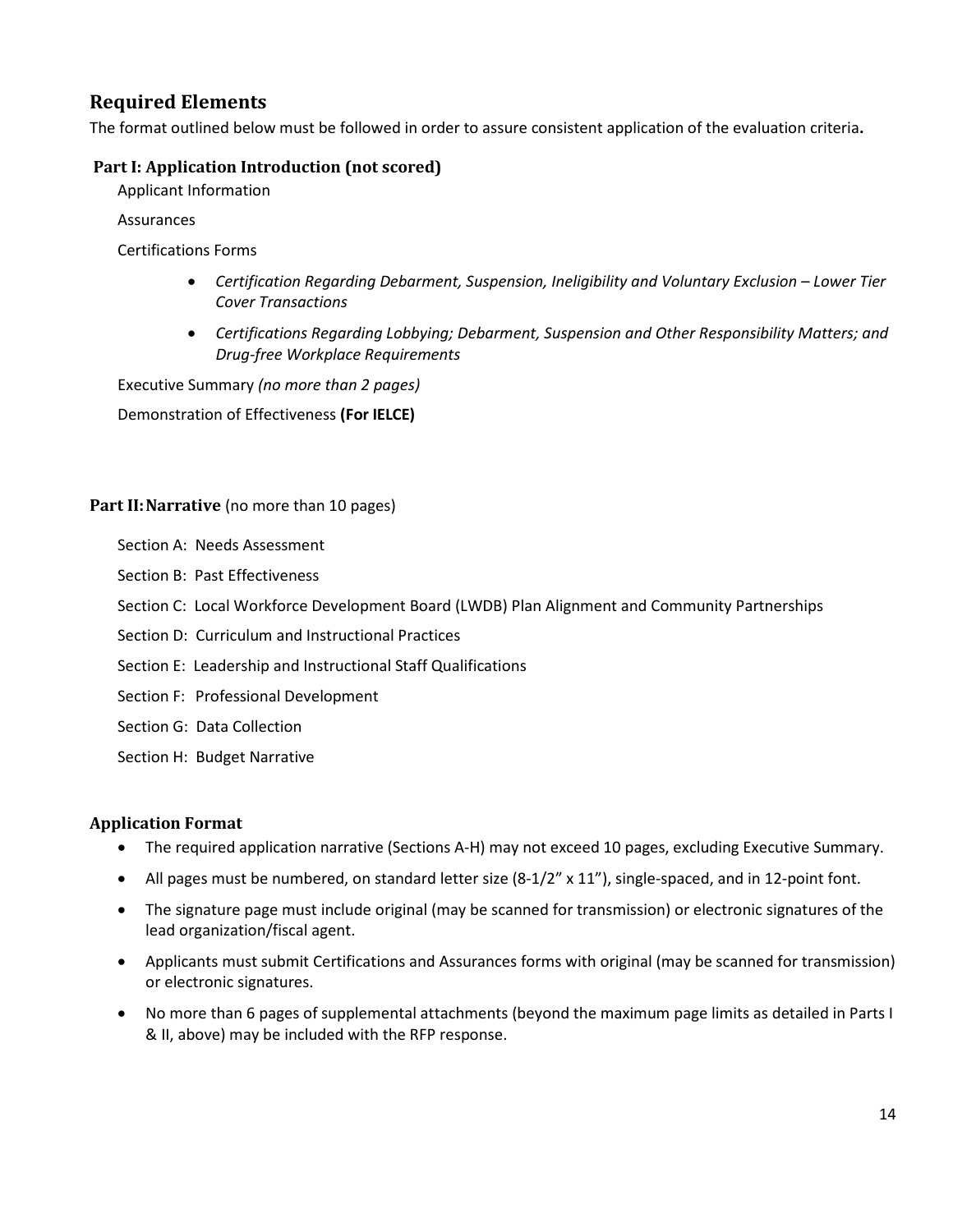## Required Elements

The format outlined below must be followed in order to assure consistent application of the evaluation criteria**.**

### Part I: Application Introduction (not scored)

Applicant Information

Assurances

Certifications Forms

- *Certification Regarding Debarment, Suspension, Ineligibility and Voluntary Exclusion – Lower Tier Cover Transactions*
- *Certifications Regarding Lobbying; Debarment, Suspension and Other Responsibility Matters; and Drug-free Workplace Requirements*

Executive Summary *(no more than 2 pages)*

Demonstration of Effectiveness **(For IELCE)**

### Part II: Narrative (no more than 10 pages)

Section A: Needs Assessment

Section B: Past Effectiveness

Section C: Local Workforce Development Board (LWDB) Plan Alignment and Community Partnerships

Section D: Curriculum and Instructional Practices

Section E: Leadership and Instructional Staff Qualifications

Section F: Professional Development

Section G: Data Collection

Section H: Budget Narrative

### Application Format

- The required application narrative (Sections A-H) may not exceed 10 pages, excluding Executive Summary.
- All pages must be numbered, on standard letter size (8-1/2" x 11"), single-spaced, and in 12-point font.
- The signature page must include original (may be scanned for transmission) or electronic signatures of the lead organization/fiscal agent.
- Applicants must submit Certifications and Assurances forms with original (may be scanned for transmission) or electronic signatures.
- No more than 6 pages of supplemental attachments (beyond the maximum page limits as detailed in Parts I & II, above) may be included with the RFP response.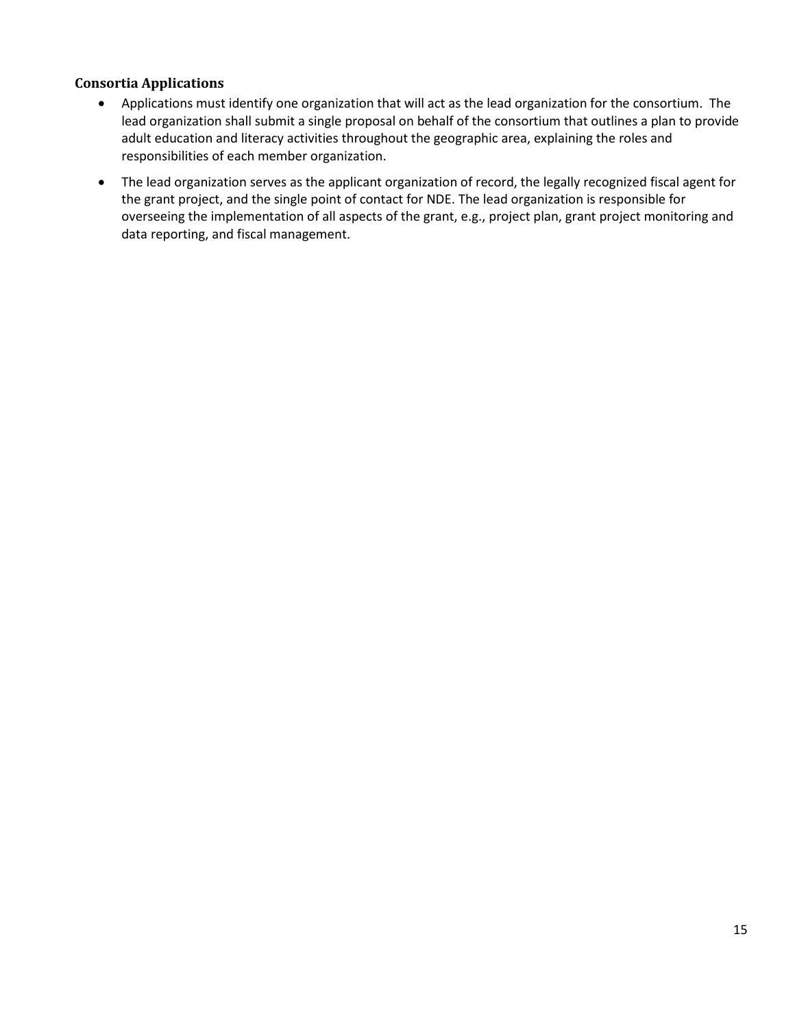### Consortia Applications

- Applications must identify one organization that will act as the lead organization for the consortium. The lead organization shall submit a single proposal on behalf of the consortium that outlines a plan to provide adult education and literacy activities throughout the geographic area, explaining the roles and responsibilities of each member organization.
- The lead organization serves as the applicant organization of record, the legally recognized fiscal agent for the grant project, and the single point of contact for NDE. The lead organization is responsible for overseeing the implementation of all aspects of the grant, e.g., project plan, grant project monitoring and data reporting, and fiscal management.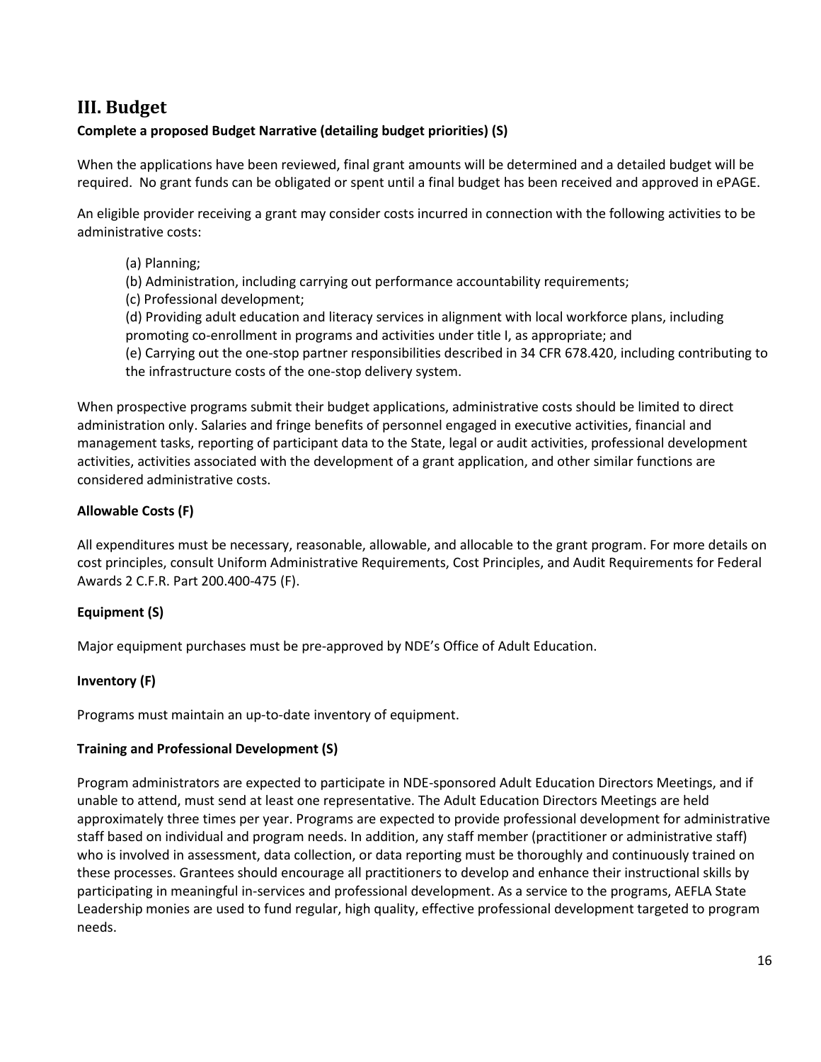## III. Budget

**Complete a proposed Budget Narrative (detailing budget priorities) (S)**

When the applications have been reviewed, final grant amounts will be determined and a detailed budget will be required. No grant funds can be obligated or spent until a final budget has been received and approved in ePAGE.

An eligible provider receiving a grant may consider costs incurred in connection with the following activities to be administrative costs:

(a) Planning;
(b) Administration, including carrying out performance accountability requirements;
(c) Professional development;
(d) Providing adult education and literacy services in alignment with local workforce plans, including promoting co-enrollment in programs and activities under title I, as appropriate; and
(e) Carrying out the one-stop partner responsibilities described in 34 CFR 678.420, including contributing to the infrastructure costs of the one-stop delivery system.

When prospective programs submit their budget applications, administrative costs should be limited to direct administration only. Salaries and fringe benefits of personnel engaged in executive activities, financial and management tasks, reporting of participant data to the State, legal or audit activities, professional development activities, activities associated with the development of a grant application, and other similar functions are considered administrative costs.

**Allowable Costs (F)**

All expenditures must be necessary, reasonable, allowable, and allocable to the grant program. For more details on cost principles, consult Uniform Administrative Requirements, Cost Principles, and Audit Requirements for Federal Awards 2 C.F.R. Part 200.400-475 (F).

**Equipment (S)**

Major equipment purchases must be pre-approved by NDE's Office of Adult Education.

**Inventory (F)**

Programs must maintain an up-to-date inventory of equipment.

**Training and Professional Development (S)**

Program administrators are expected to participate in NDE-sponsored Adult Education Directors Meetings, and if unable to attend, must send at least one representative. The Adult Education Directors Meetings are held approximately three times per year. Programs are expected to provide professional development for administrative staff based on individual and program needs. In addition, any staff member (practitioner or administrative staff) who is involved in assessment, data collection, or data reporting must be thoroughly and continuously trained on these processes. Grantees should encourage all practitioners to develop and enhance their instructional skills by participating in meaningful in-services and professional development. As a service to the programs, AEFLA State Leadership monies are used to fund regular, high quality, effective professional development targeted to program needs.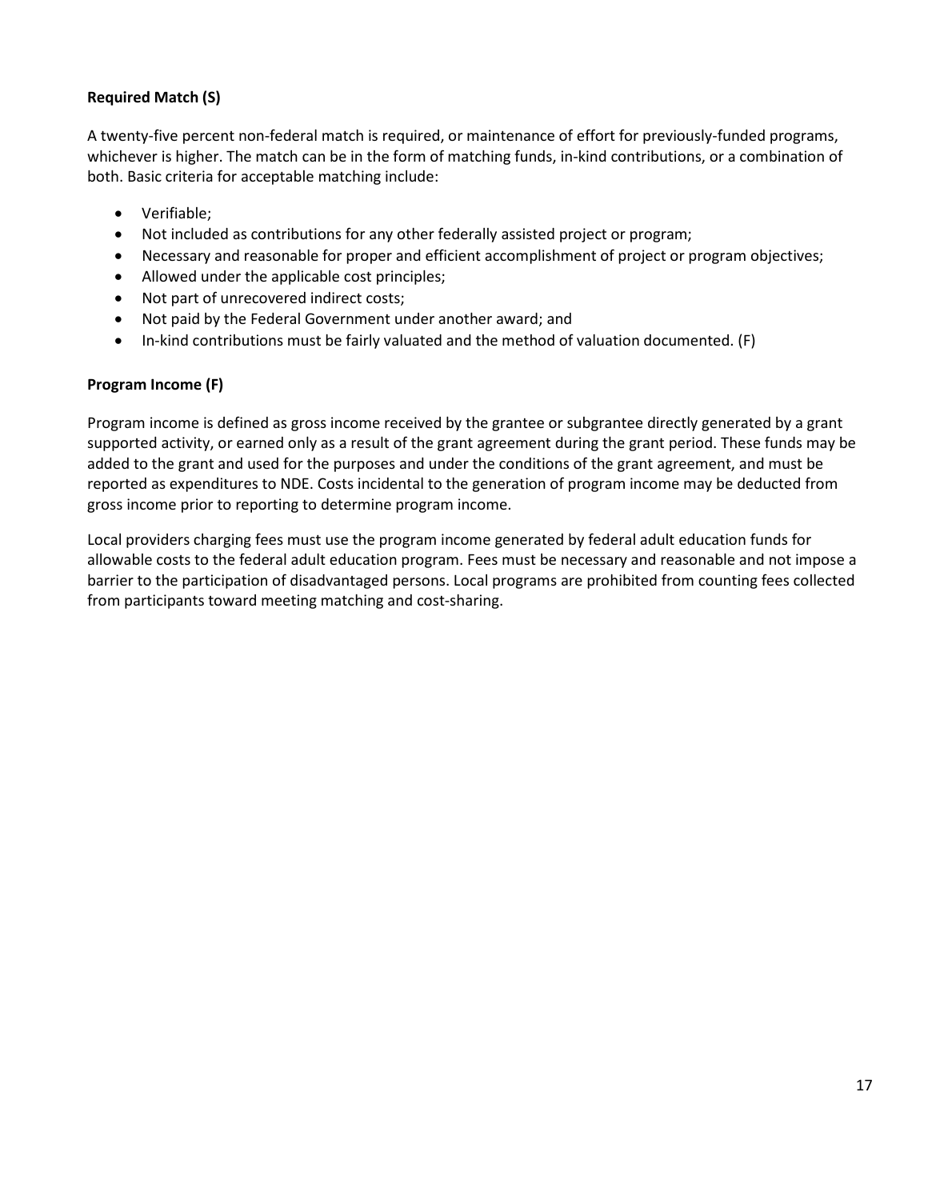**Required Match (S)**

A twenty-five percent non-federal match is required, or maintenance of effort for previously-funded programs, whichever is higher. The match can be in the form of matching funds, in-kind contributions, or a combination of both. Basic criteria for acceptable matching include:

- Verifiable;
- Not included as contributions for any other federally assisted project or program;
- Necessary and reasonable for proper and efficient accomplishment of project or program objectives;
- Allowed under the applicable cost principles;
- Not part of unrecovered indirect costs;
- Not paid by the Federal Government under another award; and
- In-kind contributions must be fairly valuated and the method of valuation documented. (F)

**Program Income (F)**

Program income is defined as gross income received by the grantee or subgrantee directly generated by a grant supported activity, or earned only as a result of the grant agreement during the grant period. These funds may be added to the grant and used for the purposes and under the conditions of the grant agreement, and must be reported as expenditures to NDE. Costs incidental to the generation of program income may be deducted from gross income prior to reporting to determine program income.

Local providers charging fees must use the program income generated by federal adult education funds for allowable costs to the federal adult education program. Fees must be necessary and reasonable and not impose a barrier to the participation of disadvantaged persons. Local programs are prohibited from counting fees collected from participants toward meeting matching and cost-sharing.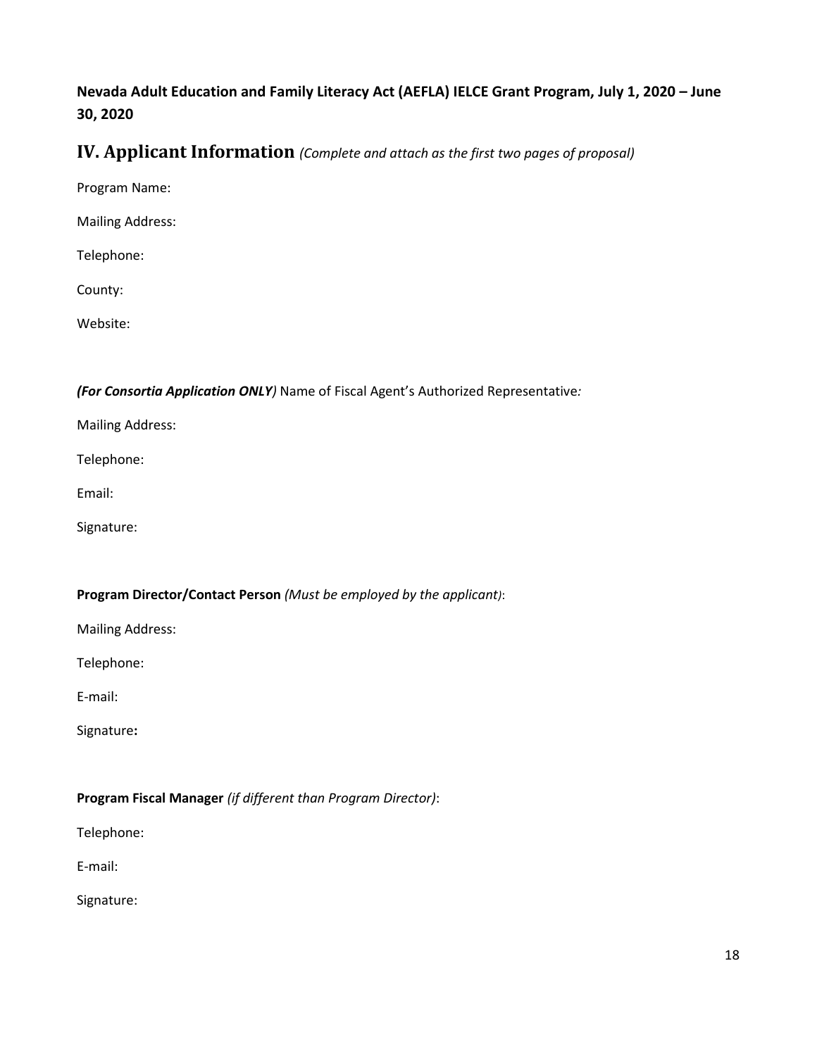**Nevada Adult Education and Family Literacy Act (AEFLA) IELCE Grant Program, July 1, 2020 – June 30, 2020**

## IV. Applicant Information *(Complete and attach as the first two pages of proposal)*

Program Name:

Mailing Address:

Telephone:

County:

Website:

***(For Consortia Application ONLY)*** Name of Fiscal Agent's Authorized Representative*:*

Mailing Address:

Telephone:

Email:

Signature:

**Program Director/Contact Person** *(Must be employed by the applicant)*:

Mailing Address:

Telephone:

E-mail:

Signature**:**

**Program Fiscal Manager** *(if different than Program Director)*:

Telephone:

E-mail:

Signature: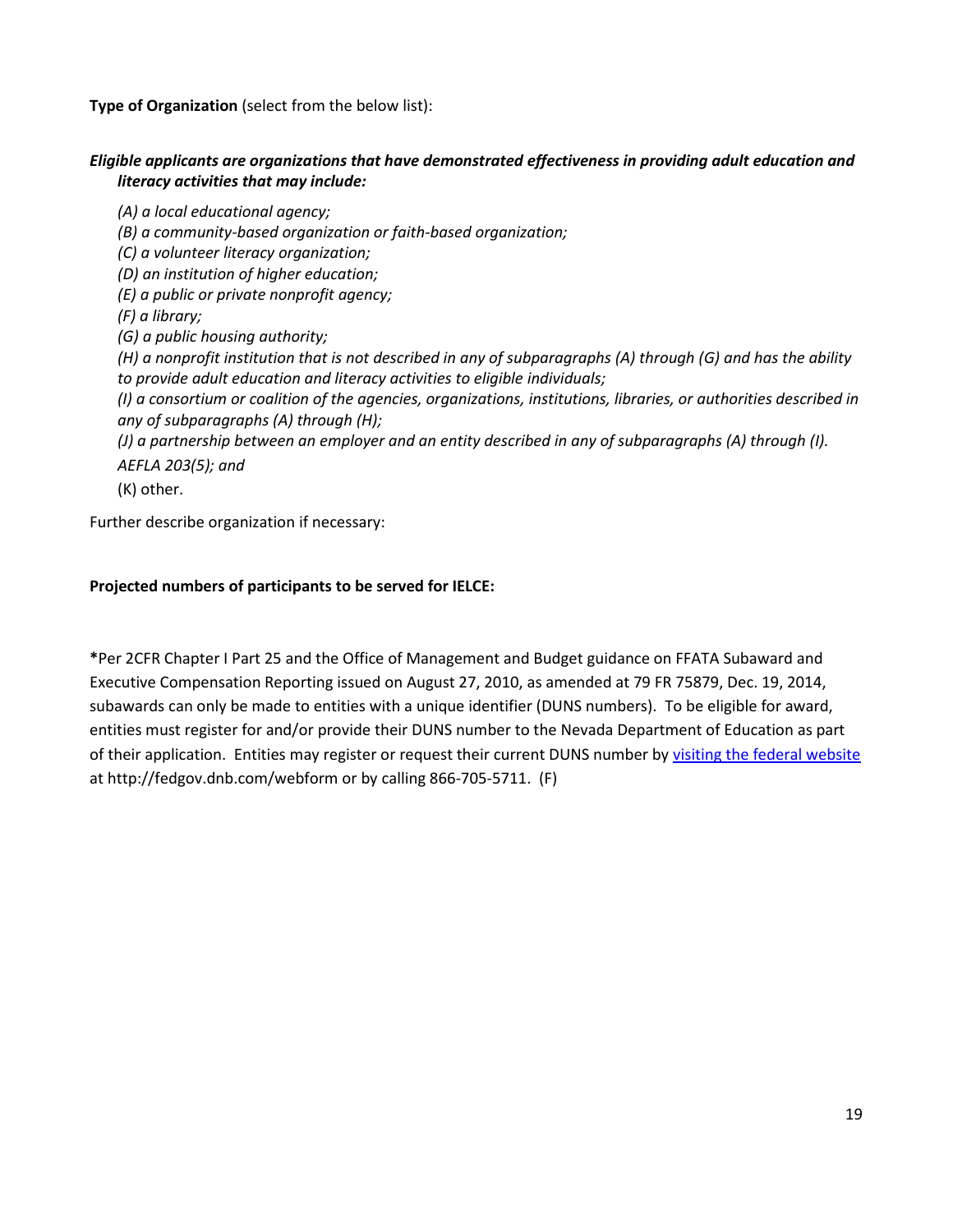**Type of Organization** (select from the below list):

***Eligible applicants are organizations that have demonstrated effectiveness in providing adult education and literacy activities that may include:***

*(A) a local educational agency;*
*(B) a community-based organization or faith-based organization;*
*(C) a volunteer literacy organization;*
*(D) an institution of higher education;*
*(E) a public or private nonprofit agency;*
*(F) a library;*
*(G) a public housing authority;*
*(H) a nonprofit institution that is not described in any of subparagraphs (A) through (G) and has the ability to provide adult education and literacy activities to eligible individuals;*
*(I) a consortium or coalition of the agencies, organizations, institutions, libraries, or authorities described in any of subparagraphs (A) through (H);*
*(J) a partnership between an employer and an entity described in any of subparagraphs (A) through (I).*
*AEFLA 203(5); and*
(K) other.

Further describe organization if necessary:

**Projected numbers of participants to be served for IELCE:**

**\***Per 2CFR Chapter I Part 25 and the Office of Management and Budget guidance on FFATA Subaward and Executive Compensation Reporting issued on August 27, 2010, as amended at 79 FR 75879, Dec. 19, 2014, subawards can only be made to entities with a unique identifier (DUNS numbers). To be eligible for award, entities must register for and/or provide their DUNS number to the Nevada Department of Education as part of their application. Entities may register or request their current DUNS number by visiting the federal website at http://fedgov.dnb.com/webform or by calling 866-705-5711. (F)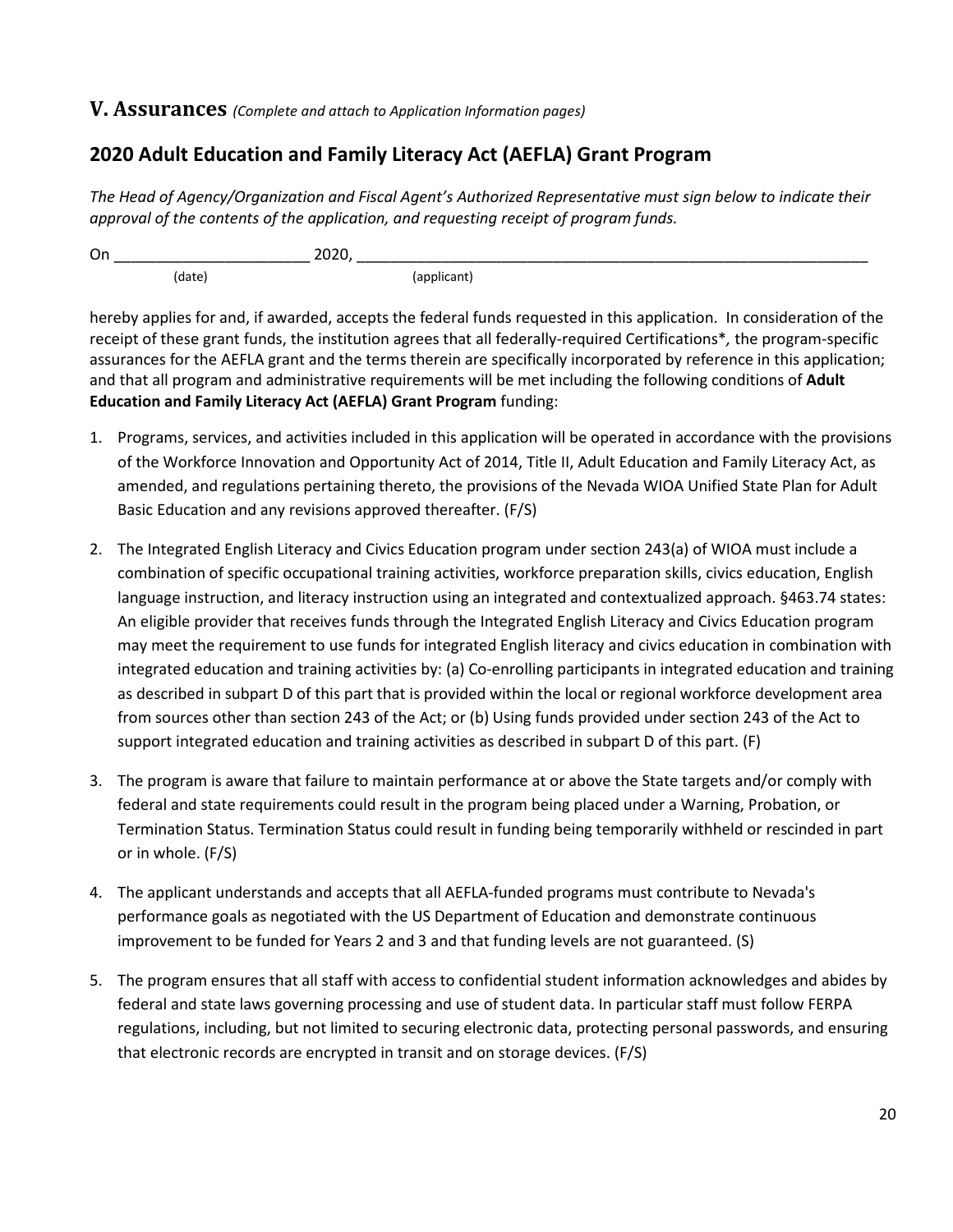## V. Assurances *(Complete and attach to Application Information pages)*

## 2020 Adult Education and Family Literacy Act (AEFLA) Grant Program

*The Head of Agency/Organization and Fiscal Agent's Authorized Representative must sign below to indicate their approval of the contents of the application, and requesting receipt of program funds.*

On ______________________ 2020, ____________________________________________________________
(date) (applicant)

hereby applies for and, if awarded, accepts the federal funds requested in this application. In consideration of the receipt of these grant funds, the institution agrees that all federally-required Certifications*, the program-specific assurances for the AEFLA grant and the terms therein are specifically incorporated by reference in this application; and that all program and administrative requirements will be met including the following conditions of **Adult Education and Family Literacy Act (AEFLA) Grant Program** funding:

1. Programs, services, and activities included in this application will be operated in accordance with the provisions of the Workforce Innovation and Opportunity Act of 2014, Title II, Adult Education and Family Literacy Act, as amended, and regulations pertaining thereto, the provisions of the Nevada WIOA Unified State Plan for Adult Basic Education and any revisions approved thereafter. (F/S)
2. The Integrated English Literacy and Civics Education program under section 243(a) of WIOA must include a combination of specific occupational training activities, workforce preparation skills, civics education, English language instruction, and literacy instruction using an integrated and contextualized approach. §463.74 states: An eligible provider that receives funds through the Integrated English Literacy and Civics Education program may meet the requirement to use funds for integrated English literacy and civics education in combination with integrated education and training activities by: (a) Co-enrolling participants in integrated education and training as described in subpart D of this part that is provided within the local or regional workforce development area from sources other than section 243 of the Act; or (b) Using funds provided under section 243 of the Act to support integrated education and training activities as described in subpart D of this part. (F)
3. The program is aware that failure to maintain performance at or above the State targets and/or comply with federal and state requirements could result in the program being placed under a Warning, Probation, or Termination Status. Termination Status could result in funding being temporarily withheld or rescinded in part or in whole. (F/S)
4. The applicant understands and accepts that all AEFLA-funded programs must contribute to Nevada's performance goals as negotiated with the US Department of Education and demonstrate continuous improvement to be funded for Years 2 and 3 and that funding levels are not guaranteed. (S)
5. The program ensures that all staff with access to confidential student information acknowledges and abides by federal and state laws governing processing and use of student data. In particular staff must follow FERPA regulations, including, but not limited to securing electronic data, protecting personal passwords, and ensuring that electronic records are encrypted in transit and on storage devices. (F/S)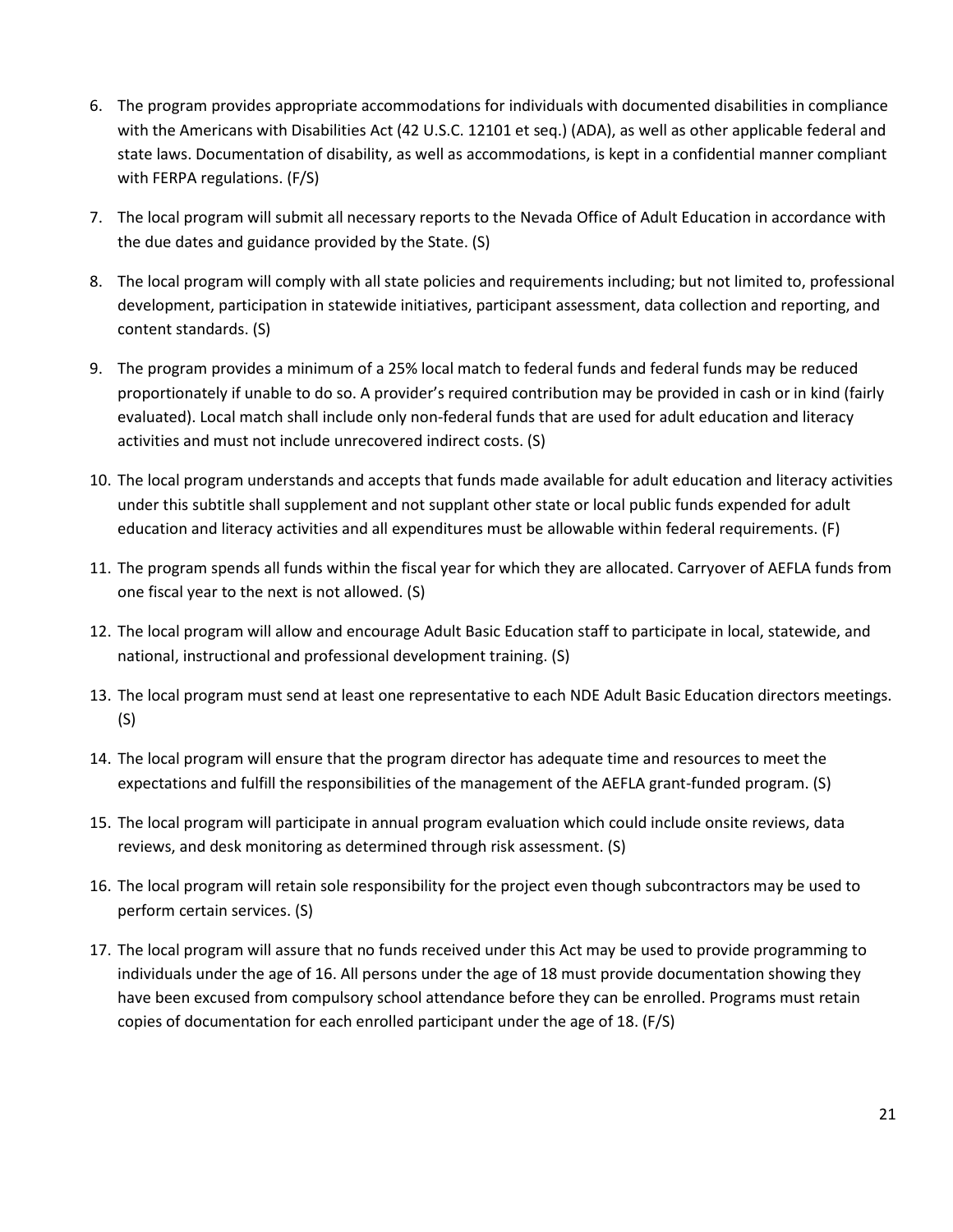6. The program provides appropriate accommodations for individuals with documented disabilities in compliance with the Americans with Disabilities Act (42 U.S.C. 12101 et seq.) (ADA), as well as other applicable federal and state laws. Documentation of disability, as well as accommodations, is kept in a confidential manner compliant with FERPA regulations. (F/S)
7. The local program will submit all necessary reports to the Nevada Office of Adult Education in accordance with the due dates and guidance provided by the State. (S)
8. The local program will comply with all state policies and requirements including; but not limited to, professional development, participation in statewide initiatives, participant assessment, data collection and reporting, and content standards. (S)
9. The program provides a minimum of a 25% local match to federal funds and federal funds may be reduced proportionately if unable to do so. A provider's required contribution may be provided in cash or in kind (fairly evaluated). Local match shall include only non-federal funds that are used for adult education and literacy activities and must not include unrecovered indirect costs. (S)
10. The local program understands and accepts that funds made available for adult education and literacy activities under this subtitle shall supplement and not supplant other state or local public funds expended for adult education and literacy activities and all expenditures must be allowable within federal requirements. (F)
11. The program spends all funds within the fiscal year for which they are allocated. Carryover of AEFLA funds from one fiscal year to the next is not allowed. (S)
12. The local program will allow and encourage Adult Basic Education staff to participate in local, statewide, and national, instructional and professional development training. (S)
13. The local program must send at least one representative to each NDE Adult Basic Education directors meetings. (S)
14. The local program will ensure that the program director has adequate time and resources to meet the expectations and fulfill the responsibilities of the management of the AEFLA grant-funded program. (S)
15. The local program will participate in annual program evaluation which could include onsite reviews, data reviews, and desk monitoring as determined through risk assessment. (S)
16. The local program will retain sole responsibility for the project even though subcontractors may be used to perform certain services. (S)
17. The local program will assure that no funds received under this Act may be used to provide programming to individuals under the age of 16. All persons under the age of 18 must provide documentation showing they have been excused from compulsory school attendance before they can be enrolled. Programs must retain copies of documentation for each enrolled participant under the age of 18. (F/S)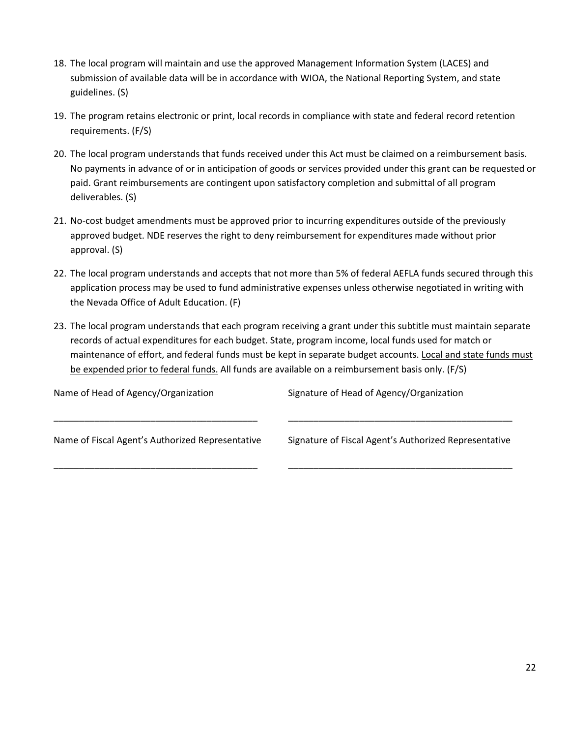18. The local program will maintain and use the approved Management Information System (LACES) and submission of available data will be in accordance with WIOA, the National Reporting System, and state guidelines. (S)

19. The program retains electronic or print, local records in compliance with state and federal record retention requirements. (F/S)

20. The local program understands that funds received under this Act must be claimed on a reimbursement basis. No payments in advance of or in anticipation of goods or services provided under this grant can be requested or paid. Grant reimbursements are contingent upon satisfactory completion and submittal of all program deliverables. (S)

21. No-cost budget amendments must be approved prior to incurring expenditures outside of the previously approved budget. NDE reserves the right to deny reimbursement for expenditures made without prior approval. (S)

22. The local program understands and accepts that not more than 5% of federal AEFLA funds secured through this application process may be used to fund administrative expenses unless otherwise negotiated in writing with the Nevada Office of Adult Education. (F)

23. The local program understands that each program receiving a grant under this subtitle must maintain separate records of actual expenditures for each budget. State, program income, local funds used for match or maintenance of effort, and federal funds must be kept in separate budget accounts. <u>Local and state funds must be expended prior to federal funds.</u> All funds are available on a reimbursement basis only. (F/S)

| Name of Head of Agency/Organization | Signature of Head of Agency/Organization |
|---|---|
| _________________________________________ | ______________________________________________ |
| Name of Fiscal Agent's Authorized Representative | Signature of Fiscal Agent's Authorized Representative |
| _________________________________________ | ______________________________________________ |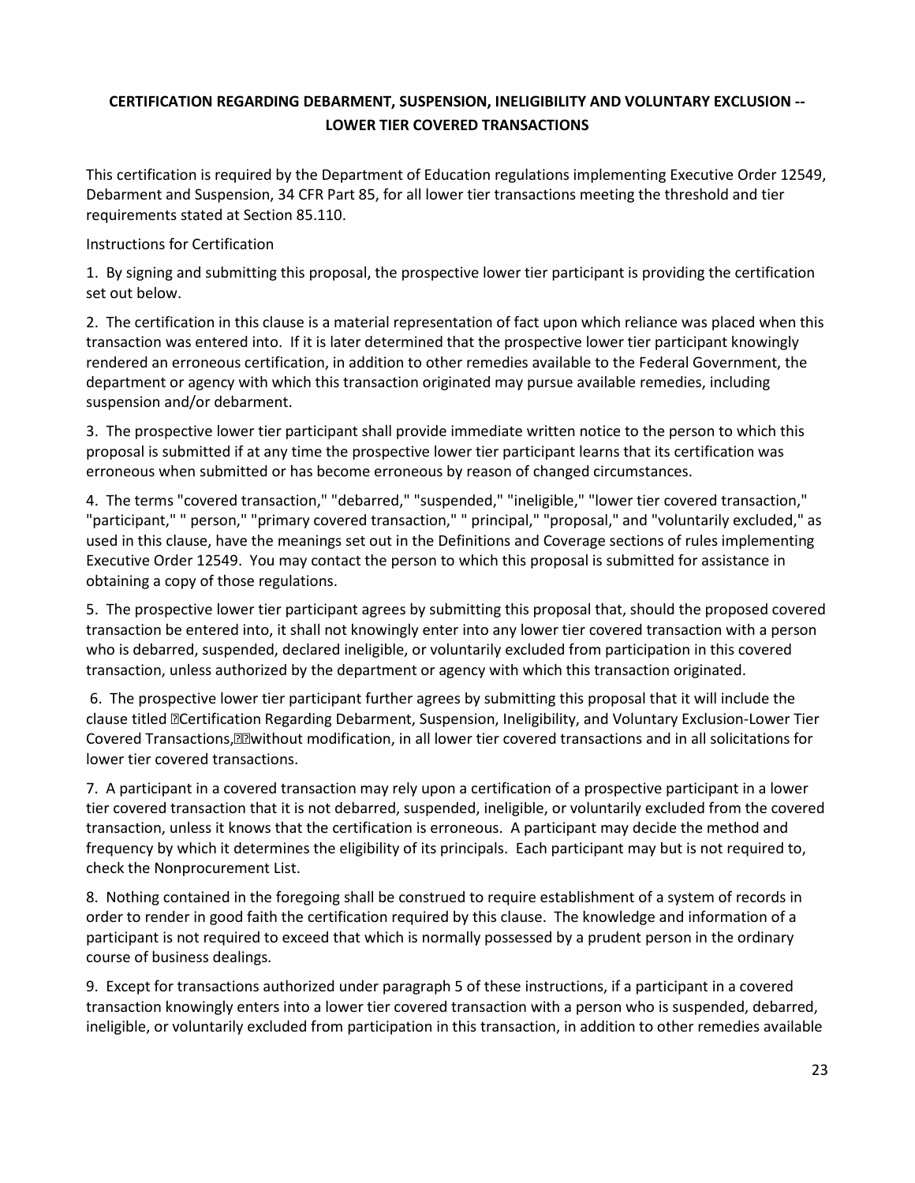**CERTIFICATION REGARDING DEBARMENT, SUSPENSION, INELIGIBILITY AND VOLUNTARY EXCLUSION -- LOWER TIER COVERED TRANSACTIONS**

This certification is required by the Department of Education regulations implementing Executive Order 12549, Debarment and Suspension, 34 CFR Part 85, for all lower tier transactions meeting the threshold and tier requirements stated at Section 85.110.

Instructions for Certification

1. By signing and submitting this proposal, the prospective lower tier participant is providing the certification set out below.

2. The certification in this clause is a material representation of fact upon which reliance was placed when this transaction was entered into. If it is later determined that the prospective lower tier participant knowingly rendered an erroneous certification, in addition to other remedies available to the Federal Government, the department or agency with which this transaction originated may pursue available remedies, including suspension and/or debarment.

3. The prospective lower tier participant shall provide immediate written notice to the person to which this proposal is submitted if at any time the prospective lower tier participant learns that its certification was erroneous when submitted or has become erroneous by reason of changed circumstances.

4. The terms "covered transaction," "debarred," "suspended," "ineligible," "lower tier covered transaction," "participant," " person," "primary covered transaction," " principal," "proposal," and "voluntarily excluded," as used in this clause, have the meanings set out in the Definitions and Coverage sections of rules implementing Executive Order 12549. You may contact the person to which this proposal is submitted for assistance in obtaining a copy of those regulations.

5. The prospective lower tier participant agrees by submitting this proposal that, should the proposed covered transaction be entered into, it shall not knowingly enter into any lower tier covered transaction with a person who is debarred, suspended, declared ineligible, or voluntarily excluded from participation in this covered transaction, unless authorized by the department or agency with which this transaction originated.

6. The prospective lower tier participant further agrees by submitting this proposal that it will include the clause titled Certification Regarding Debarment, Suspension, Ineligibility, and Voluntary Exclusion-Lower Tier Covered Transactions, without modification, in all lower tier covered transactions and in all solicitations for lower tier covered transactions.

7. A participant in a covered transaction may rely upon a certification of a prospective participant in a lower tier covered transaction that it is not debarred, suspended, ineligible, or voluntarily excluded from the covered transaction, unless it knows that the certification is erroneous. A participant may decide the method and frequency by which it determines the eligibility of its principals. Each participant may but is not required to, check the Nonprocurement List.

8. Nothing contained in the foregoing shall be construed to require establishment of a system of records in order to render in good faith the certification required by this clause. The knowledge and information of a participant is not required to exceed that which is normally possessed by a prudent person in the ordinary course of business dealings.

9. Except for transactions authorized under paragraph 5 of these instructions, if a participant in a covered transaction knowingly enters into a lower tier covered transaction with a person who is suspended, debarred, ineligible, or voluntarily excluded from participation in this transaction, in addition to other remedies available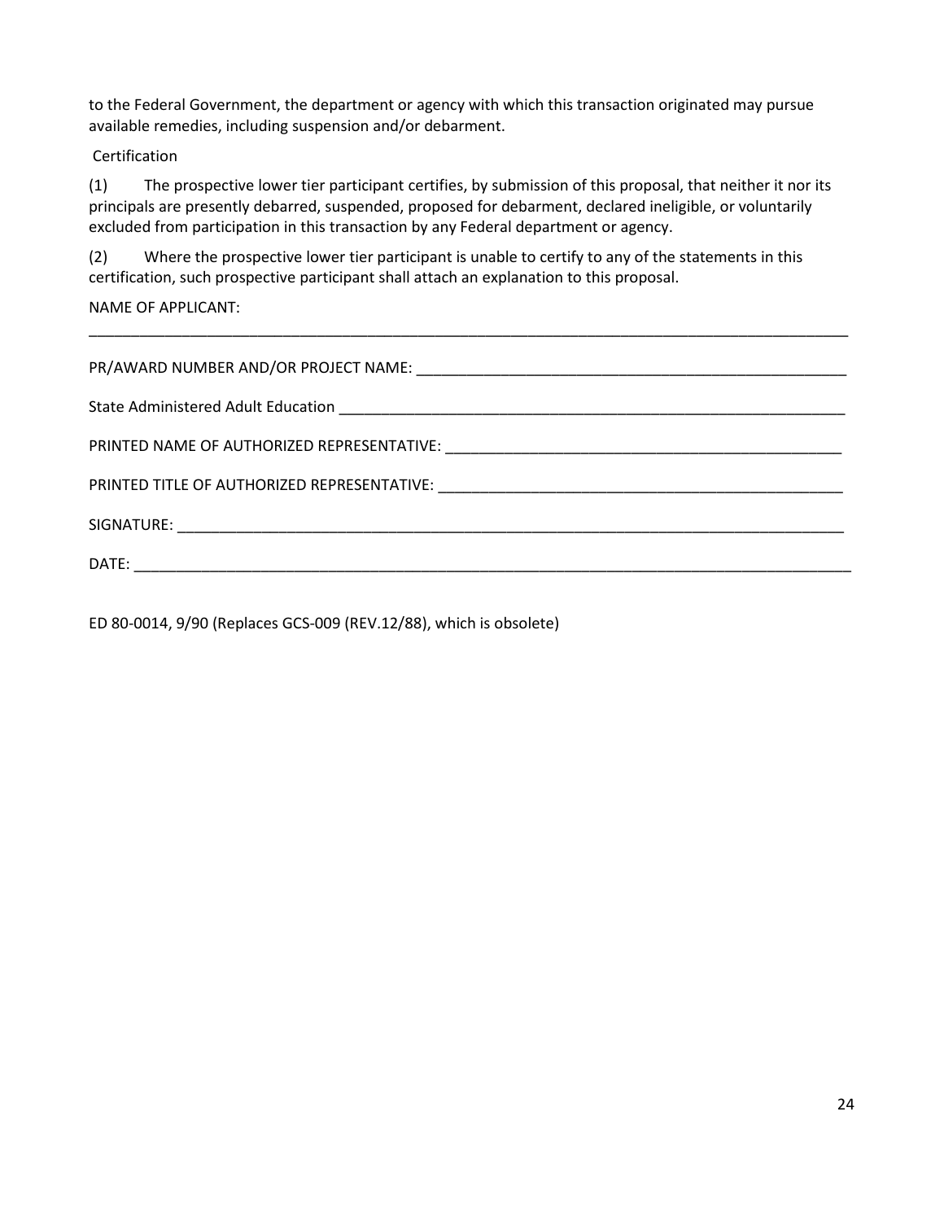to the Federal Government, the department or agency with which this transaction originated may pursue available remedies, including suspension and/or debarment.

Certification

(1) The prospective lower tier participant certifies, by submission of this proposal, that neither it nor its principals are presently debarred, suspended, proposed for debarment, declared ineligible, or voluntarily excluded from participation in this transaction by any Federal department or agency.

(2) Where the prospective lower tier participant is unable to certify to any of the statements in this certification, such prospective participant shall attach an explanation to this proposal.

NAME OF APPLICANT:

_____________________________________________________________________________________

PR/AWARD NUMBER AND/OR PROJECT NAME: ______________________________________________

State Administered Adult Education ___________________________________________________

PRINTED NAME OF AUTHORIZED REPRESENTATIVE: _____________________________________

PRINTED TITLE OF AUTHORIZED REPRESENTATIVE: ______________________________________

SIGNATURE: _______________________________________________________________________

DATE: ____________________________________________________________________________

ED 80-0014, 9/90 (Replaces GCS-009 (REV.12/88), which is obsolete)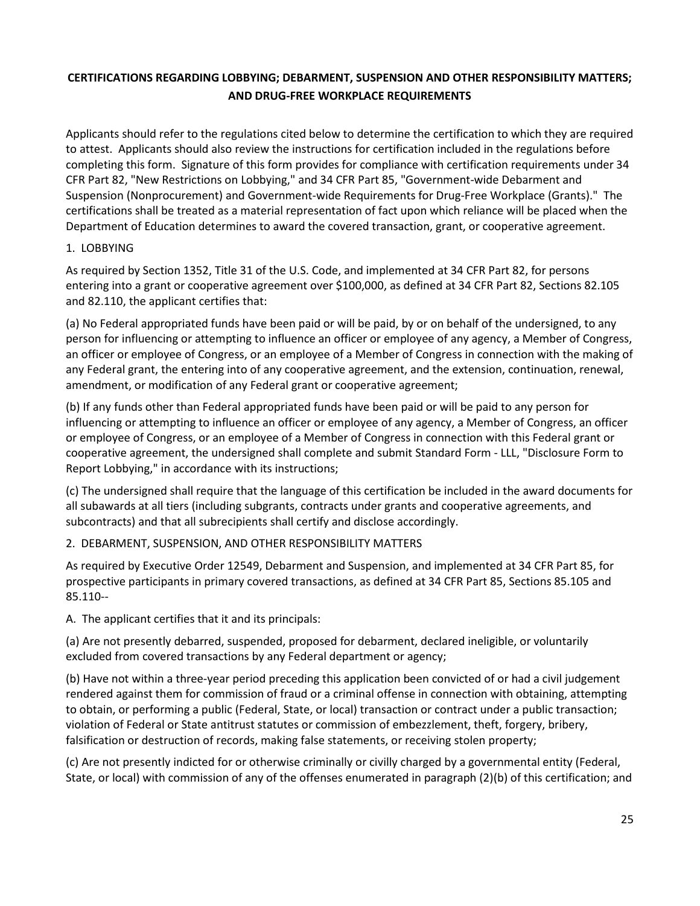## CERTIFICATIONS REGARDING LOBBYING; DEBARMENT, SUSPENSION AND OTHER RESPONSIBILITY MATTERS; AND DRUG-FREE WORKPLACE REQUIREMENTS

Applicants should refer to the regulations cited below to determine the certification to which they are required to attest. Applicants should also review the instructions for certification included in the regulations before completing this form. Signature of this form provides for compliance with certification requirements under 34 CFR Part 82, "New Restrictions on Lobbying," and 34 CFR Part 85, "Government-wide Debarment and Suspension (Nonprocurement) and Government-wide Requirements for Drug-Free Workplace (Grants)." The certifications shall be treated as a material representation of fact upon which reliance will be placed when the Department of Education determines to award the covered transaction, grant, or cooperative agreement.

1. LOBBYING

As required by Section 1352, Title 31 of the U.S. Code, and implemented at 34 CFR Part 82, for persons entering into a grant or cooperative agreement over $100,000, as defined at 34 CFR Part 82, Sections 82.105 and 82.110, the applicant certifies that:

(a) No Federal appropriated funds have been paid or will be paid, by or on behalf of the undersigned, to any person for influencing or attempting to influence an officer or employee of any agency, a Member of Congress, an officer or employee of Congress, or an employee of a Member of Congress in connection with the making of any Federal grant, the entering into of any cooperative agreement, and the extension, continuation, renewal, amendment, or modification of any Federal grant or cooperative agreement;

(b) If any funds other than Federal appropriated funds have been paid or will be paid to any person for influencing or attempting to influence an officer or employee of any agency, a Member of Congress, an officer or employee of Congress, or an employee of a Member of Congress in connection with this Federal grant or cooperative agreement, the undersigned shall complete and submit Standard Form - LLL, "Disclosure Form to Report Lobbying," in accordance with its instructions;

(c) The undersigned shall require that the language of this certification be included in the award documents for all subawards at all tiers (including subgrants, contracts under grants and cooperative agreements, and subcontracts) and that all subrecipients shall certify and disclose accordingly.

2. DEBARMENT, SUSPENSION, AND OTHER RESPONSIBILITY MATTERS

As required by Executive Order 12549, Debarment and Suspension, and implemented at 34 CFR Part 85, for prospective participants in primary covered transactions, as defined at 34 CFR Part 85, Sections 85.105 and 85.110--

A. The applicant certifies that it and its principals:

(a) Are not presently debarred, suspended, proposed for debarment, declared ineligible, or voluntarily excluded from covered transactions by any Federal department or agency;

(b) Have not within a three-year period preceding this application been convicted of or had a civil judgement rendered against them for commission of fraud or a criminal offense in connection with obtaining, attempting to obtain, or performing a public (Federal, State, or local) transaction or contract under a public transaction; violation of Federal or State antitrust statutes or commission of embezzlement, theft, forgery, bribery, falsification or destruction of records, making false statements, or receiving stolen property;

(c) Are not presently indicted for or otherwise criminally or civilly charged by a governmental entity (Federal, State, or local) with commission of any of the offenses enumerated in paragraph (2)(b) of this certification; and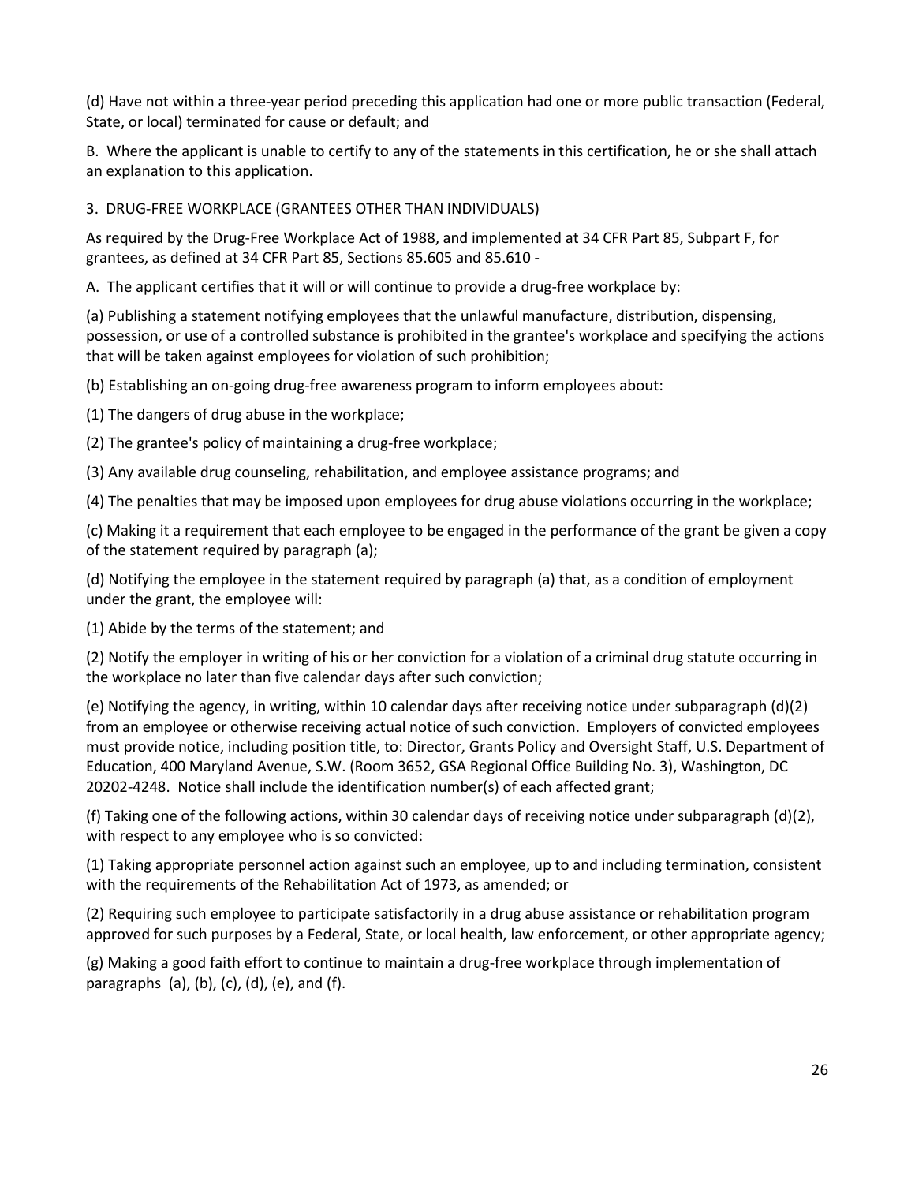(d) Have not within a three-year period preceding this application had one or more public transaction (Federal, State, or local) terminated for cause or default; and

B. Where the applicant is unable to certify to any of the statements in this certification, he or she shall attach an explanation to this application.

3. DRUG-FREE WORKPLACE (GRANTEES OTHER THAN INDIVIDUALS)

As required by the Drug-Free Workplace Act of 1988, and implemented at 34 CFR Part 85, Subpart F, for grantees, as defined at 34 CFR Part 85, Sections 85.605 and 85.610 -

A. The applicant certifies that it will or will continue to provide a drug-free workplace by:

(a) Publishing a statement notifying employees that the unlawful manufacture, distribution, dispensing, possession, or use of a controlled substance is prohibited in the grantee's workplace and specifying the actions that will be taken against employees for violation of such prohibition;

(b) Establishing an on-going drug-free awareness program to inform employees about:

(1) The dangers of drug abuse in the workplace;

(2) The grantee's policy of maintaining a drug-free workplace;

(3) Any available drug counseling, rehabilitation, and employee assistance programs; and

(4) The penalties that may be imposed upon employees for drug abuse violations occurring in the workplace;

(c) Making it a requirement that each employee to be engaged in the performance of the grant be given a copy of the statement required by paragraph (a);

(d) Notifying the employee in the statement required by paragraph (a) that, as a condition of employment under the grant, the employee will:

(1) Abide by the terms of the statement; and

(2) Notify the employer in writing of his or her conviction for a violation of a criminal drug statute occurring in the workplace no later than five calendar days after such conviction;

(e) Notifying the agency, in writing, within 10 calendar days after receiving notice under subparagraph (d)(2) from an employee or otherwise receiving actual notice of such conviction. Employers of convicted employees must provide notice, including position title, to: Director, Grants Policy and Oversight Staff, U.S. Department of Education, 400 Maryland Avenue, S.W. (Room 3652, GSA Regional Office Building No. 3), Washington, DC 20202-4248. Notice shall include the identification number(s) of each affected grant;

(f) Taking one of the following actions, within 30 calendar days of receiving notice under subparagraph (d)(2), with respect to any employee who is so convicted:

(1) Taking appropriate personnel action against such an employee, up to and including termination, consistent with the requirements of the Rehabilitation Act of 1973, as amended; or

(2) Requiring such employee to participate satisfactorily in a drug abuse assistance or rehabilitation program approved for such purposes by a Federal, State, or local health, law enforcement, or other appropriate agency;

(g) Making a good faith effort to continue to maintain a drug-free workplace through implementation of paragraphs (a), (b), (c), (d), (e), and (f).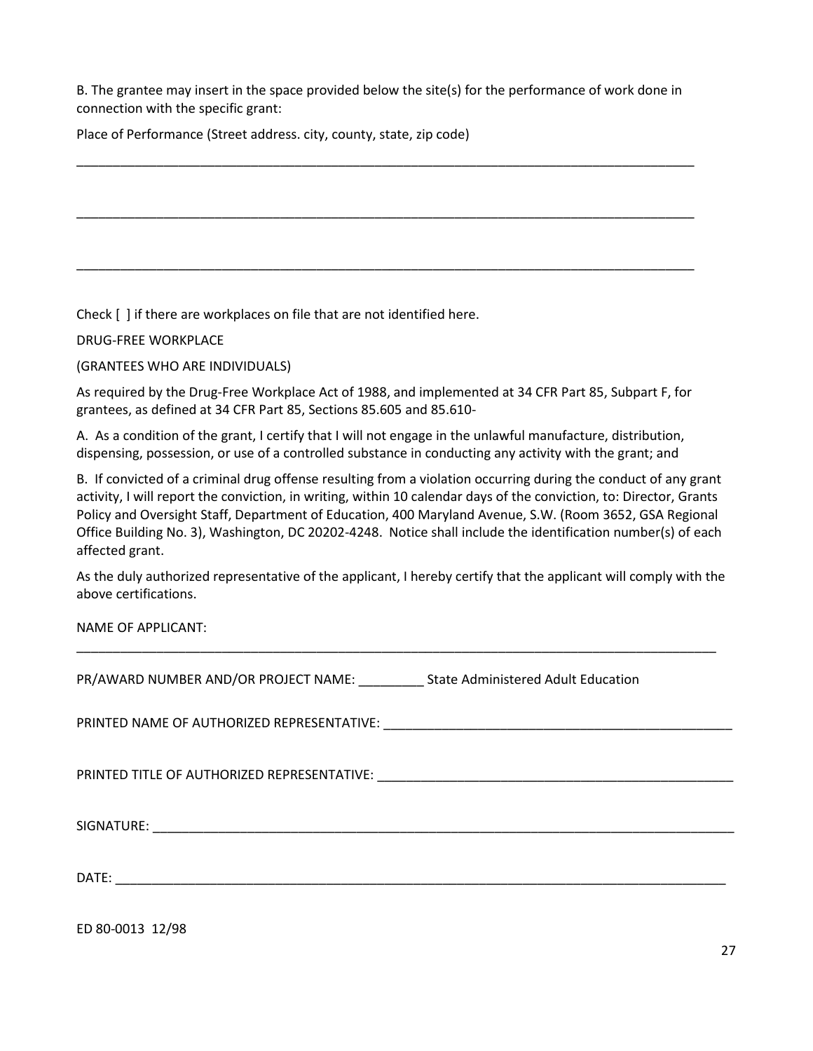B. The grantee may insert in the space provided below the site(s) for the performance of work done in connection with the specific grant:

Place of Performance (Street address. city, county, state, zip code)

___________________________________________________________________________________________

___________________________________________________________________________________________

___________________________________________________________________________________________

Check [ ] if there are workplaces on file that are not identified here.

DRUG-FREE WORKPLACE

(GRANTEES WHO ARE INDIVIDUALS)

As required by the Drug-Free Workplace Act of 1988, and implemented at 34 CFR Part 85, Subpart F, for grantees, as defined at 34 CFR Part 85, Sections 85.605 and 85.610-

A. As a condition of the grant, I certify that I will not engage in the unlawful manufacture, distribution, dispensing, possession, or use of a controlled substance in conducting any activity with the grant; and

B. If convicted of a criminal drug offense resulting from a violation occurring during the conduct of any grant activity, I will report the conviction, in writing, within 10 calendar days of the conviction, to: Director, Grants Policy and Oversight Staff, Department of Education, 400 Maryland Avenue, S.W. (Room 3652, GSA Regional Office Building No. 3), Washington, DC 20202-4248. Notice shall include the identification number(s) of each affected grant.

As the duly authorized representative of the applicant, I hereby certify that the applicant will comply with the above certifications.

NAME OF APPLICANT:

___________________________________________________________________________________________

PR/AWARD NUMBER AND/OR PROJECT NAME: _________ State Administered Adult Education

PRINTED NAME OF AUTHORIZED REPRESENTATIVE: __________________________________________________

PRINTED TITLE OF AUTHORIZED REPRESENTATIVE: ___________________________________________________

SIGNATURE: __________________________________________________________________________________

DATE: _______________________________________________________________________________________

ED 80-0013 12/98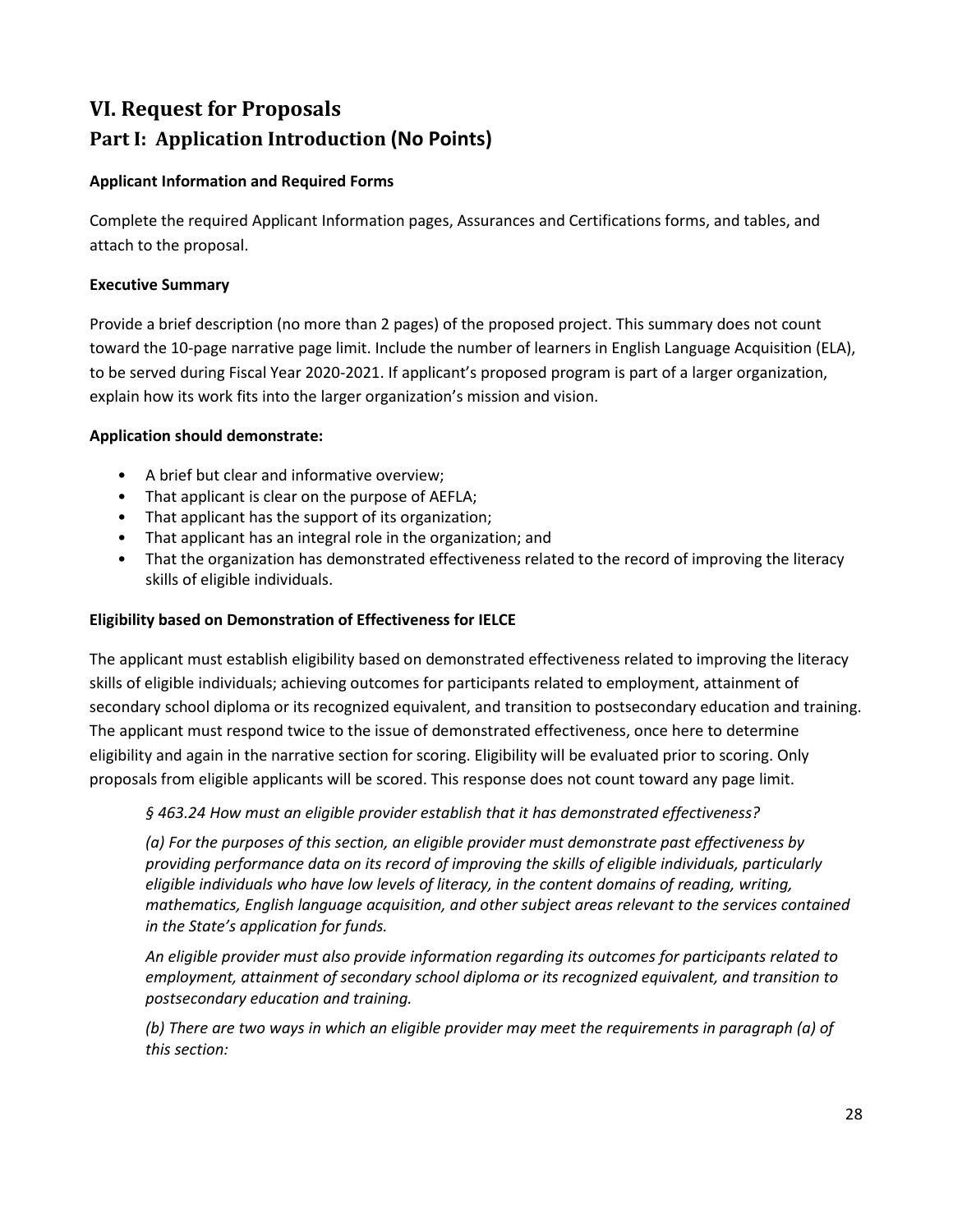# VI. Request for Proposals

## Part I: Application Introduction (No Points)

**Applicant Information and Required Forms**

Complete the required Applicant Information pages, Assurances and Certifications forms, and tables, and attach to the proposal.

**Executive Summary**

Provide a brief description (no more than 2 pages) of the proposed project. This summary does not count toward the 10-page narrative page limit. Include the number of learners in English Language Acquisition (ELA), to be served during Fiscal Year 2020-2021. If applicant's proposed program is part of a larger organization, explain how its work fits into the larger organization's mission and vision.

**Application should demonstrate:**

- A brief but clear and informative overview;
- That applicant is clear on the purpose of AEFLA;
- That applicant has the support of its organization;
- That applicant has an integral role in the organization; and
- That the organization has demonstrated effectiveness related to the record of improving the literacy skills of eligible individuals.

**Eligibility based on Demonstration of Effectiveness for IELCE**

The applicant must establish eligibility based on demonstrated effectiveness related to improving the literacy skills of eligible individuals; achieving outcomes for participants related to employment, attainment of secondary school diploma or its recognized equivalent, and transition to postsecondary education and training. The applicant must respond twice to the issue of demonstrated effectiveness, once here to determine eligibility and again in the narrative section for scoring. Eligibility will be evaluated prior to scoring. Only proposals from eligible applicants will be scored. This response does not count toward any page limit.

> *§ 463.24 How must an eligible provider establish that it has demonstrated effectiveness?*
>
> *(a) For the purposes of this section, an eligible provider must demonstrate past effectiveness by providing performance data on its record of improving the skills of eligible individuals, particularly eligible individuals who have low levels of literacy, in the content domains of reading, writing, mathematics, English language acquisition, and other subject areas relevant to the services contained in the State's application for funds.*
>
> *An eligible provider must also provide information regarding its outcomes for participants related to employment, attainment of secondary school diploma or its recognized equivalent, and transition to postsecondary education and training.*
>
> *(b) There are two ways in which an eligible provider may meet the requirements in paragraph (a) of this section:*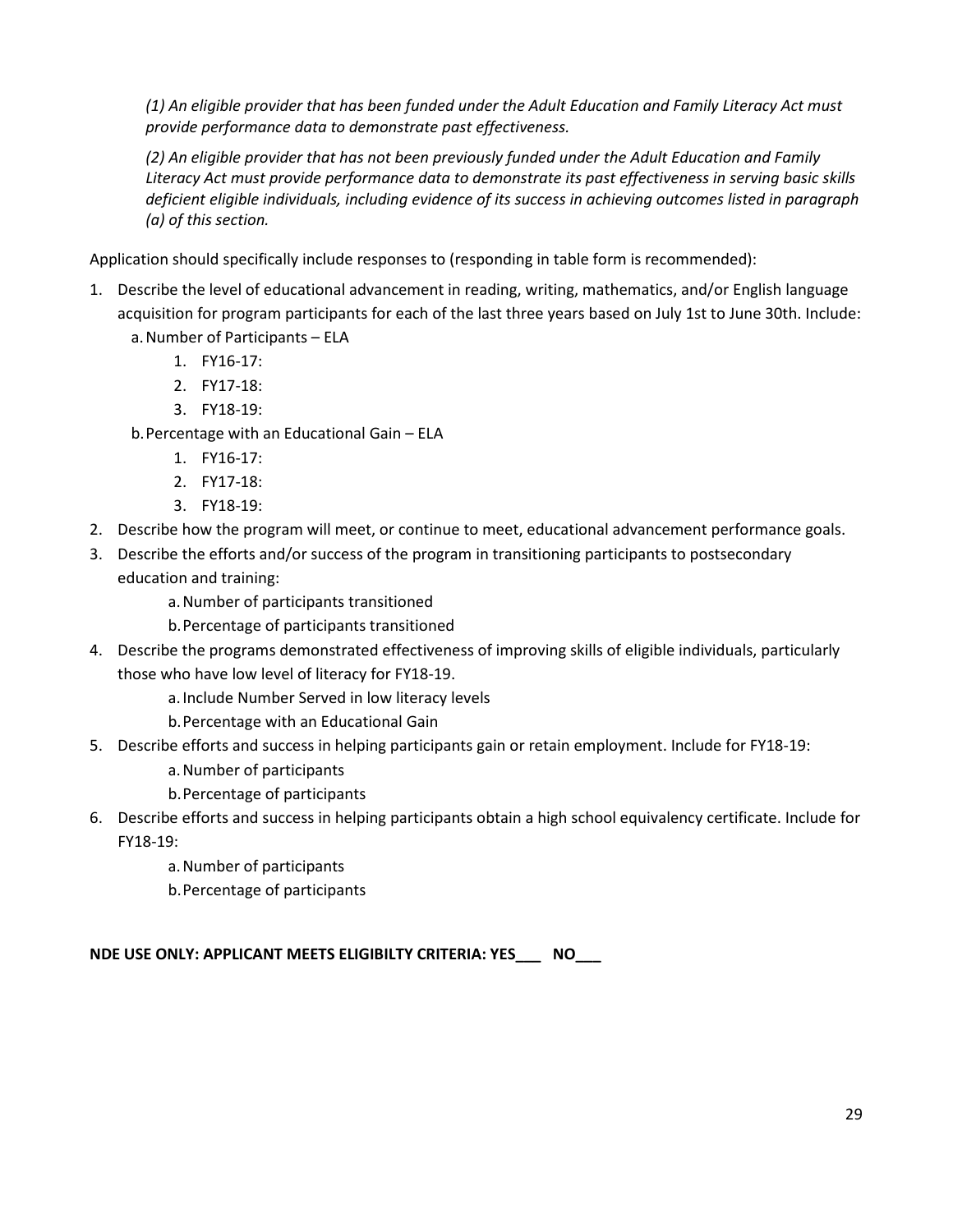*(1) An eligible provider that has been funded under the Adult Education and Family Literacy Act must provide performance data to demonstrate past effectiveness.*

*(2) An eligible provider that has not been previously funded under the Adult Education and Family Literacy Act must provide performance data to demonstrate its past effectiveness in serving basic skills deficient eligible individuals, including evidence of its success in achieving outcomes listed in paragraph (a) of this section.*

Application should specifically include responses to (responding in table form is recommended):

1. Describe the level of educational advancement in reading, writing, mathematics, and/or English language acquisition for program participants for each of the last three years based on July 1st to June 30th. Include:
   a. Number of Participants – ELA
      1. FY16-17:
      2. FY17-18:
      3. FY18-19:

   b. Percentage with an Educational Gain – ELA
      1. FY16-17:
      2. FY17-18:
      3. FY18-19:
2. Describe how the program will meet, or continue to meet, educational advancement performance goals.
3. Describe the efforts and/or success of the program in transitioning participants to postsecondary education and training:
   a. Number of participants transitioned
   b. Percentage of participants transitioned
4. Describe the programs demonstrated effectiveness of improving skills of eligible individuals, particularly those who have low level of literacy for FY18-19.
   a. Include Number Served in low literacy levels
   b. Percentage with an Educational Gain
5. Describe efforts and success in helping participants gain or retain employment. Include for FY18-19:
   a. Number of participants
   b. Percentage of participants
6. Describe efforts and success in helping participants obtain a high school equivalency certificate. Include for FY18-19:
   a. Number of participants
   b. Percentage of participants

**NDE USE ONLY: APPLICANT MEETS ELIGIBILTY CRITERIA: YES___ NO___**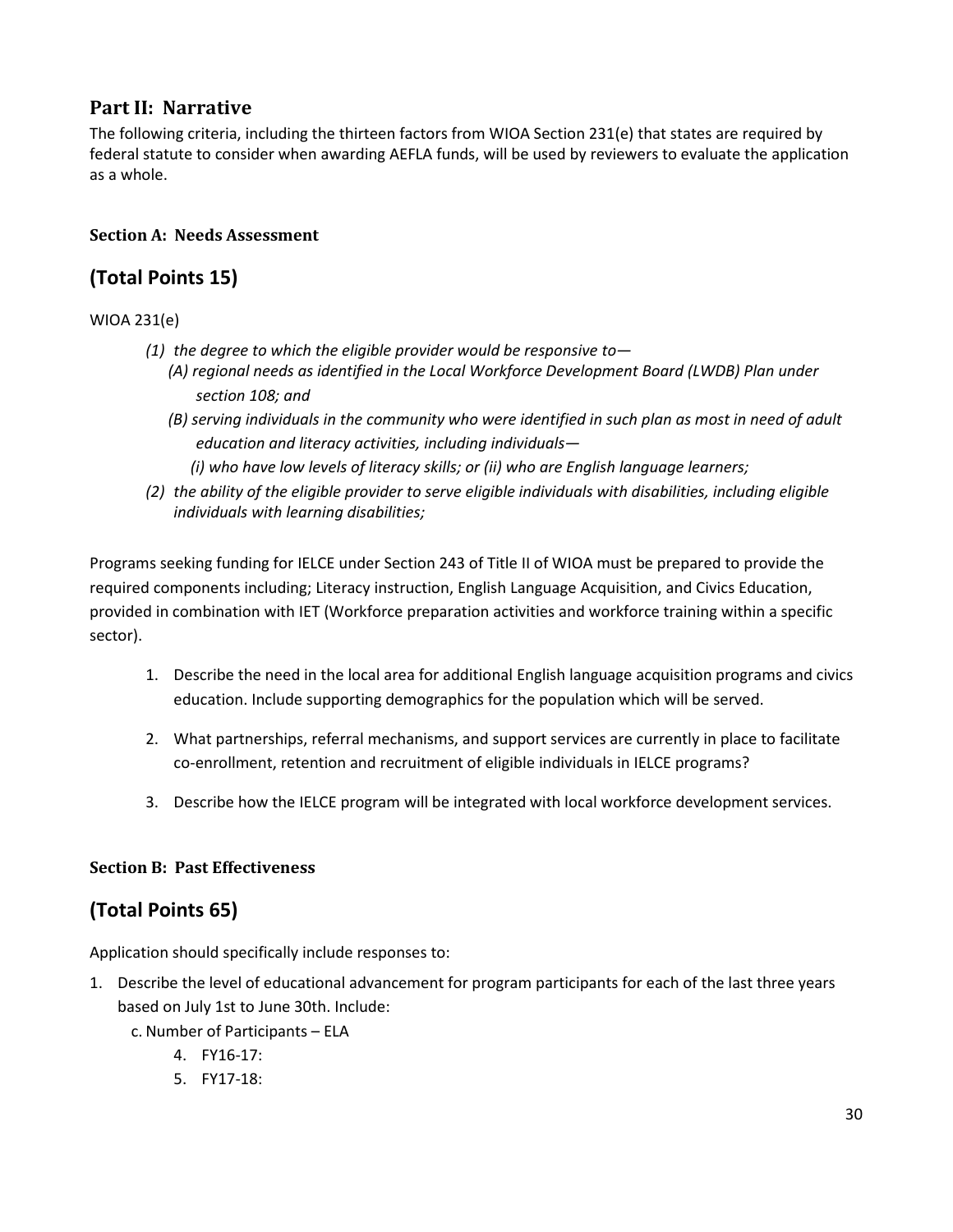## Part II: Narrative

The following criteria, including the thirteen factors from WIOA Section 231(e) that states are required by federal statute to consider when awarding AEFLA funds, will be used by reviewers to evaluate the application as a whole.

### Section A: Needs Assessment

## (Total Points 15)

WIOA 231(e)

*(1) the degree to which the eligible provider would be responsive to—*

*(A) regional needs as identified in the Local Workforce Development Board (LWDB) Plan under section 108; and*

*(B) serving individuals in the community who were identified in such plan as most in need of adult education and literacy activities, including individuals—*

*(i) who have low levels of literacy skills; or (ii) who are English language learners;*

*(2) the ability of the eligible provider to serve eligible individuals with disabilities, including eligible individuals with learning disabilities;*

Programs seeking funding for IELCE under Section 243 of Title II of WIOA must be prepared to provide the required components including; Literacy instruction, English Language Acquisition, and Civics Education, provided in combination with IET (Workforce preparation activities and workforce training within a specific sector).

1. Describe the need in the local area for additional English language acquisition programs and civics education. Include supporting demographics for the population which will be served.
2. What partnerships, referral mechanisms, and support services are currently in place to facilitate co-enrollment, retention and recruitment of eligible individuals in IELCE programs?
3. Describe how the IELCE program will be integrated with local workforce development services.

### Section B: Past Effectiveness

## (Total Points 65)

Application should specifically include responses to:

1. Describe the level of educational advancement for program participants for each of the last three years based on July 1st to June 30th. Include:

   c. Number of Participants – ELA

   4. FY16-17:
   5. FY17-18: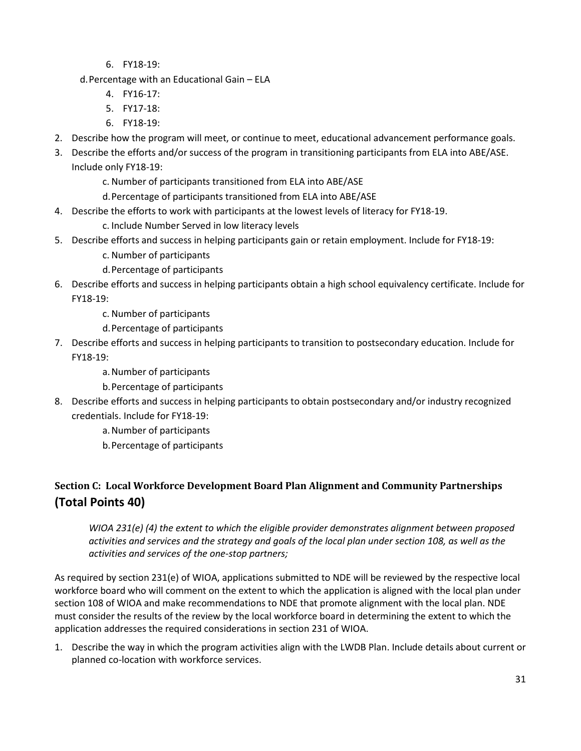6. FY18-19:

d. Percentage with an Educational Gain – ELA

4. FY16-17:
5. FY17-18:
6. FY18-19:

2. Describe how the program will meet, or continue to meet, educational advancement performance goals.
3. Describe the efforts and/or success of the program in transitioning participants from ELA into ABE/ASE. Include only FY18-19:

    c. Number of participants transitioned from ELA into ABE/ASE

    d. Percentage of participants transitioned from ELA into ABE/ASE

4. Describe the efforts to work with participants at the lowest levels of literacy for FY18-19.

    c. Include Number Served in low literacy levels

5. Describe efforts and success in helping participants gain or retain employment. Include for FY18-19:

    c. Number of participants

    d. Percentage of participants

6. Describe efforts and success in helping participants obtain a high school equivalency certificate. Include for FY18-19:

    c. Number of participants

    d. Percentage of participants

7. Describe efforts and success in helping participants to transition to postsecondary education. Include for FY18-19:

    a. Number of participants

    b. Percentage of participants

8. Describe efforts and success in helping participants to obtain postsecondary and/or industry recognized credentials. Include for FY18-19:

    a. Number of participants

    b. Percentage of participants

## Section C: Local Workforce Development Board Plan Alignment and Community Partnerships (Total Points 40)

*WIOA 231(e) (4) the extent to which the eligible provider demonstrates alignment between proposed activities and services and the strategy and goals of the local plan under section 108, as well as the activities and services of the one-stop partners;*

As required by section 231(e) of WIOA, applications submitted to NDE will be reviewed by the respective local workforce board who will comment on the extent to which the application is aligned with the local plan under section 108 of WIOA and make recommendations to NDE that promote alignment with the local plan. NDE must consider the results of the review by the local workforce board in determining the extent to which the application addresses the required considerations in section 231 of WIOA.

1. Describe the way in which the program activities align with the LWDB Plan. Include details about current or planned co-location with workforce services.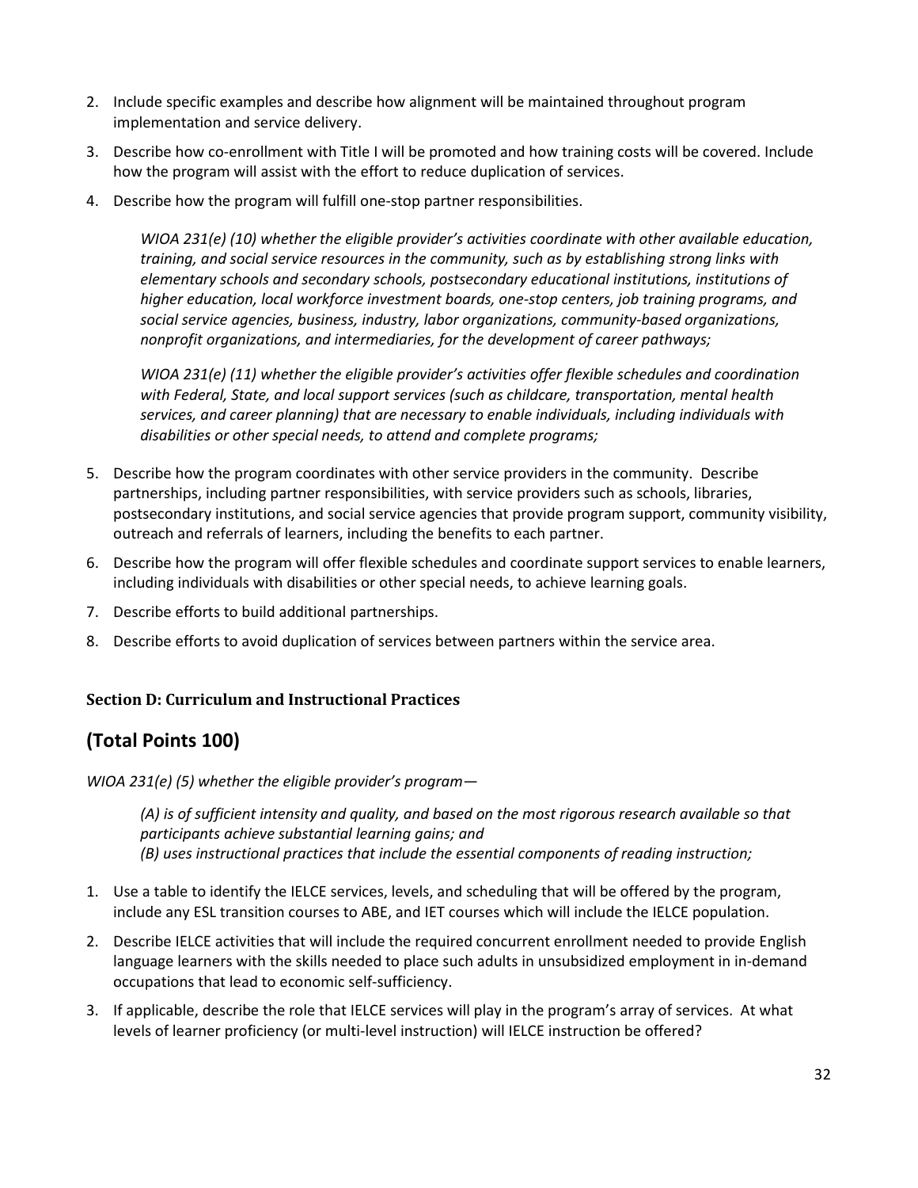2. Include specific examples and describe how alignment will be maintained throughout program implementation and service delivery.
3. Describe how co-enrollment with Title I will be promoted and how training costs will be covered. Include how the program will assist with the effort to reduce duplication of services.
4. Describe how the program will fulfill one-stop partner responsibilities.

    *WIOA 231(e) (10) whether the eligible provider's activities coordinate with other available education, training, and social service resources in the community, such as by establishing strong links with elementary schools and secondary schools, postsecondary educational institutions, institutions of higher education, local workforce investment boards, one-stop centers, job training programs, and social service agencies, business, industry, labor organizations, community-based organizations, nonprofit organizations, and intermediaries, for the development of career pathways;*

    *WIOA 231(e) (11) whether the eligible provider's activities offer flexible schedules and coordination with Federal, State, and local support services (such as childcare, transportation, mental health services, and career planning) that are necessary to enable individuals, including individuals with disabilities or other special needs, to attend and complete programs;*

5. Describe how the program coordinates with other service providers in the community. Describe partnerships, including partner responsibilities, with service providers such as schools, libraries, postsecondary institutions, and social service agencies that provide program support, community visibility, outreach and referrals of learners, including the benefits to each partner.
6. Describe how the program will offer flexible schedules and coordinate support services to enable learners, including individuals with disabilities or other special needs, to achieve learning goals.
7. Describe efforts to build additional partnerships.
8. Describe efforts to avoid duplication of services between partners within the service area.

### Section D: Curriculum and Instructional Practices

## (Total Points 100)

*WIOA 231(e) (5) whether the eligible provider's program—*

> *(A) is of sufficient intensity and quality, and based on the most rigorous research available so that participants achieve substantial learning gains; and*
> *(B) uses instructional practices that include the essential components of reading instruction;*

1. Use a table to identify the IELCE services, levels, and scheduling that will be offered by the program, include any ESL transition courses to ABE, and IET courses which will include the IELCE population.
2. Describe IELCE activities that will include the required concurrent enrollment needed to provide English language learners with the skills needed to place such adults in unsubsidized employment in in-demand occupations that lead to economic self-sufficiency.
3. If applicable, describe the role that IELCE services will play in the program's array of services. At what levels of learner proficiency (or multi-level instruction) will IELCE instruction be offered?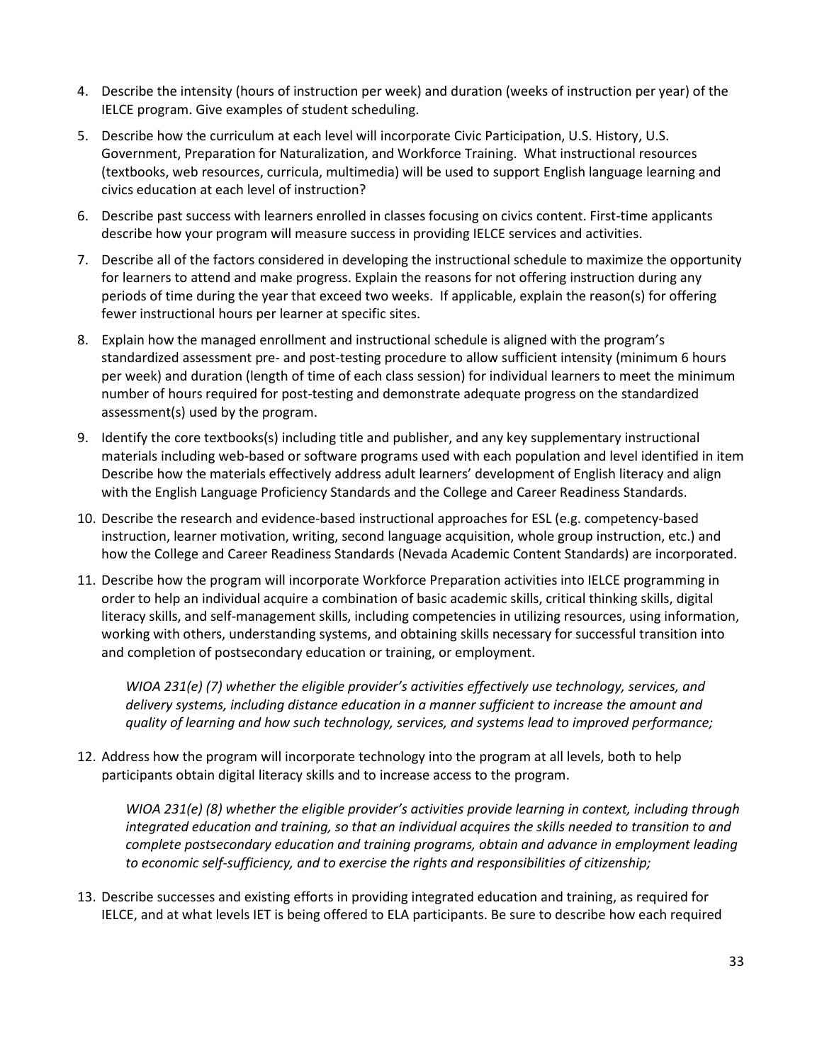4. Describe the intensity (hours of instruction per week) and duration (weeks of instruction per year) of the IELCE program. Give examples of student scheduling.

5. Describe how the curriculum at each level will incorporate Civic Participation, U.S. History, U.S. Government, Preparation for Naturalization, and Workforce Training. What instructional resources (textbooks, web resources, curricula, multimedia) will be used to support English language learning and civics education at each level of instruction?

6. Describe past success with learners enrolled in classes focusing on civics content. First-time applicants describe how your program will measure success in providing IELCE services and activities.

7. Describe all of the factors considered in developing the instructional schedule to maximize the opportunity for learners to attend and make progress. Explain the reasons for not offering instruction during any periods of time during the year that exceed two weeks. If applicable, explain the reason(s) for offering fewer instructional hours per learner at specific sites.

8. Explain how the managed enrollment and instructional schedule is aligned with the program's standardized assessment pre- and post-testing procedure to allow sufficient intensity (minimum 6 hours per week) and duration (length of time of each class session) for individual learners to meet the minimum number of hours required for post-testing and demonstrate adequate progress on the standardized assessment(s) used by the program.

9. Identify the core textbooks(s) including title and publisher, and any key supplementary instructional materials including web-based or software programs used with each population and level identified in item Describe how the materials effectively address adult learners' development of English literacy and align with the English Language Proficiency Standards and the College and Career Readiness Standards.

10. Describe the research and evidence-based instructional approaches for ESL (e.g. competency-based instruction, learner motivation, writing, second language acquisition, whole group instruction, etc.) and how the College and Career Readiness Standards (Nevada Academic Content Standards) are incorporated.

11. Describe how the program will incorporate Workforce Preparation activities into IELCE programming in order to help an individual acquire a combination of basic academic skills, critical thinking skills, digital literacy skills, and self-management skills, including competencies in utilizing resources, using information, working with others, understanding systems, and obtaining skills necessary for successful transition into and completion of postsecondary education or training, or employment.

    *WIOA 231(e) (7) whether the eligible provider's activities effectively use technology, services, and delivery systems, including distance education in a manner sufficient to increase the amount and quality of learning and how such technology, services, and systems lead to improved performance;*

12. Address how the program will incorporate technology into the program at all levels, both to help participants obtain digital literacy skills and to increase access to the program.

    *WIOA 231(e) (8) whether the eligible provider's activities provide learning in context, including through integrated education and training, so that an individual acquires the skills needed to transition to and complete postsecondary education and training programs, obtain and advance in employment leading to economic self-sufficiency, and to exercise the rights and responsibilities of citizenship;*

13. Describe successes and existing efforts in providing integrated education and training, as required for IELCE, and at what levels IET is being offered to ELA participants. Be sure to describe how each required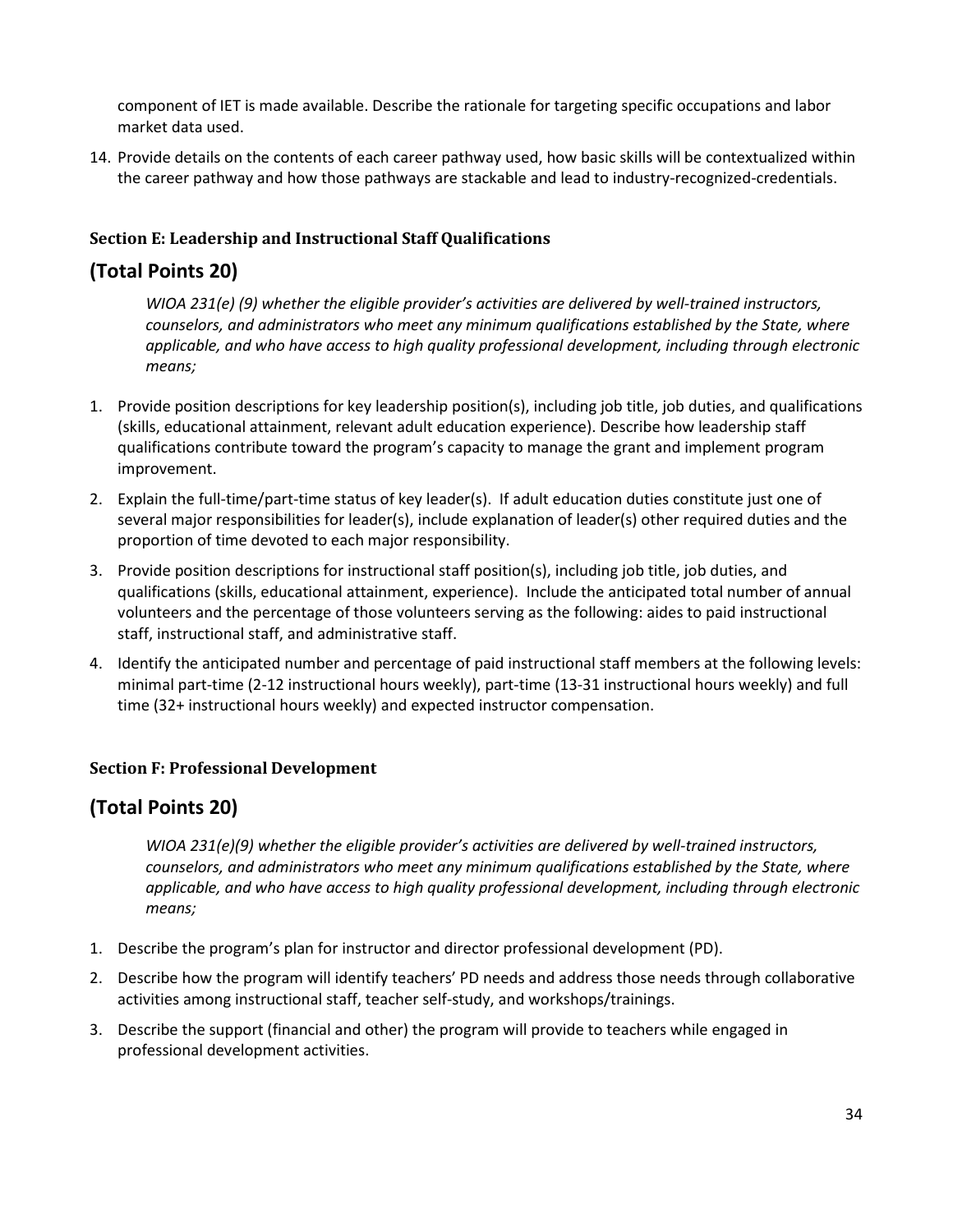component of IET is made available. Describe the rationale for targeting specific occupations and labor market data used.

14. Provide details on the contents of each career pathway used, how basic skills will be contextualized within the career pathway and how those pathways are stackable and lead to industry-recognized-credentials.

### Section E: Leadership and Instructional Staff Qualifications

## (Total Points 20)

*WIOA 231(e) (9) whether the eligible provider's activities are delivered by well-trained instructors, counselors, and administrators who meet any minimum qualifications established by the State, where applicable, and who have access to high quality professional development, including through electronic means;*

1. Provide position descriptions for key leadership position(s), including job title, job duties, and qualifications (skills, educational attainment, relevant adult education experience). Describe how leadership staff qualifications contribute toward the program's capacity to manage the grant and implement program improvement.
2. Explain the full-time/part-time status of key leader(s). If adult education duties constitute just one of several major responsibilities for leader(s), include explanation of leader(s) other required duties and the proportion of time devoted to each major responsibility.
3. Provide position descriptions for instructional staff position(s), including job title, job duties, and qualifications (skills, educational attainment, experience). Include the anticipated total number of annual volunteers and the percentage of those volunteers serving as the following: aides to paid instructional staff, instructional staff, and administrative staff.
4. Identify the anticipated number and percentage of paid instructional staff members at the following levels: minimal part-time (2-12 instructional hours weekly), part-time (13-31 instructional hours weekly) and full time (32+ instructional hours weekly) and expected instructor compensation.

### Section F: Professional Development

## (Total Points 20)

*WIOA 231(e)(9) whether the eligible provider's activities are delivered by well-trained instructors, counselors, and administrators who meet any minimum qualifications established by the State, where applicable, and who have access to high quality professional development, including through electronic means;*

1. Describe the program's plan for instructor and director professional development (PD).
2. Describe how the program will identify teachers' PD needs and address those needs through collaborative activities among instructional staff, teacher self-study, and workshops/trainings.
3. Describe the support (financial and other) the program will provide to teachers while engaged in professional development activities.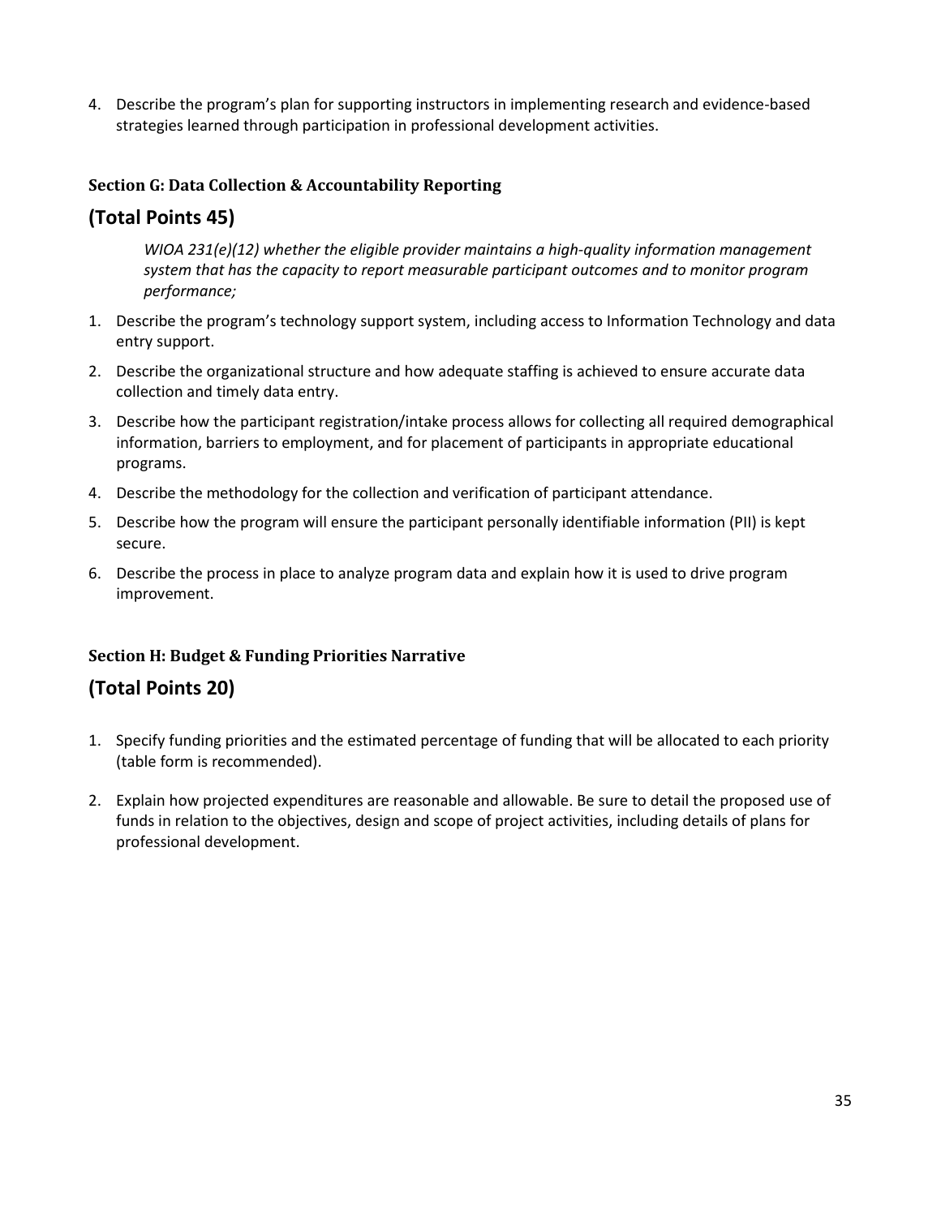4. Describe the program's plan for supporting instructors in implementing research and evidence-based strategies learned through participation in professional development activities.

### Section G: Data Collection & Accountability Reporting

## (Total Points 45)

*WIOA 231(e)(12) whether the eligible provider maintains a high-quality information management system that has the capacity to report measurable participant outcomes and to monitor program performance;*

1. Describe the program's technology support system, including access to Information Technology and data entry support.
2. Describe the organizational structure and how adequate staffing is achieved to ensure accurate data collection and timely data entry.
3. Describe how the participant registration/intake process allows for collecting all required demographical information, barriers to employment, and for placement of participants in appropriate educational programs.
4. Describe the methodology for the collection and verification of participant attendance.
5. Describe how the program will ensure the participant personally identifiable information (PII) is kept secure.
6. Describe the process in place to analyze program data and explain how it is used to drive program improvement.

### Section H: Budget & Funding Priorities Narrative

## (Total Points 20)

1. Specify funding priorities and the estimated percentage of funding that will be allocated to each priority (table form is recommended).
2. Explain how projected expenditures are reasonable and allowable. Be sure to detail the proposed use of funds in relation to the objectives, design and scope of project activities, including details of plans for professional development.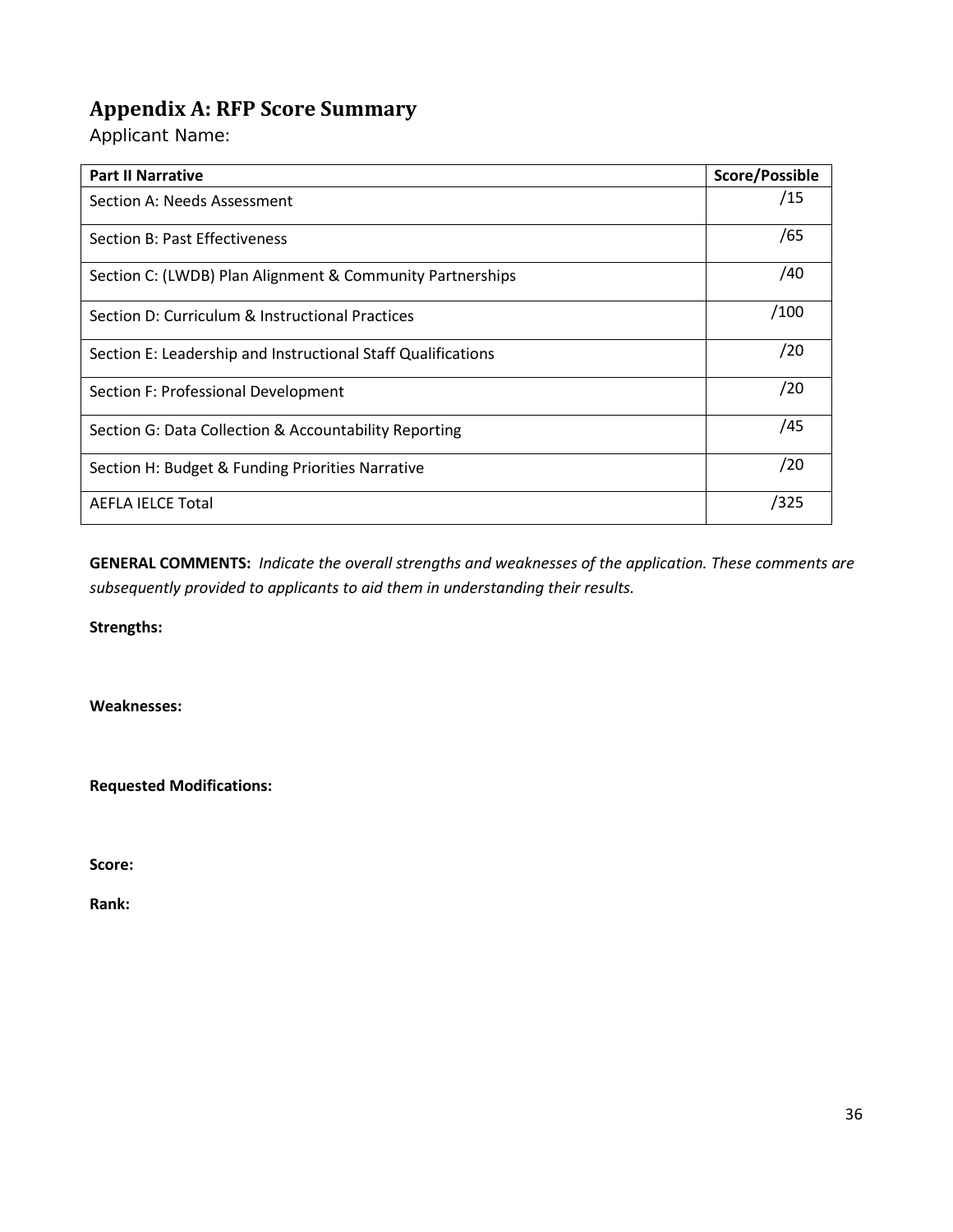## Appendix A: RFP Score Summary

Applicant Name:

| Part II Narrative | Score/Possible |
|---|---|
| Section A: Needs Assessment | /15 |
| Section B: Past Effectiveness | /65 |
| Section C: (LWDB) Plan Alignment & Community Partnerships | /40 |
| Section D: Curriculum & Instructional Practices | /100 |
| Section E: Leadership and Instructional Staff Qualifications | /20 |
| Section F: Professional Development | /20 |
| Section G: Data Collection & Accountability Reporting | /45 |
| Section H: Budget & Funding Priorities Narrative | /20 |
| AEFLA IELCE Total | /325 |

**GENERAL COMMENTS:** *Indicate the overall strengths and weaknesses of the application. These comments are subsequently provided to applicants to aid them in understanding their results.*

**Strengths:**

**Weaknesses:**

**Requested Modifications:**

**Score:**

**Rank:**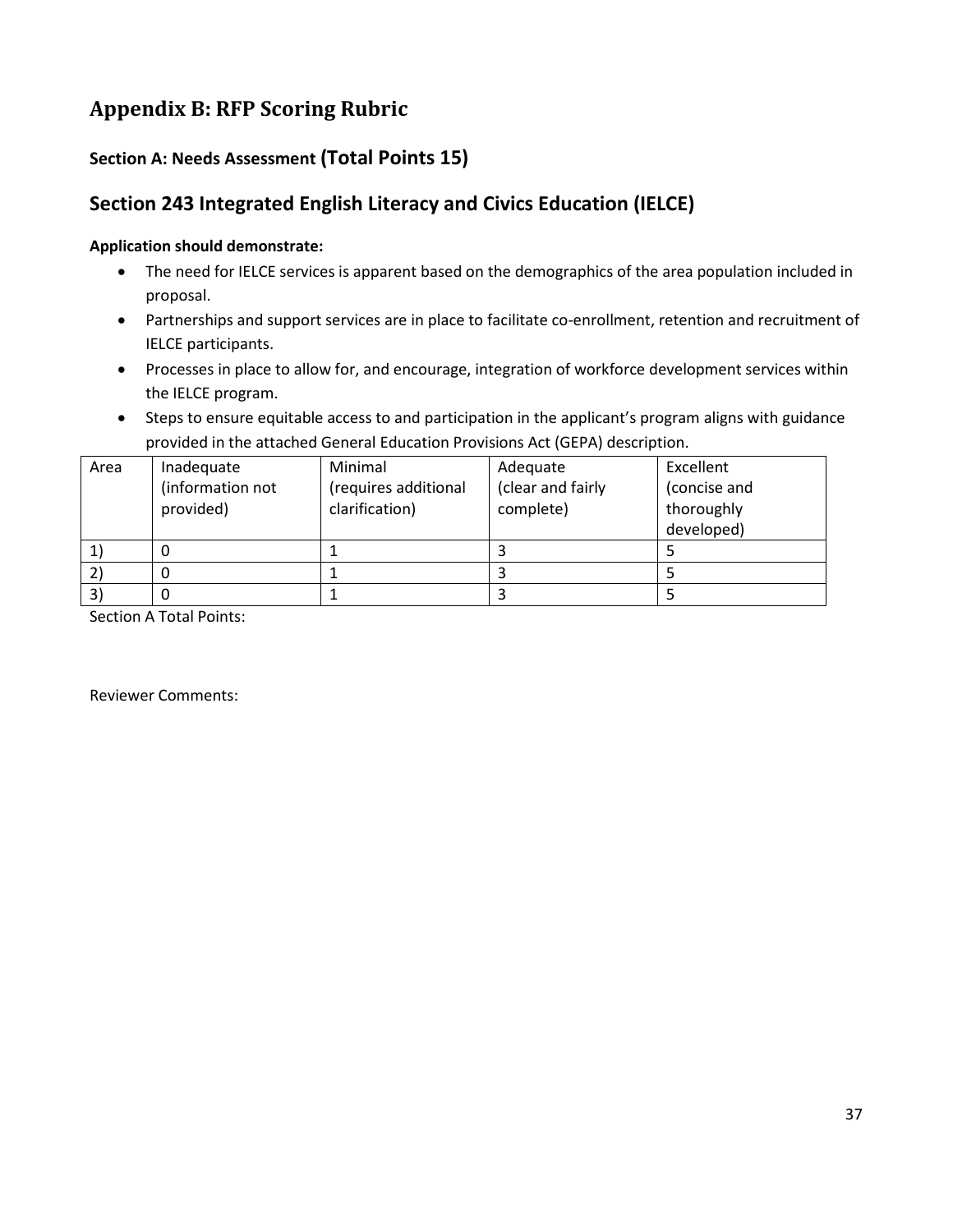# Appendix B: RFP Scoring Rubric

### Section A: Needs Assessment (Total Points 15)

## Section 243 Integrated English Literacy and Civics Education (IELCE)

**Application should demonstrate:**

- The need for IELCE services is apparent based on the demographics of the area population included in proposal.
- Partnerships and support services are in place to facilitate co-enrollment, retention and recruitment of IELCE participants.
- Processes in place to allow for, and encourage, integration of workforce development services within the IELCE program.
- Steps to ensure equitable access to and participation in the applicant's program aligns with guidance provided in the attached General Education Provisions Act (GEPA) description.

| Area | Inadequate (information not provided) | Minimal (requires additional clarification) | Adequate (clear and fairly complete) | Excellent (concise and thoroughly developed) |
|---|---|---|---|---|
| 1) | 0 | 1 | 3 | 5 |
| 2) | 0 | 1 | 3 | 5 |
| 3) | 0 | 1 | 3 | 5 |

Section A Total Points:

Reviewer Comments: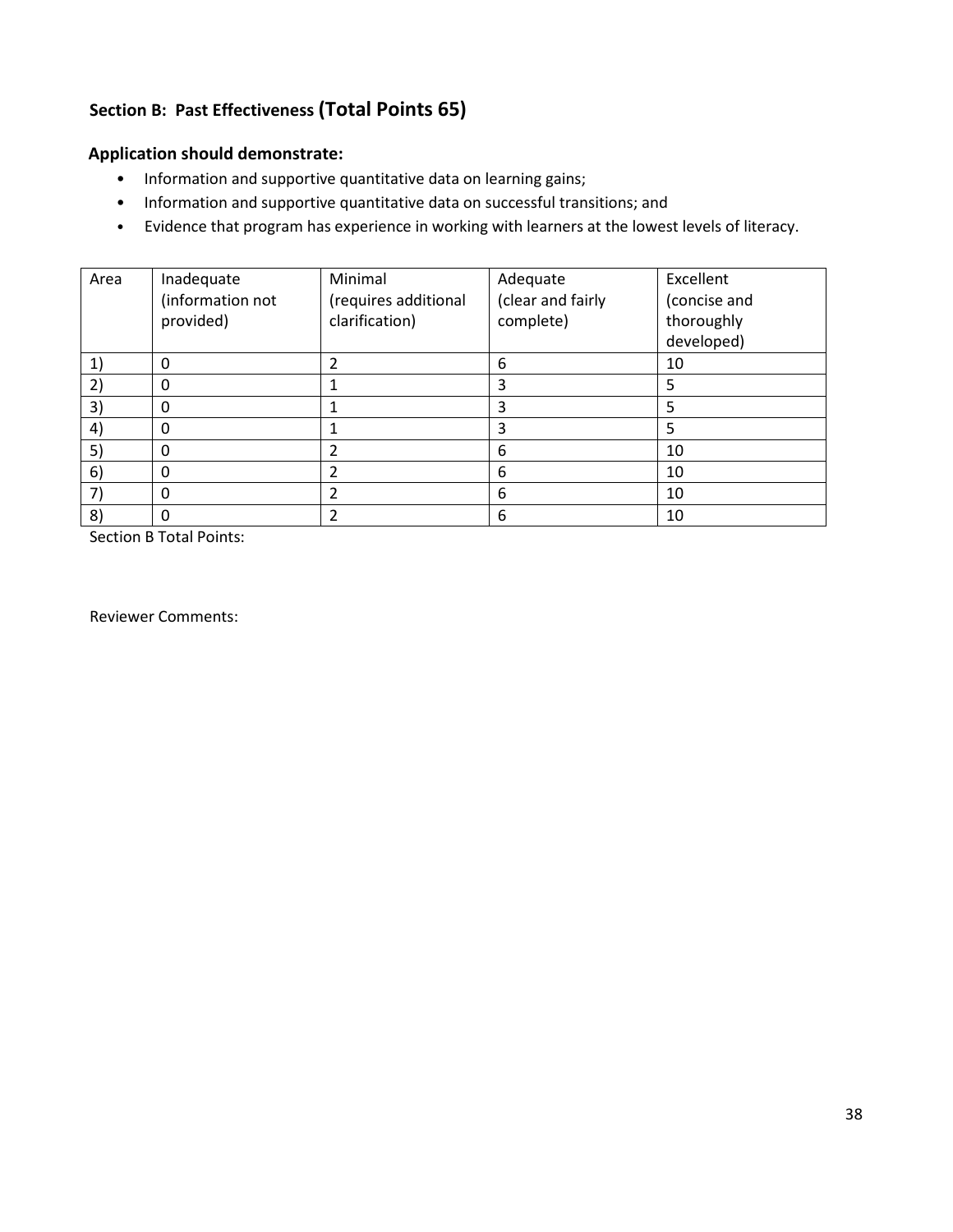## Section B: Past Effectiveness (Total Points 65)

**Application should demonstrate:**

- Information and supportive quantitative data on learning gains;
- Information and supportive quantitative data on successful transitions; and
- Evidence that program has experience in working with learners at the lowest levels of literacy.

| Area | Inadequate (information not provided) | Minimal (requires additional clarification) | Adequate (clear and fairly complete) | Excellent (concise and thoroughly developed) |
|---|---|---|---|---|
| 1) | 0 | 2 | 6 | 10 |
| 2) | 0 | 1 | 3 | 5 |
| 3) | 0 | 1 | 3 | 5 |
| 4) | 0 | 1 | 3 | 5 |
| 5) | 0 | 2 | 6 | 10 |
| 6) | 0 | 2 | 6 | 10 |
| 7) | 0 | 2 | 6 | 10 |
| 8) | 0 | 2 | 6 | 10 |

Section B Total Points:

Reviewer Comments: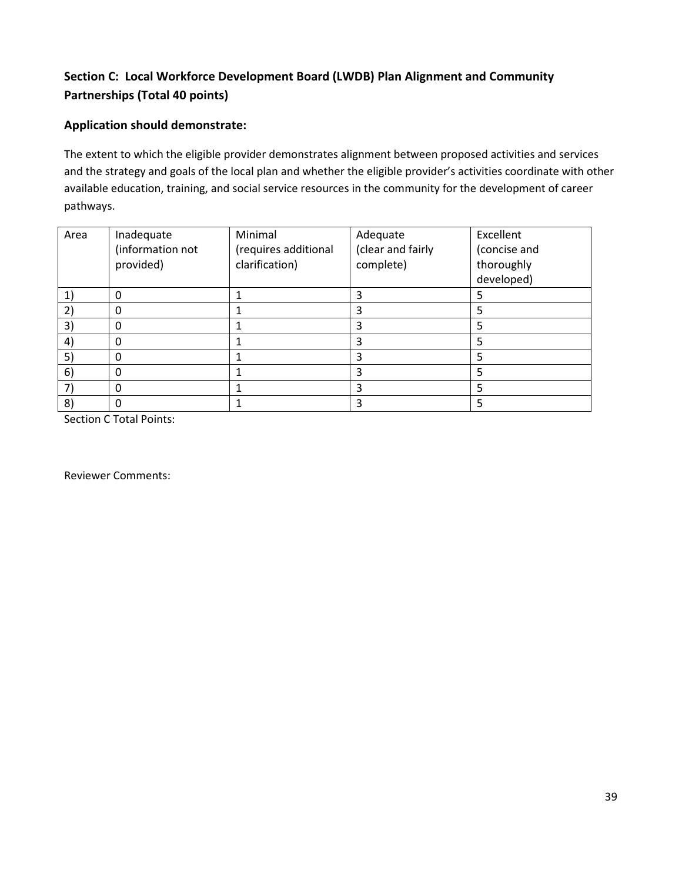## Section C: Local Workforce Development Board (LWDB) Plan Alignment and Community Partnerships (Total 40 points)

### Application should demonstrate:

The extent to which the eligible provider demonstrates alignment between proposed activities and services and the strategy and goals of the local plan and whether the eligible provider's activities coordinate with other available education, training, and social service resources in the community for the development of career pathways.

| Area | Inadequate (information not provided) | Minimal (requires additional clarification) | Adequate (clear and fairly complete) | Excellent (concise and thoroughly developed) |
|---|---|---|---|---|
| 1) | 0 | 1 | 3 | 5 |
| 2) | 0 | 1 | 3 | 5 |
| 3) | 0 | 1 | 3 | 5 |
| 4) | 0 | 1 | 3 | 5 |
| 5) | 0 | 1 | 3 | 5 |
| 6) | 0 | 1 | 3 | 5 |
| 7) | 0 | 1 | 3 | 5 |
| 8) | 0 | 1 | 3 | 5 |

Section C Total Points:

Reviewer Comments: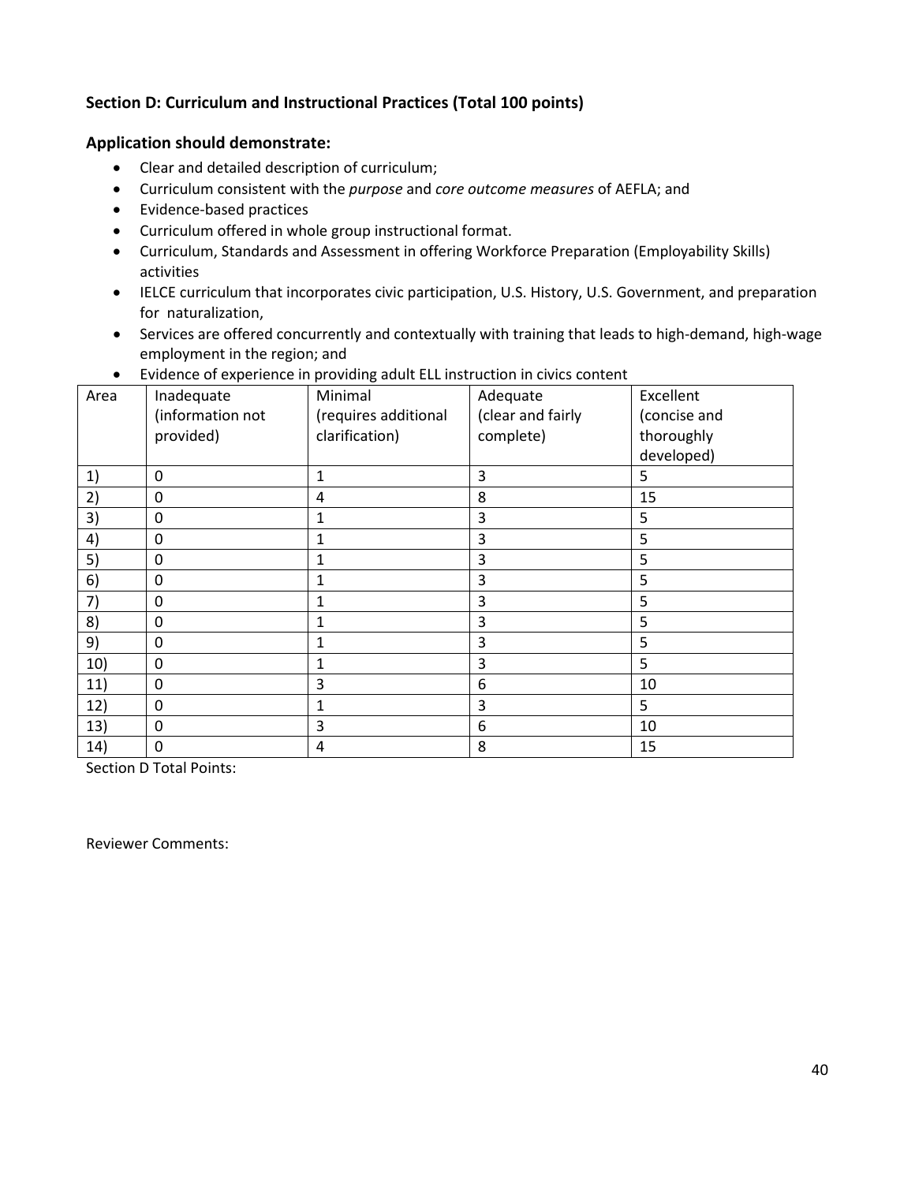### Section D: Curriculum and Instructional Practices (Total 100 points)

#### Application should demonstrate:

- Clear and detailed description of curriculum;
- Curriculum consistent with the *purpose* and *core outcome measures* of AEFLA; and
- Evidence-based practices
- Curriculum offered in whole group instructional format.
- Curriculum, Standards and Assessment in offering Workforce Preparation (Employability Skills) activities
- IELCE curriculum that incorporates civic participation, U.S. History, U.S. Government, and preparation for naturalization,
- Services are offered concurrently and contextually with training that leads to high-demand, high-wage employment in the region; and
- Evidence of experience in providing adult ELL instruction in civics content

| Area | Inadequate (information not provided) | Minimal (requires additional clarification) | Adequate (clear and fairly complete) | Excellent (concise and thoroughly developed) |
|---|---|---|---|---|
| 1) | 0 | 1 | 3 | 5 |
| 2) | 0 | 4 | 8 | 15 |
| 3) | 0 | 1 | 3 | 5 |
| 4) | 0 | 1 | 3 | 5 |
| 5) | 0 | 1 | 3 | 5 |
| 6) | 0 | 1 | 3 | 5 |
| 7) | 0 | 1 | 3 | 5 |
| 8) | 0 | 1 | 3 | 5 |
| 9) | 0 | 1 | 3 | 5 |
| 10) | 0 | 1 | 3 | 5 |
| 11) | 0 | 3 | 6 | 10 |
| 12) | 0 | 1 | 3 | 5 |
| 13) | 0 | 3 | 6 | 10 |
| 14) | 0 | 4 | 8 | 15 |

Section D Total Points:

Reviewer Comments: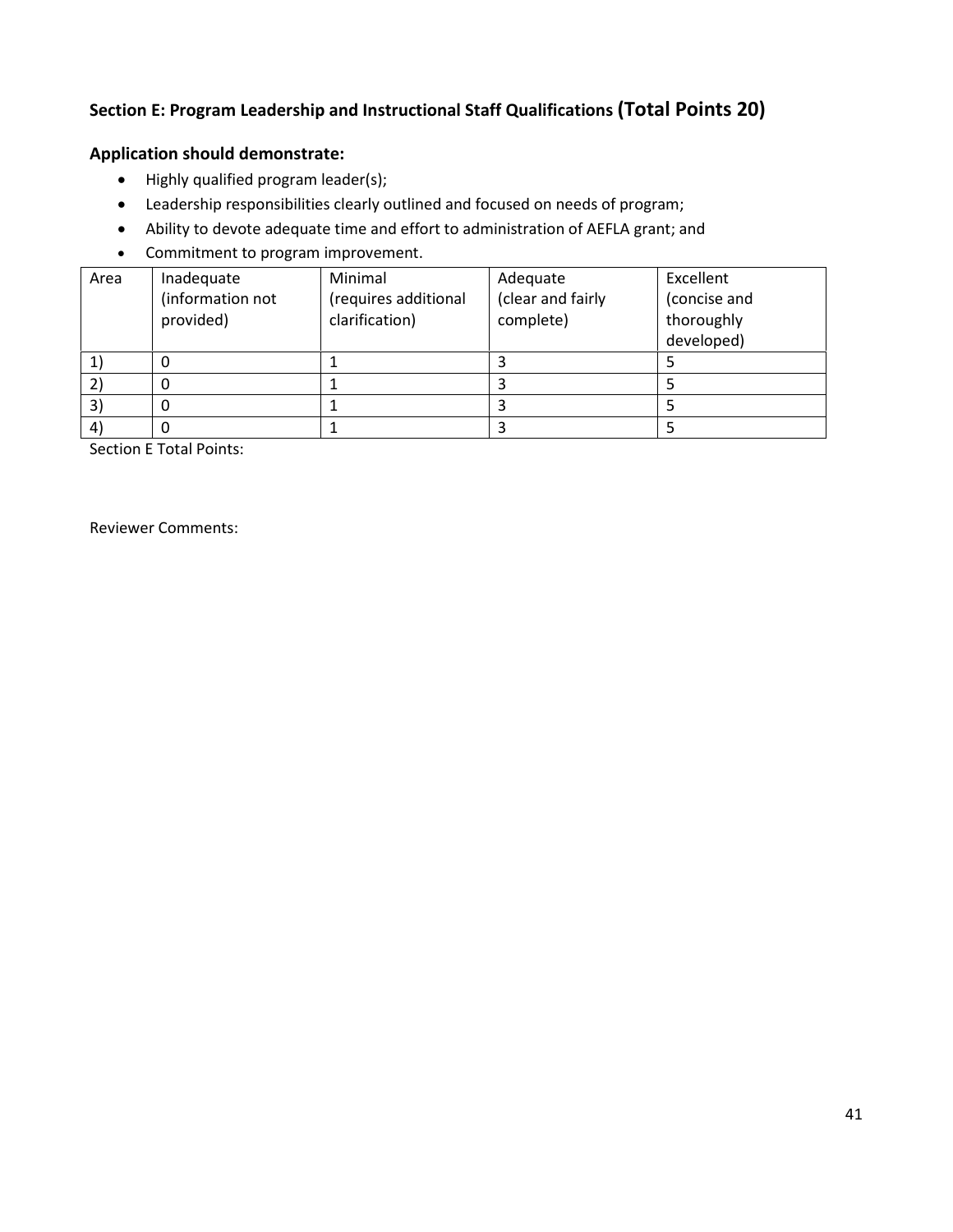## Section E: Program Leadership and Instructional Staff Qualifications (Total Points 20)

### Application should demonstrate:

- Highly qualified program leader(s);
- Leadership responsibilities clearly outlined and focused on needs of program;
- Ability to devote adequate time and effort to administration of AEFLA grant; and
- Commitment to program improvement.

| Area | Inadequate (information not provided) | Minimal (requires additional clarification) | Adequate (clear and fairly complete) | Excellent (concise and thoroughly developed) |
|---|---|---|---|---|
| 1) | 0 | 1 | 3 | 5 |
| 2) | 0 | 1 | 3 | 5 |
| 3) | 0 | 1 | 3 | 5 |
| 4) | 0 | 1 | 3 | 5 |

Section E Total Points:

Reviewer Comments: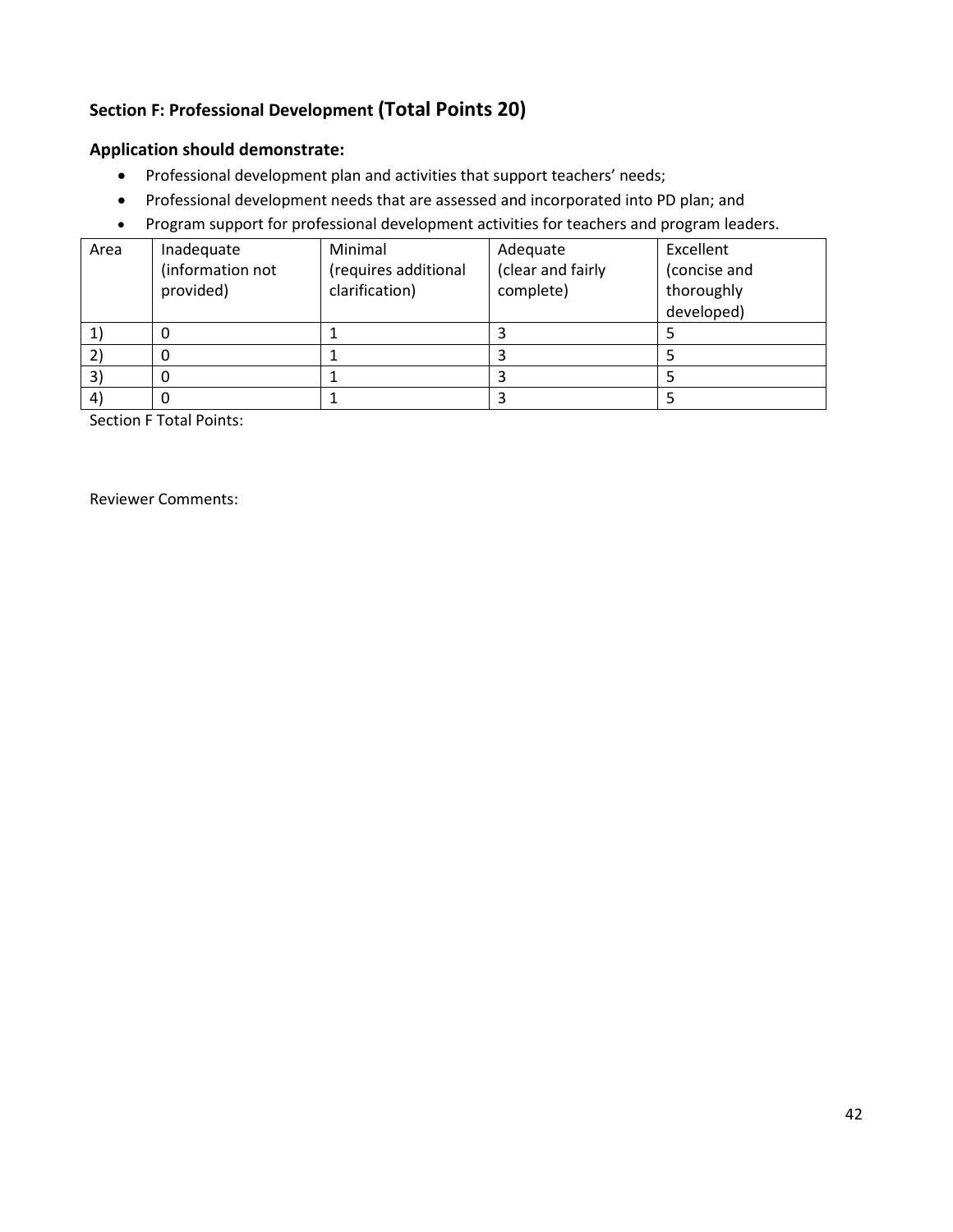## Section F: Professional Development (Total Points 20)

### Application should demonstrate:

- Professional development plan and activities that support teachers' needs;
- Professional development needs that are assessed and incorporated into PD plan; and
- Program support for professional development activities for teachers and program leaders.

| Area | Inadequate (information not provided) | Minimal (requires additional clarification) | Adequate (clear and fairly complete) | Excellent (concise and thoroughly developed) |
|---|---|---|---|---|
| 1) | 0 | 1 | 3 | 5 |
| 2) | 0 | 1 | 3 | 5 |
| 3) | 0 | 1 | 3 | 5 |
| 4) | 0 | 1 | 3 | 5 |

Section F Total Points:

Reviewer Comments: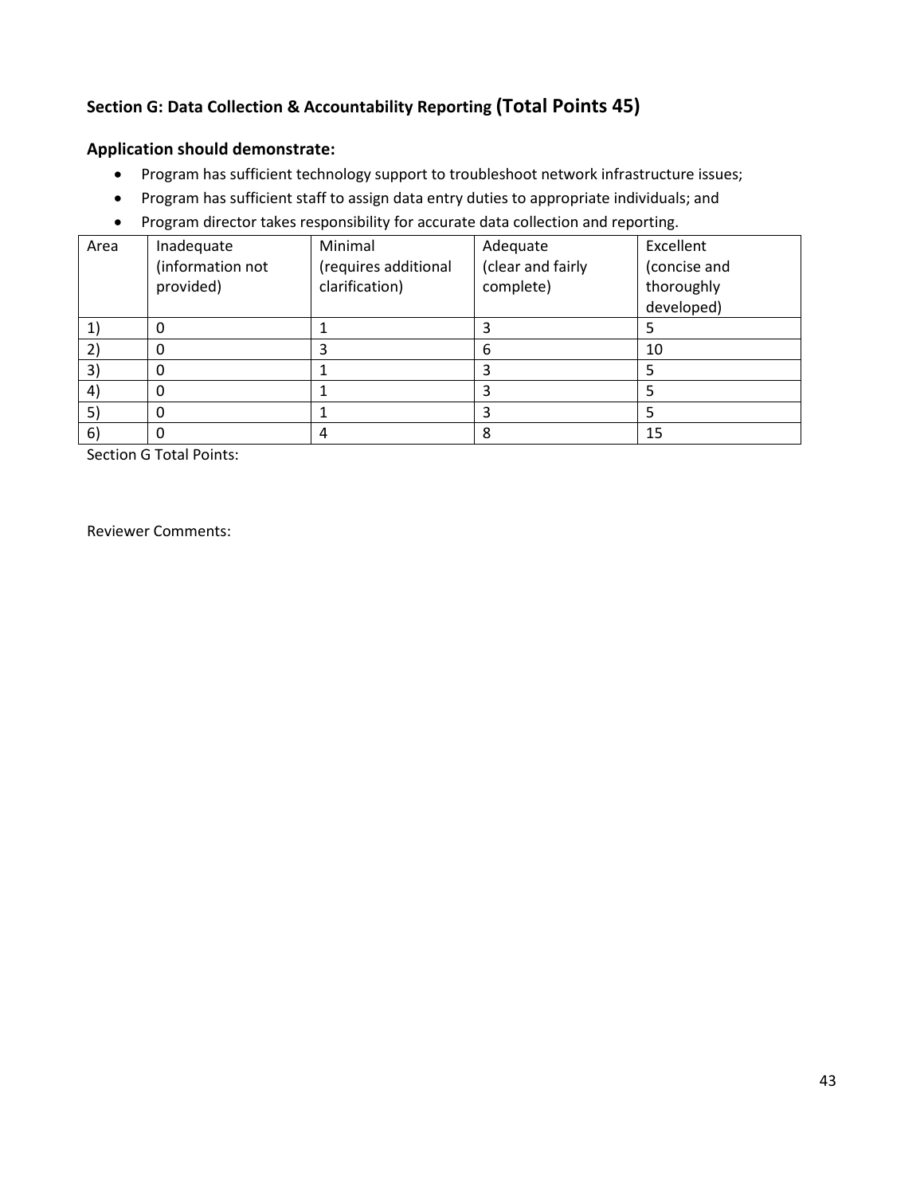## Section G: Data Collection & Accountability Reporting (Total Points 45)

### Application should demonstrate:

- Program has sufficient technology support to troubleshoot network infrastructure issues;
- Program has sufficient staff to assign data entry duties to appropriate individuals; and
- Program director takes responsibility for accurate data collection and reporting.

| Area | Inadequate (information not provided) | Minimal (requires additional clarification) | Adequate (clear and fairly complete) | Excellent (concise and thoroughly developed) |
|---|---|---|---|---|
| 1) | 0 | 1 | 3 | 5 |
| 2) | 0 | 3 | 6 | 10 |
| 3) | 0 | 1 | 3 | 5 |
| 4) | 0 | 1 | 3 | 5 |
| 5) | 0 | 1 | 3 | 5 |
| 6) | 0 | 4 | 8 | 15 |

Section G Total Points:

Reviewer Comments: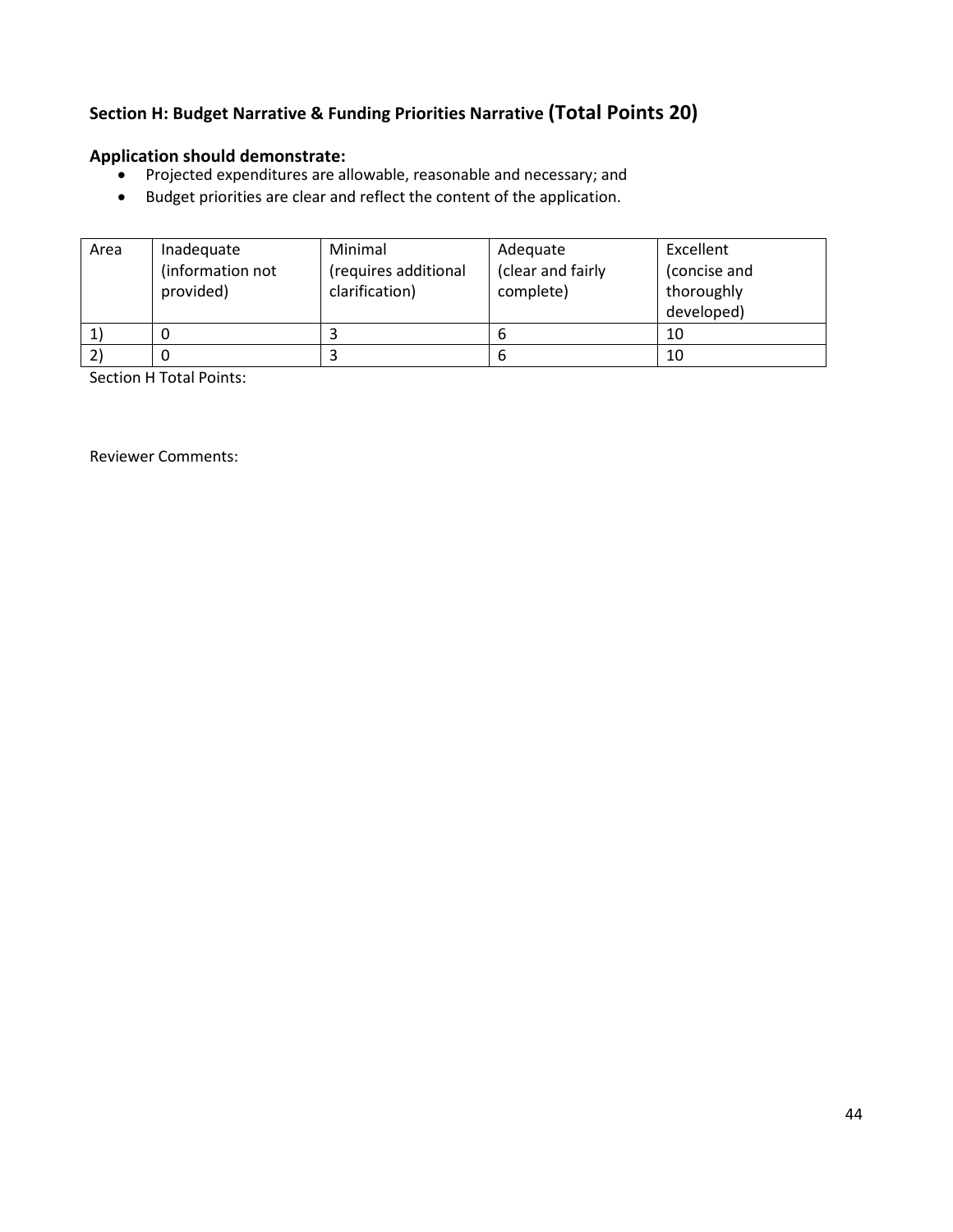## Section H: Budget Narrative & Funding Priorities Narrative (Total Points 20)

### Application should demonstrate:

- Projected expenditures are allowable, reasonable and necessary; and
- Budget priorities are clear and reflect the content of the application.

| Area | Inadequate (information not provided) | Minimal (requires additional clarification) | Adequate (clear and fairly complete) | Excellent (concise and thoroughly developed) |
|---|---|---|---|---|
| 1) | 0 | 3 | 6 | 10 |
| 2) | 0 | 3 | 6 | 10 |

Section H Total Points:

Reviewer Comments: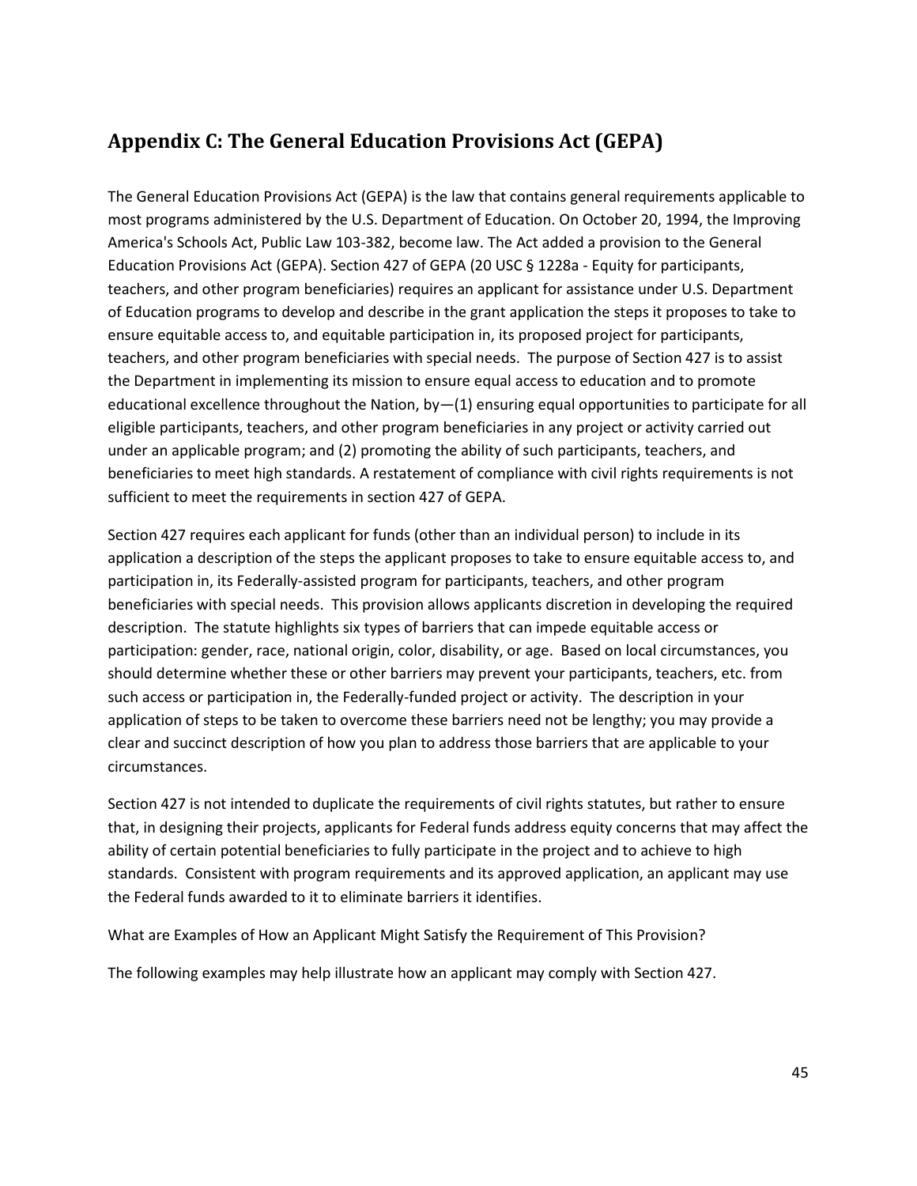## Appendix C: The General Education Provisions Act (GEPA)

The General Education Provisions Act (GEPA) is the law that contains general requirements applicable to most programs administered by the U.S. Department of Education. On October 20, 1994, the Improving America's Schools Act, Public Law 103-382, become law. The Act added a provision to the General Education Provisions Act (GEPA). Section 427 of GEPA (20 USC § 1228a - Equity for participants, teachers, and other program beneficiaries) requires an applicant for assistance under U.S. Department of Education programs to develop and describe in the grant application the steps it proposes to take to ensure equitable access to, and equitable participation in, its proposed project for participants, teachers, and other program beneficiaries with special needs. The purpose of Section 427 is to assist the Department in implementing its mission to ensure equal access to education and to promote educational excellence throughout the Nation, by—(1) ensuring equal opportunities to participate for all eligible participants, teachers, and other program beneficiaries in any project or activity carried out under an applicable program; and (2) promoting the ability of such participants, teachers, and beneficiaries to meet high standards. A restatement of compliance with civil rights requirements is not sufficient to meet the requirements in section 427 of GEPA.

Section 427 requires each applicant for funds (other than an individual person) to include in its application a description of the steps the applicant proposes to take to ensure equitable access to, and participation in, its Federally-assisted program for participants, teachers, and other program beneficiaries with special needs. This provision allows applicants discretion in developing the required description. The statute highlights six types of barriers that can impede equitable access or participation: gender, race, national origin, color, disability, or age. Based on local circumstances, you should determine whether these or other barriers may prevent your participants, teachers, etc. from such access or participation in, the Federally-funded project or activity. The description in your application of steps to be taken to overcome these barriers need not be lengthy; you may provide a clear and succinct description of how you plan to address those barriers that are applicable to your circumstances.

Section 427 is not intended to duplicate the requirements of civil rights statutes, but rather to ensure that, in designing their projects, applicants for Federal funds address equity concerns that may affect the ability of certain potential beneficiaries to fully participate in the project and to achieve to high standards. Consistent with program requirements and its approved application, an applicant may use the Federal funds awarded to it to eliminate barriers it identifies.

What are Examples of How an Applicant Might Satisfy the Requirement of This Provision?

The following examples may help illustrate how an applicant may comply with Section 427.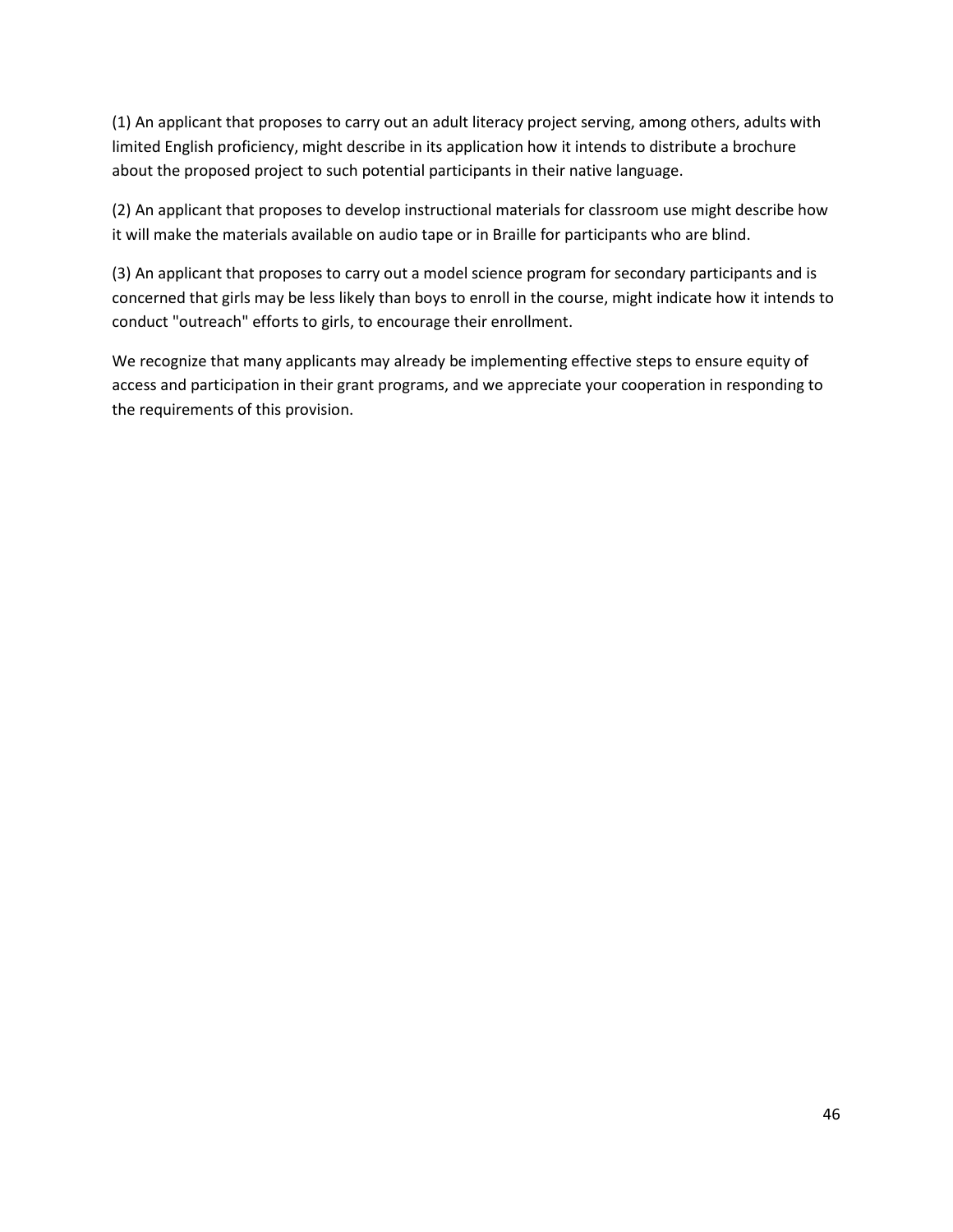(1) An applicant that proposes to carry out an adult literacy project serving, among others, adults with limited English proficiency, might describe in its application how it intends to distribute a brochure about the proposed project to such potential participants in their native language.

(2) An applicant that proposes to develop instructional materials for classroom use might describe how it will make the materials available on audio tape or in Braille for participants who are blind.

(3) An applicant that proposes to carry out a model science program for secondary participants and is concerned that girls may be less likely than boys to enroll in the course, might indicate how it intends to conduct "outreach" efforts to girls, to encourage their enrollment.

We recognize that many applicants may already be implementing effective steps to ensure equity of access and participation in their grant programs, and we appreciate your cooperation in responding to the requirements of this provision.